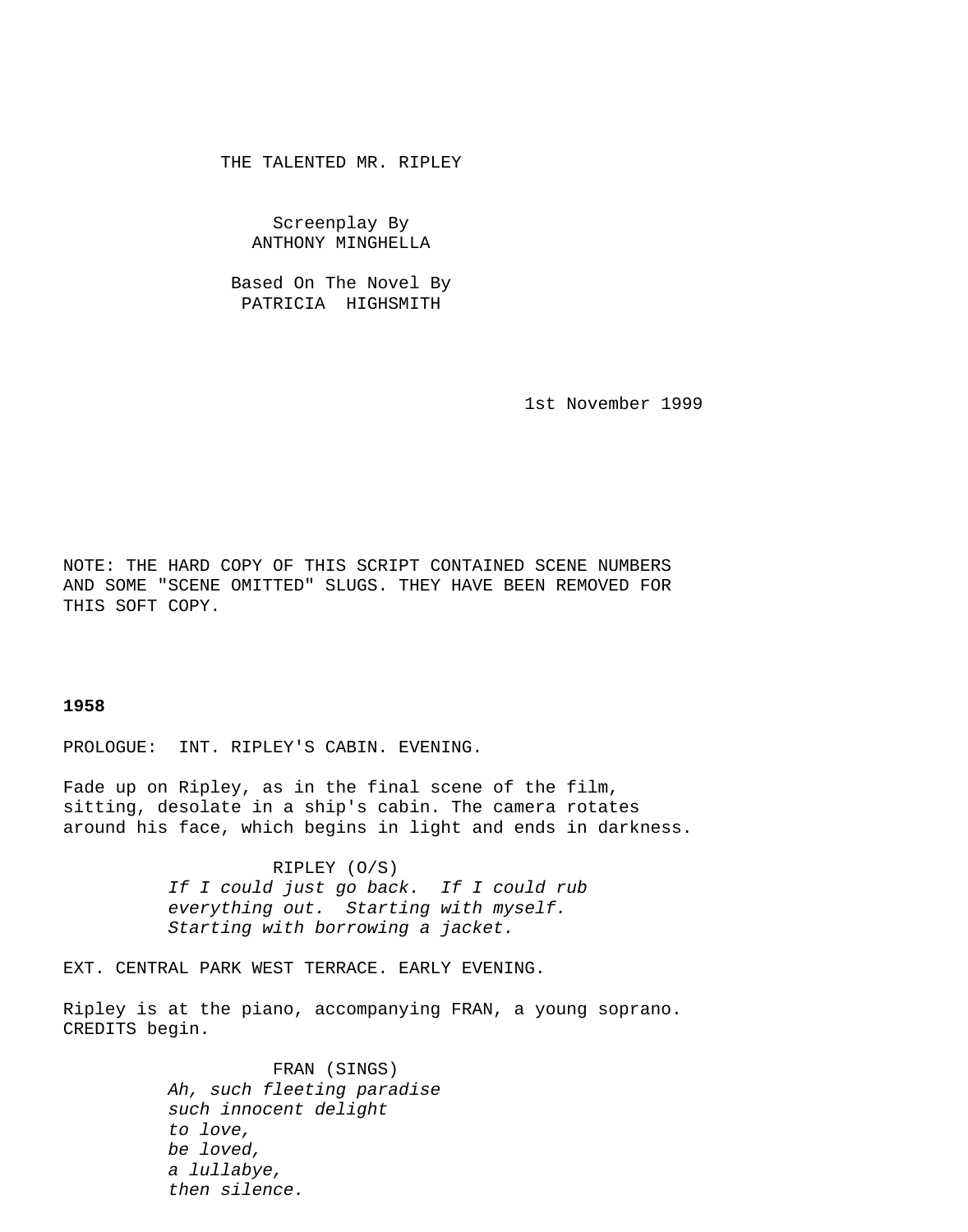# THE TALENTED MR. RIPLEY

Screenplay By
ANTHONY MINGHELLA

Based On The Novel By
PATRICIA HIGHSMITH

1st November 1999

NOTE: THE HARD COPY OF THIS SCRIPT CONTAINED SCENE NUMBERS AND SOME "SCENE OMITTED" SLUGS. THEY HAVE BEEN REMOVED FOR THIS SOFT COPY.

**1958**

PROLOGUE: INT. RIPLEY'S CABIN. EVENING.

Fade up on Ripley, as in the final scene of the film, sitting, desolate in a ship's cabin. The camera rotates around his face, which begins in light and ends in darkness.

RIPLEY (O/S)
*If I could just go back. If I could rub everything out. Starting with myself. Starting with borrowing a jacket.*

EXT. CENTRAL PARK WEST TERRACE. EARLY EVENING.

Ripley is at the piano, accompanying FRAN, a young soprano. CREDITS begin.

FRAN (SINGS)
*Ah, such fleeting paradise*
*such innocent delight*
*to love,*
*be loved,*
*a lullabye,*
*then silence.*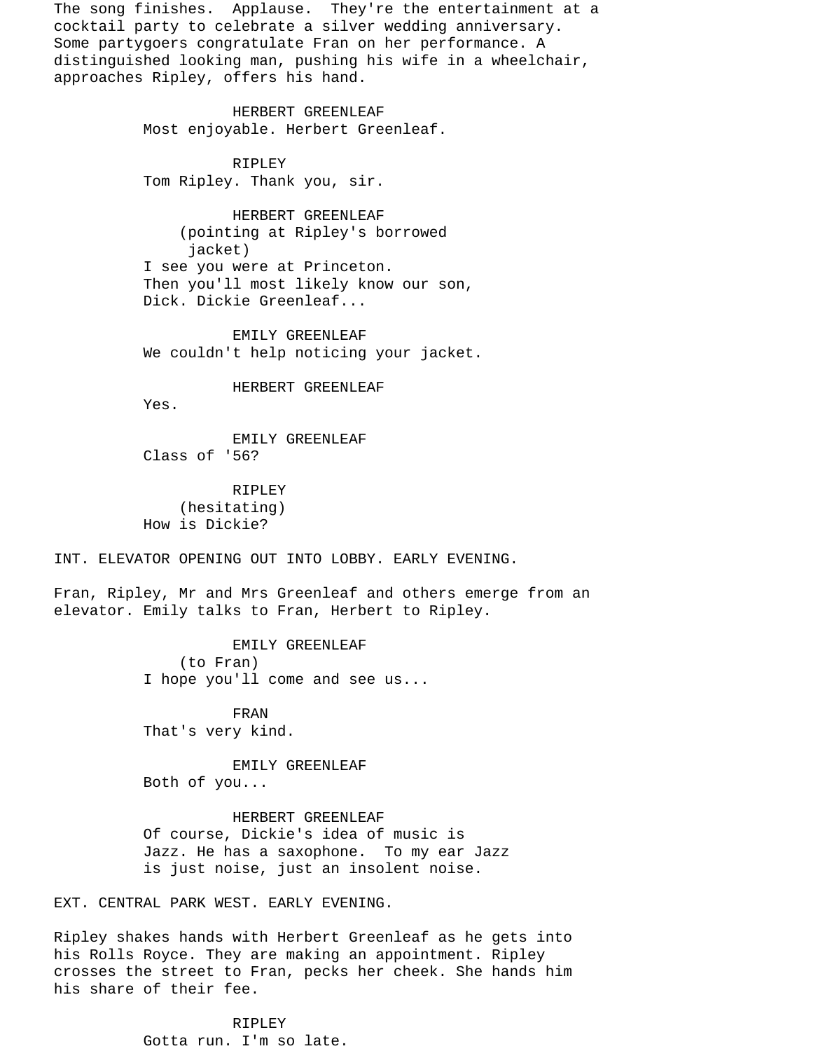The song finishes. Applause. They're the entertainment at a cocktail party to celebrate a silver wedding anniversary. Some partygoers congratulate Fran on her performance. A distinguished looking man, pushing his wife in a wheelchair, approaches Ripley, offers his hand.

HERBERT GREENLEAF
Most enjoyable. Herbert Greenleaf.

RIPLEY
Tom Ripley. Thank you, sir.

HERBERT GREENLEAF
(pointing at Ripley's borrowed jacket)
I see you were at Princeton.
Then you'll most likely know our son,
Dick. Dickie Greenleaf...

EMILY GREENLEAF
We couldn't help noticing your jacket.

HERBERT GREENLEAF
Yes.

EMILY GREENLEAF
Class of '56?

RIPLEY
(hesitating)
How is Dickie?

INT. ELEVATOR OPENING OUT INTO LOBBY. EARLY EVENING.

Fran, Ripley, Mr and Mrs Greenleaf and others emerge from an elevator. Emily talks to Fran, Herbert to Ripley.

EMILY GREENLEAF
(to Fran)
I hope you'll come and see us...

FRAN
That's very kind.

EMILY GREENLEAF
Both of you...

HERBERT GREENLEAF
Of course, Dickie's idea of music is
Jazz. He has a saxophone. To my ear Jazz
is just noise, just an insolent noise.

EXT. CENTRAL PARK WEST. EARLY EVENING.

Ripley shakes hands with Herbert Greenleaf as he gets into his Rolls Royce. They are making an appointment. Ripley crosses the street to Fran, pecks her cheek. She hands him his share of their fee.

RIPLEY
Gotta run. I'm so late.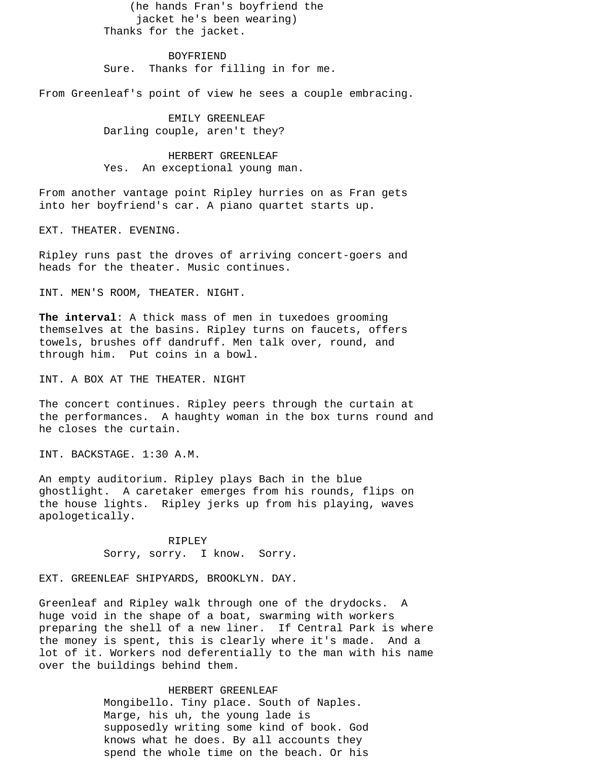(he hands Fran's boyfriend the jacket he's been wearing)
Thanks for the jacket.

BOYFRIEND
Sure. Thanks for filling in for me.

From Greenleaf's point of view he sees a couple embracing.

EMILY GREENLEAF
Darling couple, aren't they?

HERBERT GREENLEAF
Yes. An exceptional young man.

From another vantage point Ripley hurries on as Fran gets into her boyfriend's car. A piano quartet starts up.

EXT. THEATER. EVENING.

Ripley runs past the droves of arriving concert-goers and heads for the theater. Music continues.

INT. MEN'S ROOM, THEATER. NIGHT.

**The interval**: A thick mass of men in tuxedoes grooming themselves at the basins. Ripley turns on faucets, offers towels, brushes off dandruff. Men talk over, round, and through him. Put coins in a bowl.

INT. A BOX AT THE THEATER. NIGHT

The concert continues. Ripley peers through the curtain at the performances. A haughty woman in the box turns round and he closes the curtain.

INT. BACKSTAGE. 1:30 A.M.

An empty auditorium. Ripley plays Bach in the blue ghostlight. A caretaker emerges from his rounds, flips on the house lights. Ripley jerks up from his playing, waves apologetically.

RIPLEY
Sorry, sorry. I know. Sorry.

EXT. GREENLEAF SHIPYARDS, BROOKLYN. DAY.

Greenleaf and Ripley walk through one of the drydocks. A huge void in the shape of a boat, swarming with workers preparing the shell of a new liner. If Central Park is where the money is spent, this is clearly where it's made. And a lot of it. Workers nod deferentially to the man with his name over the buildings behind them.

HERBERT GREENLEAF
Mongibello. Tiny place. South of Naples. Marge, his uh, the young lade is supposedly writing some kind of book. God knows what he does. By all accounts they spend the whole time on the beach. Or his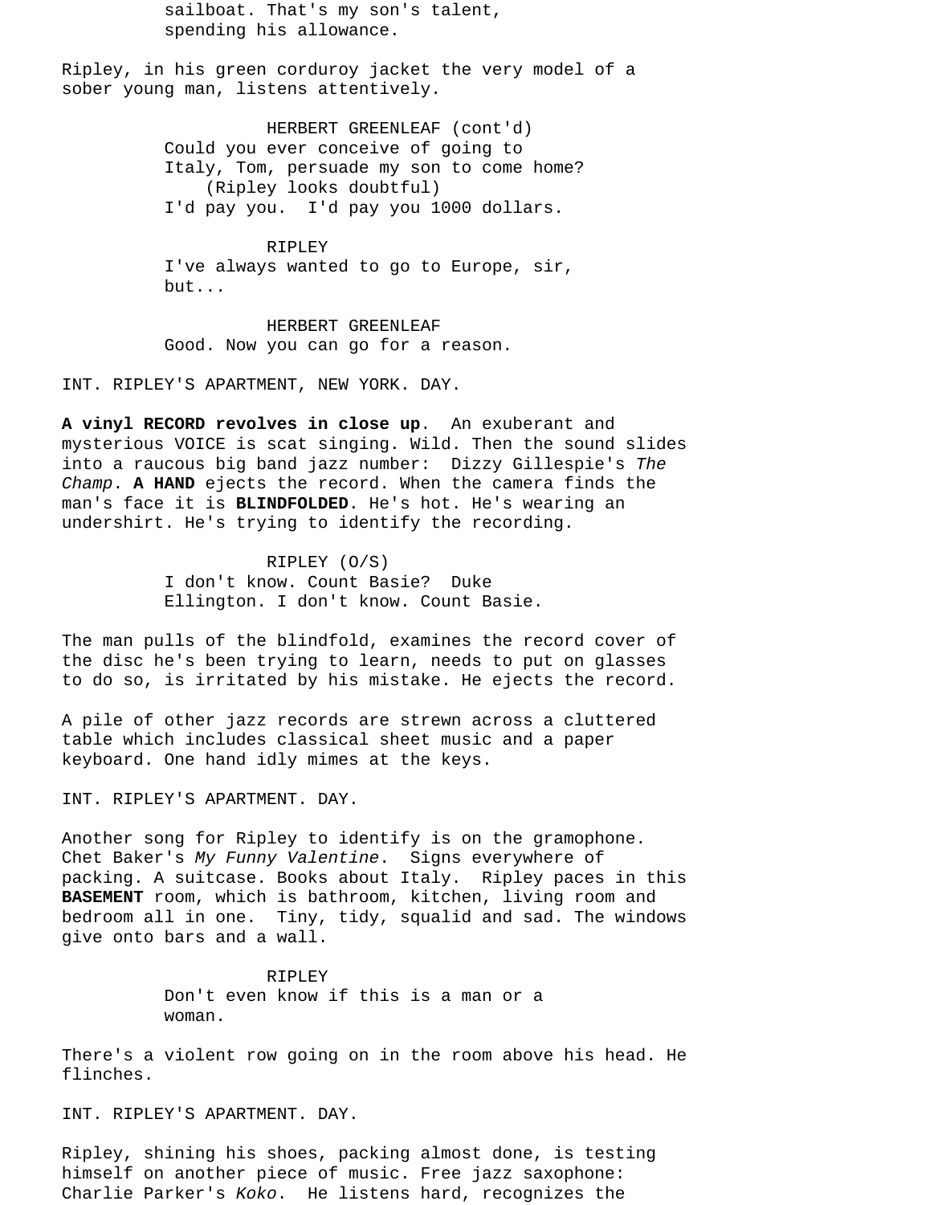sailboat. That's my son's talent, spending his allowance.

Ripley, in his green corduroy jacket the very model of a sober young man, listens attentively.

HERBERT GREENLEAF (cont'd)
Could you ever conceive of going to Italy, Tom, persuade my son to come home?
(Ripley looks doubtful)
I'd pay you. I'd pay you 1000 dollars.

RIPLEY
I've always wanted to go to Europe, sir, but...

HERBERT GREENLEAF
Good. Now you can go for a reason.

INT. RIPLEY'S APARTMENT, NEW YORK. DAY.

**A vinyl RECORD revolves in close up**. An exuberant and mysterious VOICE is scat singing. Wild. Then the sound slides into a raucous big band jazz number: Dizzy Gillespie's *The Champ*. **A HAND** ejects the record. When the camera finds the man's face it is **BLINDFOLDED**. He's hot. He's wearing an undershirt. He's trying to identify the recording.

RIPLEY (O/S)
I don't know. Count Basie? Duke Ellington. I don't know. Count Basie.

The man pulls of the blindfold, examines the record cover of the disc he's been trying to learn, needs to put on glasses to do so, is irritated by his mistake. He ejects the record.

A pile of other jazz records are strewn across a cluttered table which includes classical sheet music and a paper keyboard. One hand idly mimes at the keys.

INT. RIPLEY'S APARTMENT. DAY.

Another song for Ripley to identify is on the gramophone. Chet Baker's *My Funny Valentine*. Signs everywhere of packing. A suitcase. Books about Italy. Ripley paces in this **BASEMENT** room, which is bathroom, kitchen, living room and bedroom all in one. Tiny, tidy, squalid and sad. The windows give onto bars and a wall.

RIPLEY
Don't even know if this is a man or a woman.

There's a violent row going on in the room above his head. He flinches.

INT. RIPLEY'S APARTMENT. DAY.

Ripley, shining his shoes, packing almost done, is testing himself on another piece of music. Free jazz saxophone: Charlie Parker's *Koko*. He listens hard, recognizes the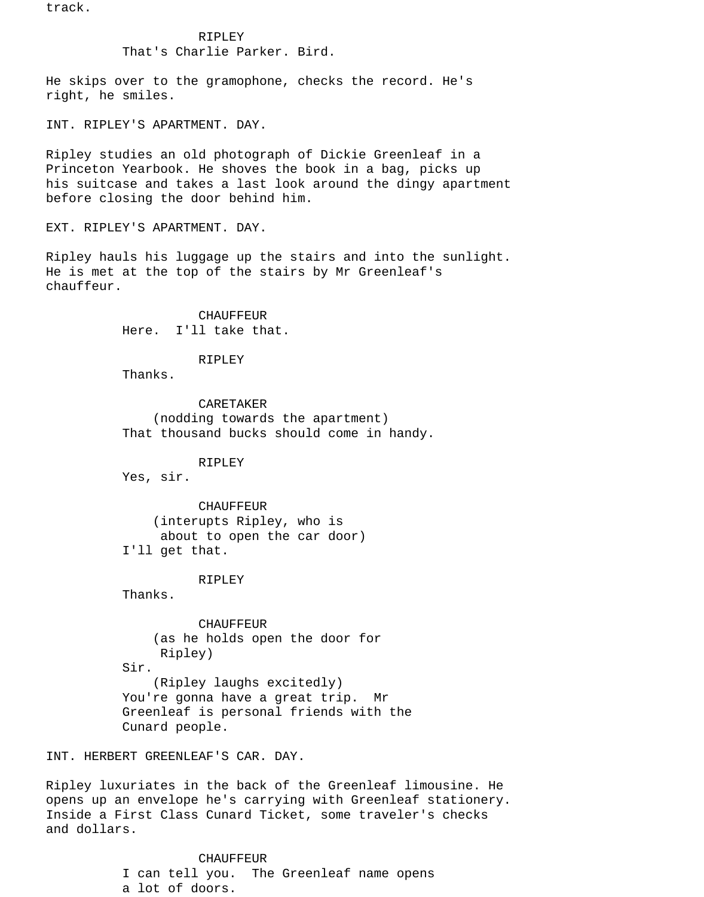track.

RIPLEY
That's Charlie Parker. Bird.

He skips over to the gramophone, checks the record. He's right, he smiles.

INT. RIPLEY'S APARTMENT. DAY.

Ripley studies an old photograph of Dickie Greenleaf in a Princeton Yearbook. He shoves the book in a bag, picks up his suitcase and takes a last look around the dingy apartment before closing the door behind him.

EXT. RIPLEY'S APARTMENT. DAY.

Ripley hauls his luggage up the stairs and into the sunlight. He is met at the top of the stairs by Mr Greenleaf's chauffeur.

CHAUFFEUR
Here.  I'll take that.

RIPLEY
Thanks.

CARETAKER
(nodding towards the apartment)
That thousand bucks should come in handy.

RIPLEY
Yes, sir.

CHAUFFEUR
(interupts Ripley, who is about to open the car door)
I'll get that.

RIPLEY
Thanks.

CHAUFFEUR
(as he holds open the door for Ripley)
Sir.
(Ripley laughs excitedly)
You're gonna have a great trip.  Mr Greenleaf is personal friends with the Cunard people.

INT. HERBERT GREENLEAF'S CAR. DAY.

Ripley luxuriates in the back of the Greenleaf limousine. He opens up an envelope he's carrying with Greenleaf stationery. Inside a First Class Cunard Ticket, some traveler's checks and dollars.

CHAUFFEUR
I can tell you.  The Greenleaf name opens a lot of doors.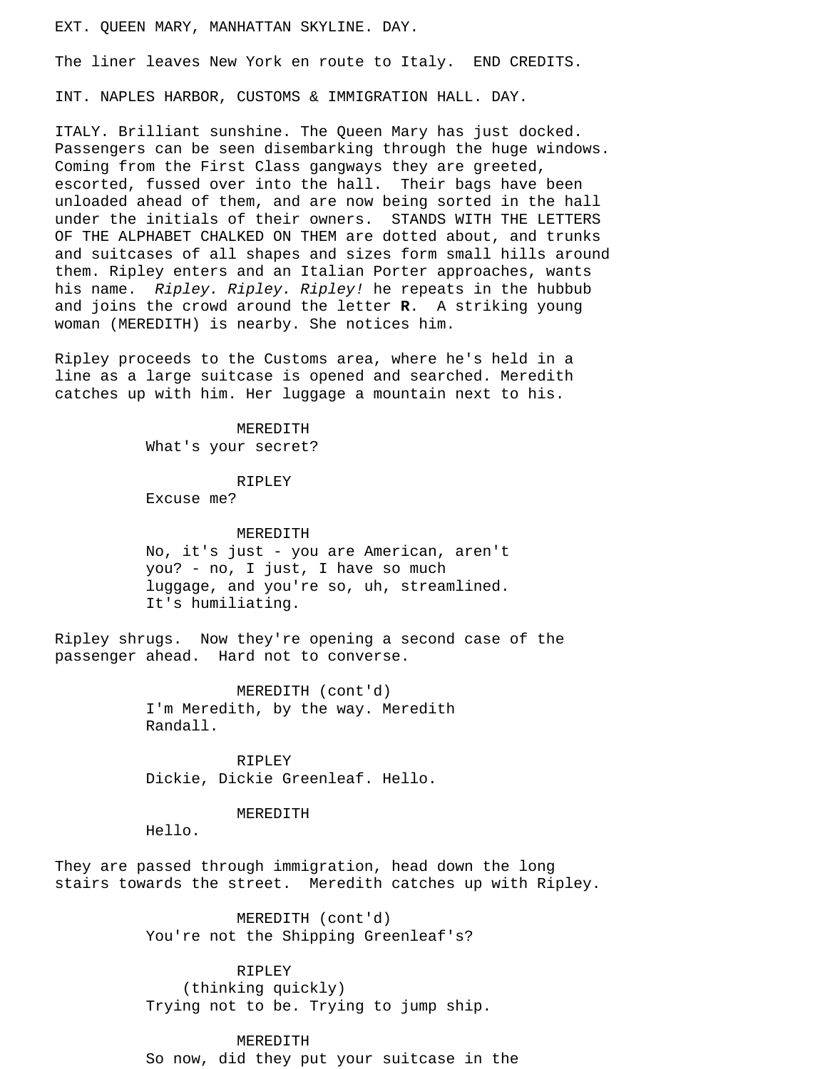EXT. QUEEN MARY, MANHATTAN SKYLINE. DAY.

The liner leaves New York en route to Italy.  END CREDITS.

INT. NAPLES HARBOR, CUSTOMS & IMMIGRATION HALL. DAY.

ITALY. Brilliant sunshine. The Queen Mary has just docked. Passengers can be seen disembarking through the huge windows. Coming from the First Class gangways they are greeted, escorted, fussed over into the hall.  Their bags have been unloaded ahead of them, and are now being sorted in the hall under the initials of their owners.  STANDS WITH THE LETTERS OF THE ALPHABET CHALKED ON THEM are dotted about, and trunks and suitcases of all shapes and sizes form small hills around them. Ripley enters and an Italian Porter approaches, wants his name.  *Ripley. Ripley. Ripley!* he repeats in the hubbub and joins the crowd around the letter **R**.  A striking young woman (MEREDITH) is nearby. She notices him.

Ripley proceeds to the Customs area, where he's held in a line as a large suitcase is opened and searched. Meredith catches up with him. Her luggage a mountain next to his.

MEREDITH
What's your secret?

RIPLEY
Excuse me?

MEREDITH
No, it's just - you are American, aren't you? - no, I just, I have so much luggage, and you're so, uh, streamlined. It's humiliating.

Ripley shrugs.  Now they're opening a second case of the passenger ahead.  Hard not to converse.

MEREDITH (cont'd)
I'm Meredith, by the way. Meredith Randall.

RIPLEY
Dickie, Dickie Greenleaf. Hello.

MEREDITH
Hello.

They are passed through immigration, head down the long stairs towards the street.  Meredith catches up with Ripley.

MEREDITH (cont'd)
You're not the Shipping Greenleaf's?

RIPLEY
(thinking quickly)
Trying not to be. Trying to jump ship.

MEREDITH
So now, did they put your suitcase in the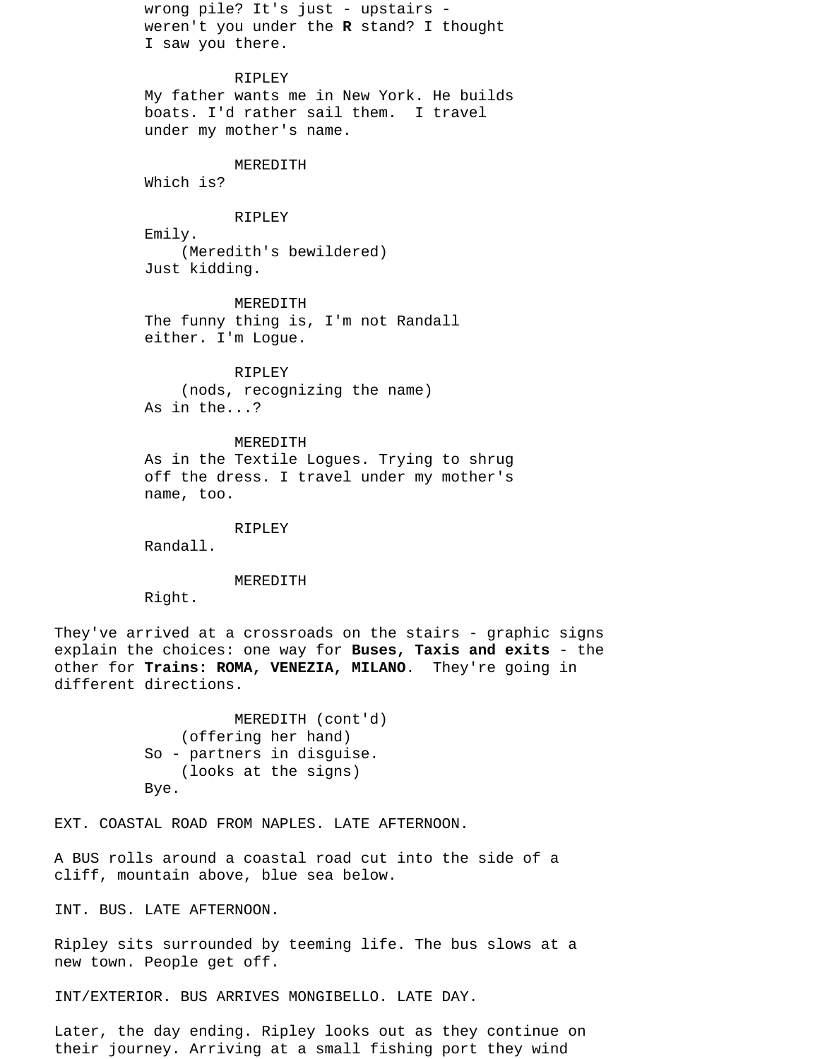wrong pile? It's just - upstairs - weren't you under the **R** stand? I thought I saw you there.

RIPLEY
My father wants me in New York. He builds boats. I'd rather sail them. I travel under my mother's name.

MEREDITH
Which is?

RIPLEY
Emily.
(Meredith's bewildered)
Just kidding.

MEREDITH
The funny thing is, I'm not Randall either. I'm Logue.

RIPLEY
(nods, recognizing the name)
As in the...?

MEREDITH
As in the Textile Logues. Trying to shrug off the dress. I travel under my mother's name, too.

RIPLEY
Randall.

MEREDITH
Right.

They've arrived at a crossroads on the stairs - graphic signs explain the choices: one way for **Buses, Taxis and exits** - the other for **Trains: ROMA, VENEZIA, MILANO**. They're going in different directions.

MEREDITH (cont'd)
(offering her hand)
So - partners in disguise.
(looks at the signs)
Bye.

EXT. COASTAL ROAD FROM NAPLES. LATE AFTERNOON.

A BUS rolls around a coastal road cut into the side of a cliff, mountain above, blue sea below.

INT. BUS. LATE AFTERNOON.

Ripley sits surrounded by teeming life. The bus slows at a new town. People get off.

INT/EXTERIOR. BUS ARRIVES MONGIBELLO. LATE DAY.

Later, the day ending. Ripley looks out as they continue on their journey. Arriving at a small fishing port they wind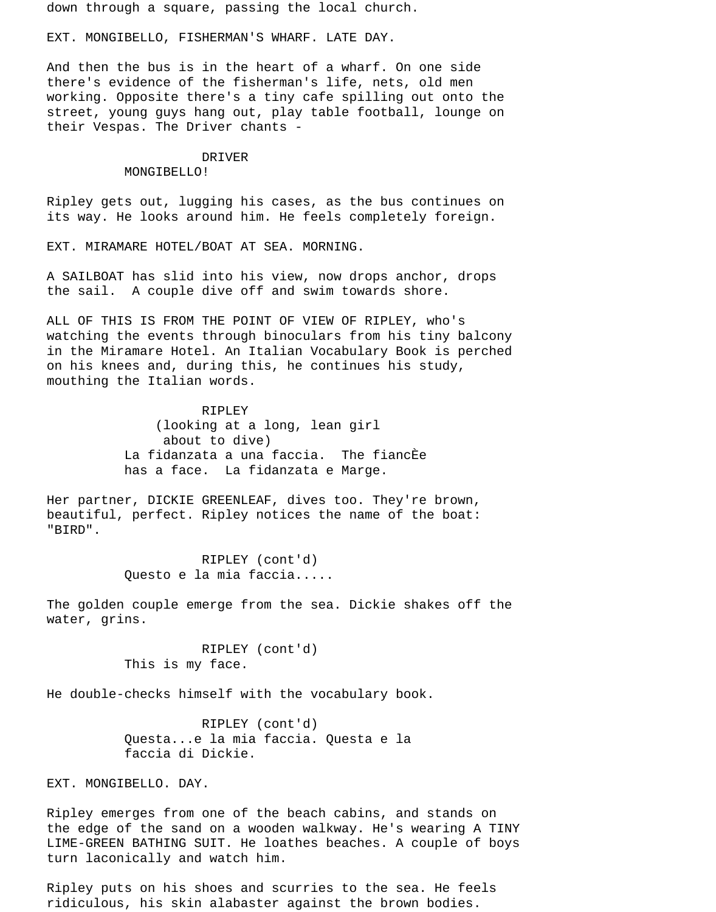down through a square, passing the local church.

EXT. MONGIBELLO, FISHERMAN'S WHARF. LATE DAY.

And then the bus is in the heart of a wharf. On one side there's evidence of the fisherman's life, nets, old men working. Opposite there's a tiny cafe spilling out onto the street, young guys hang out, play table football, lounge on their Vespas. The Driver chants -

DRIVER
MONGIBELLO!

Ripley gets out, lugging his cases, as the bus continues on its way. He looks around him. He feels completely foreign.

EXT. MIRAMARE HOTEL/BOAT AT SEA. MORNING.

A SAILBOAT has slid into his view, now drops anchor, drops the sail. A couple dive off and swim towards shore.

ALL OF THIS IS FROM THE POINT OF VIEW OF RIPLEY, who's watching the events through binoculars from his tiny balcony in the Miramare Hotel. An Italian Vocabulary Book is perched on his knees and, during this, he continues his study, mouthing the Italian words.

RIPLEY
(looking at a long, lean girl about to dive)
La fidanzata a una faccia. The fiancÈe has a face. La fidanzata e Marge.

Her partner, DICKIE GREENLEAF, dives too. They're brown, beautiful, perfect. Ripley notices the name of the boat: "BIRD".

RIPLEY (cont'd)
Questo e la mia faccia.....

The golden couple emerge from the sea. Dickie shakes off the water, grins.

RIPLEY (cont'd)
This is my face.

He double-checks himself with the vocabulary book.

RIPLEY (cont'd)
Questa...e la mia faccia. Questa e la faccia di Dickie.

EXT. MONGIBELLO. DAY.

Ripley emerges from one of the beach cabins, and stands on the edge of the sand on a wooden walkway. He's wearing A TINY LIME-GREEN BATHING SUIT. He loathes beaches. A couple of boys turn laconically and watch him.

Ripley puts on his shoes and scurries to the sea. He feels ridiculous, his skin alabaster against the brown bodies.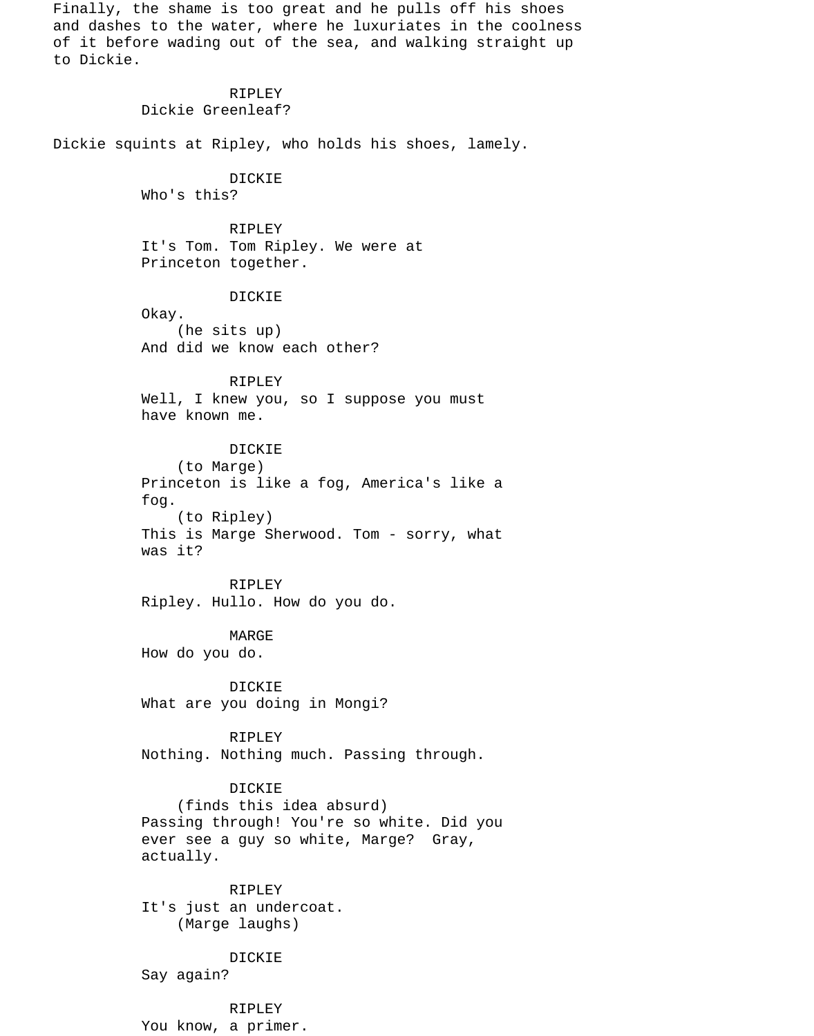Finally, the shame is too great and he pulls off his shoes and dashes to the water, where he luxuriates in the coolness of it before wading out of the sea, and walking straight up to Dickie.

RIPLEY
Dickie Greenleaf?

Dickie squints at Ripley, who holds his shoes, lamely.

DICKIE
Who's this?

RIPLEY
It's Tom. Tom Ripley. We were at Princeton together.

DICKIE
Okay.
(he sits up)
And did we know each other?

RIPLEY
Well, I knew you, so I suppose you must have known me.

DICKIE
(to Marge)
Princeton is like a fog, America's like a fog.
(to Ripley)
This is Marge Sherwood. Tom - sorry, what was it?

RIPLEY
Ripley. Hullo. How do you do.

MARGE
How do you do.

DICKIE
What are you doing in Mongi?

RIPLEY
Nothing. Nothing much. Passing through.

DICKIE
(finds this idea absurd)
Passing through! You're so white. Did you ever see a guy so white, Marge? Gray, actually.

RIPLEY
It's just an undercoat.
(Marge laughs)

DICKIE
Say again?

RIPLEY
You know, a primer.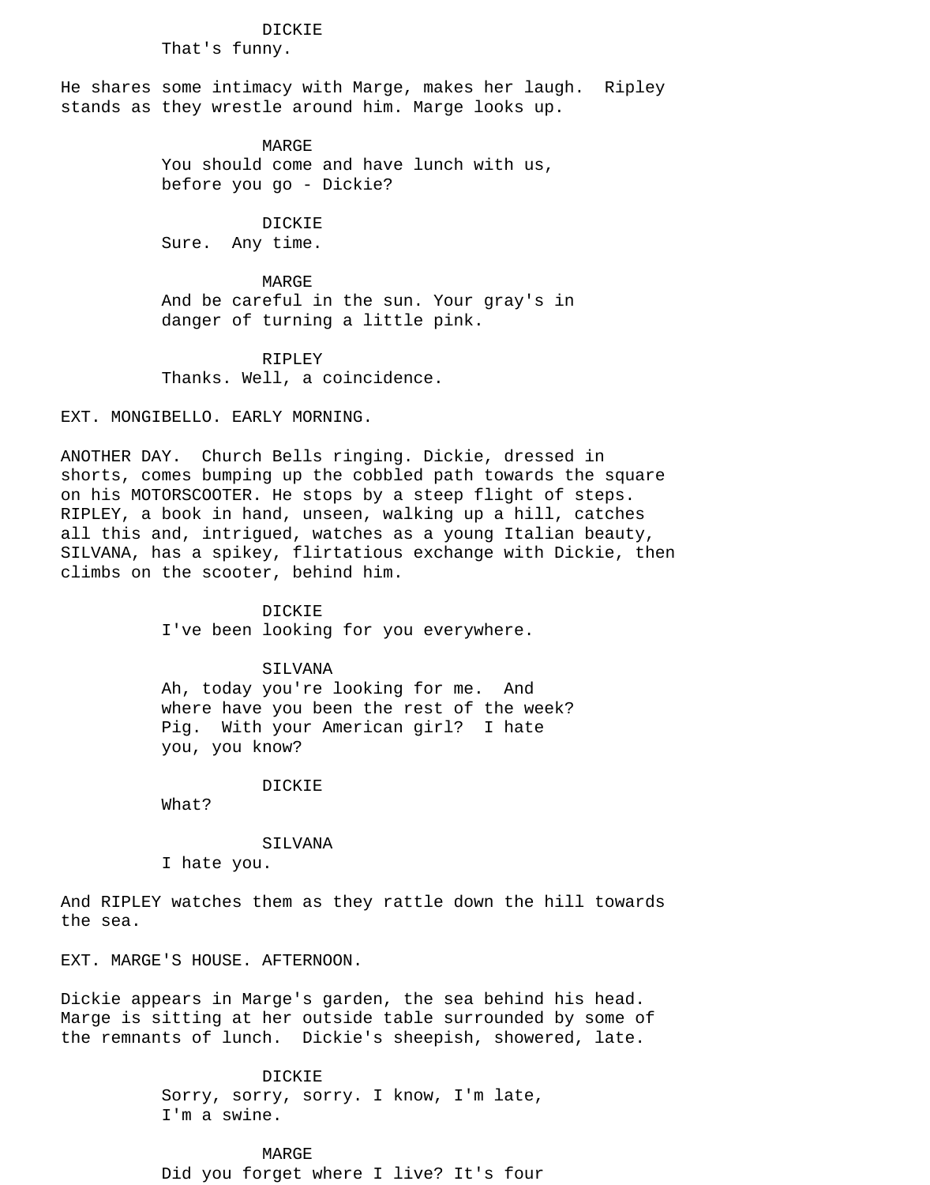DICKIE

That's funny.

He shares some intimacy with Marge, makes her laugh. Ripley stands as they wrestle around him. Marge looks up.

MARGE

You should come and have lunch with us, before you go - Dickie?

DICKIE

Sure. Any time.

MARGE

And be careful in the sun. Your gray's in danger of turning a little pink.

RIPLEY

Thanks. Well, a coincidence.

EXT. MONGIBELLO. EARLY MORNING.

ANOTHER DAY. Church Bells ringing. Dickie, dressed in shorts, comes bumping up the cobbled path towards the square on his MOTORSCOOTER. He stops by a steep flight of steps. RIPLEY, a book in hand, unseen, walking up a hill, catches all this and, intrigued, watches as a young Italian beauty, SILVANA, has a spikey, flirtatious exchange with Dickie, then climbs on the scooter, behind him.

DICKIE

I've been looking for you everywhere.

SILVANA

Ah, today you're looking for me. And where have you been the rest of the week? Pig. With your American girl? I hate you, you know?

DICKIE

What?

SILVANA

I hate you.

And RIPLEY watches them as they rattle down the hill towards the sea.

EXT. MARGE'S HOUSE. AFTERNOON.

Dickie appears in Marge's garden, the sea behind his head. Marge is sitting at her outside table surrounded by some of the remnants of lunch. Dickie's sheepish, showered, late.

DICKIE

Sorry, sorry, sorry. I know, I'm late, I'm a swine.

MARGE

Did you forget where I live? It's four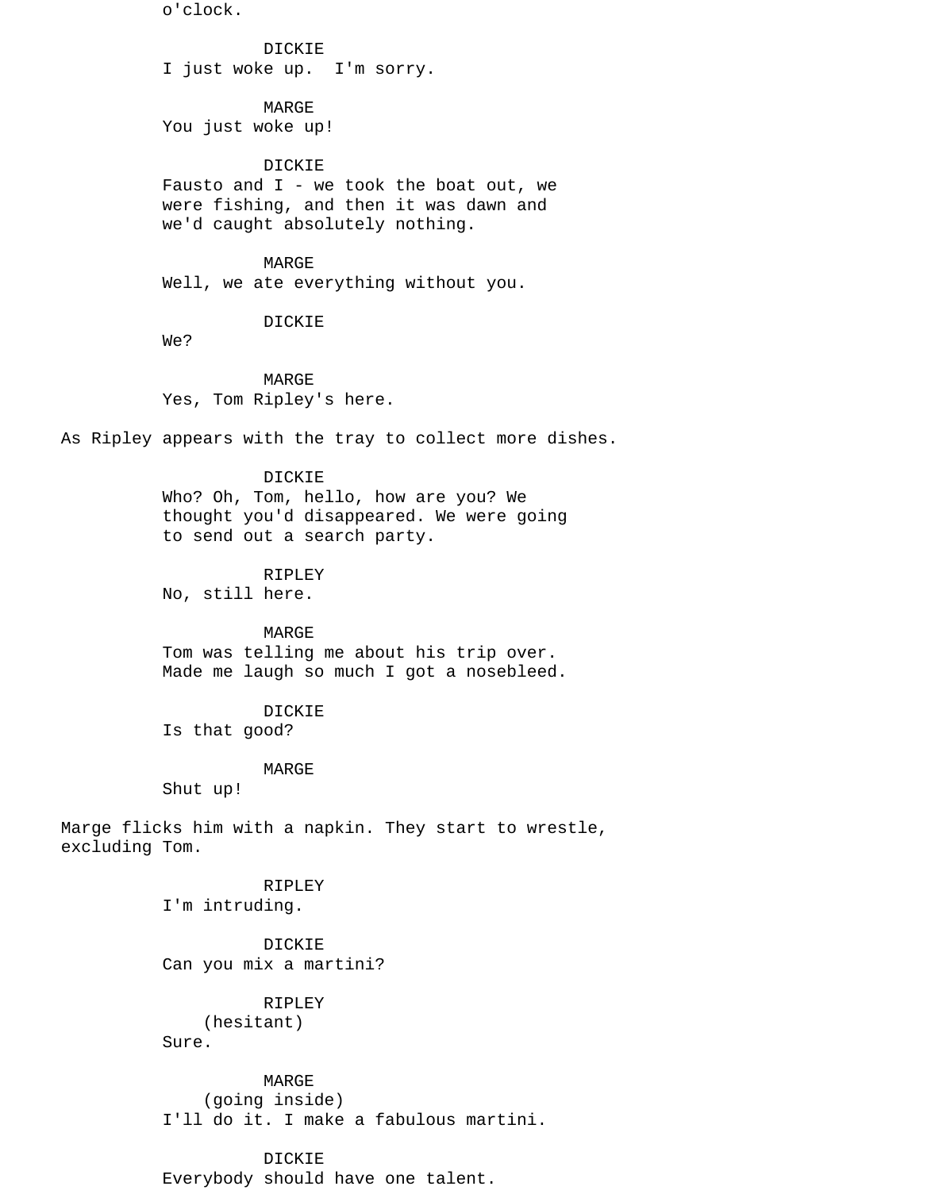o'clock.

DICKIE
I just woke up.  I'm sorry.

MARGE
You just woke up!

DICKIE
Fausto and I - we took the boat out, we were fishing, and then it was dawn and we'd caught absolutely nothing.

MARGE
Well, we ate everything without you.

DICKIE
We?

MARGE
Yes, Tom Ripley's here.

As Ripley appears with the tray to collect more dishes.

DICKIE
Who? Oh, Tom, hello, how are you? We thought you'd disappeared. We were going to send out a search party.

RIPLEY
No, still here.

MARGE
Tom was telling me about his trip over. Made me laugh so much I got a nosebleed.

DICKIE
Is that good?

MARGE
Shut up!

Marge flicks him with a napkin. They start to wrestle, excluding Tom.

RIPLEY
I'm intruding.

DICKIE
Can you mix a martini?

RIPLEY
(hesitant)
Sure.

MARGE
(going inside)
I'll do it. I make a fabulous martini.

DICKIE
Everybody should have one talent.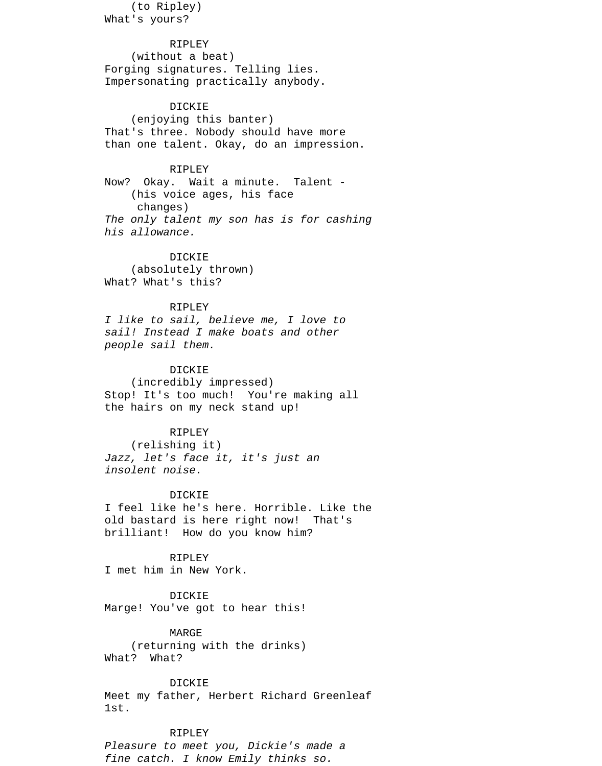(to Ripley)
What's yours?

RIPLEY
(without a beat)
Forging signatures. Telling lies. Impersonating practically anybody.

DICKIE
(enjoying this banter)
That's three. Nobody should have more than one talent. Okay, do an impression.

RIPLEY
Now? Okay. Wait a minute. Talent -
(his voice ages, his face changes)
*The only talent my son has is for cashing his allowance.*

DICKIE
(absolutely thrown)
What? What's this?

RIPLEY
*I like to sail, believe me, I love to sail! Instead I make boats and other people sail them.*

DICKIE
(incredibly impressed)
Stop! It's too much! You're making all the hairs on my neck stand up!

RIPLEY
(relishing it)
*Jazz, let's face it, it's just an insolent noise.*

DICKIE
I feel like he's here. Horrible. Like the old bastard is here right now! That's brilliant! How do you know him?

RIPLEY
I met him in New York.

DICKIE
Marge! You've got to hear this!

MARGE
(returning with the drinks)
What? What?

DICKIE
Meet my father, Herbert Richard Greenleaf 1st.

RIPLEY
*Pleasure to meet you, Dickie's made a fine catch. I know Emily thinks so.*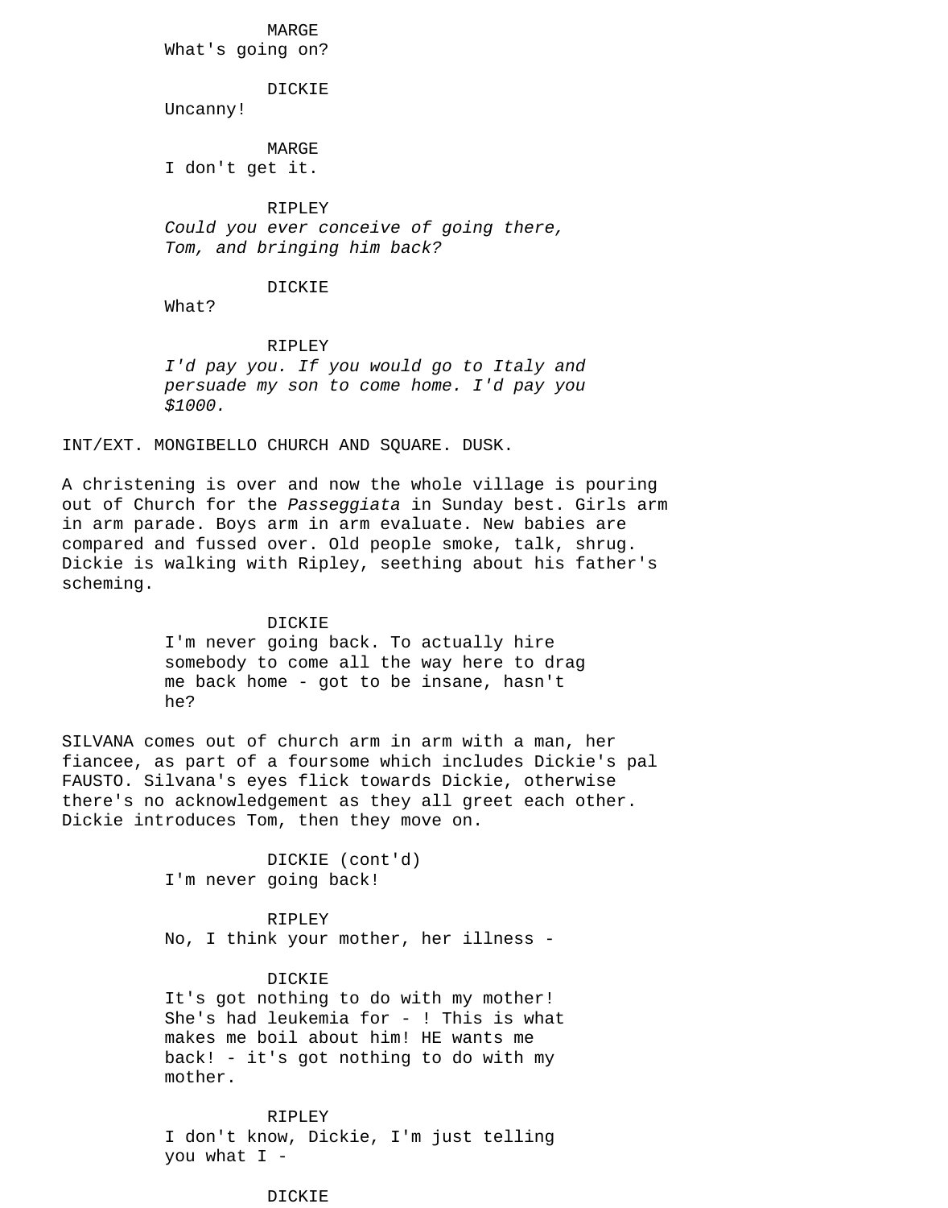MARGE
What's going on?

DICKIE
Uncanny!

MARGE
I don't get it.

RIPLEY
*Could you ever conceive of going there, Tom, and bringing him back?*

DICKIE
What?

RIPLEY
*I'd pay you. If you would go to Italy and persuade my son to come home. I'd pay you $1000.*

INT/EXT. MONGIBELLO CHURCH AND SQUARE. DUSK.

A christening is over and now the whole village is pouring out of Church for the *Passeggiata* in Sunday best. Girls arm in arm parade. Boys arm in arm evaluate. New babies are compared and fussed over. Old people smoke, talk, shrug. Dickie is walking with Ripley, seething about his father's scheming.

DICKIE
I'm never going back. To actually hire somebody to come all the way here to drag me back home - got to be insane, hasn't he?

SILVANA comes out of church arm in arm with a man, her fiancee, as part of a foursome which includes Dickie's pal FAUSTO. Silvana's eyes flick towards Dickie, otherwise there's no acknowledgement as they all greet each other. Dickie introduces Tom, then they move on.

DICKIE (cont'd)
I'm never going back!

RIPLEY
No, I think your mother, her illness -

DICKIE
It's got nothing to do with my mother! She's had leukemia for - ! This is what makes me boil about him! HE wants me back! - it's got nothing to do with my mother.

RIPLEY
I don't know, Dickie, I'm just telling you what I -

DICKIE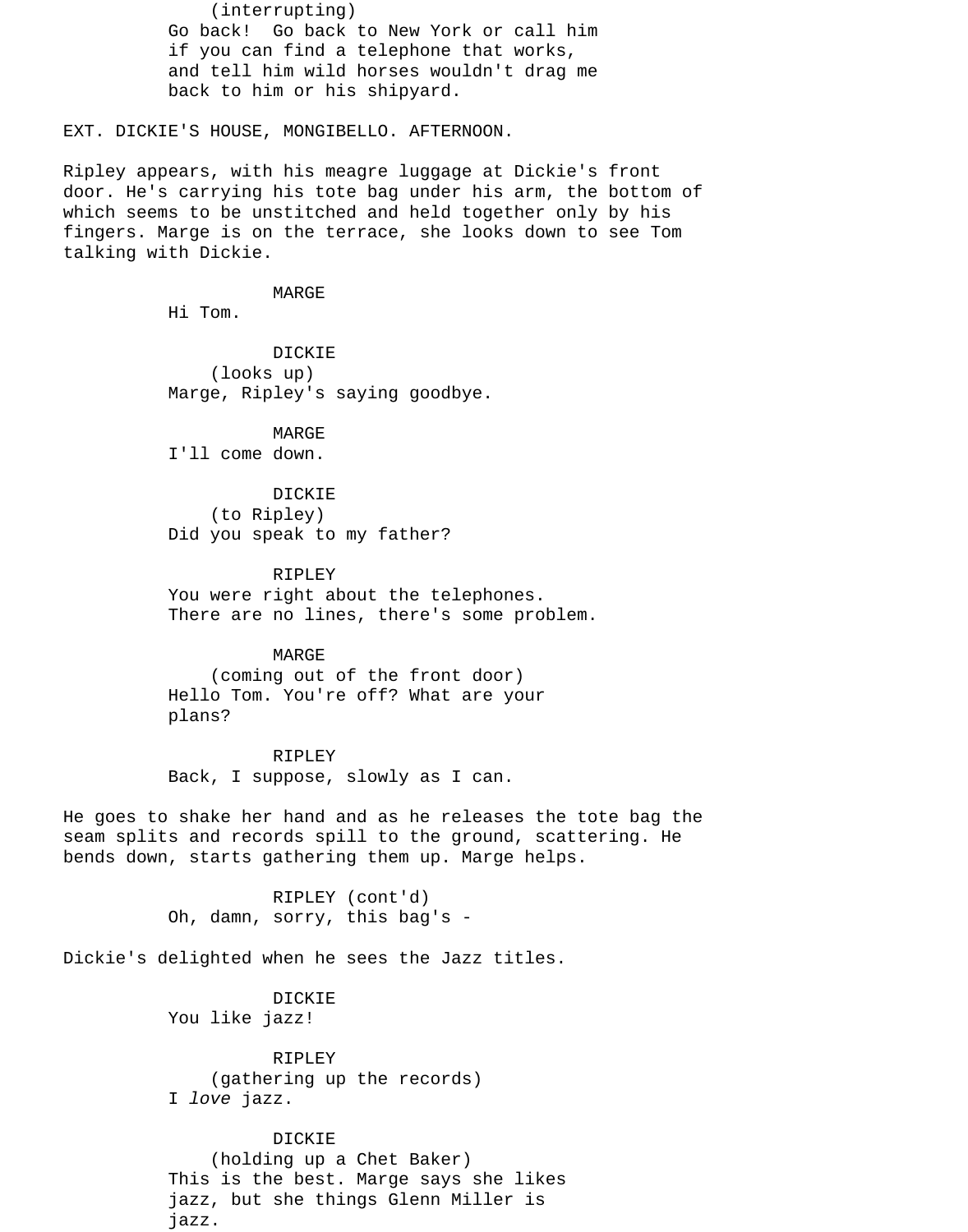(interrupting)
Go back! Go back to New York or call him if you can find a telephone that works, and tell him wild horses wouldn't drag me back to him or his shipyard.

EXT. DICKIE'S HOUSE, MONGIBELLO. AFTERNOON.

Ripley appears, with his meagre luggage at Dickie's front door. He's carrying his tote bag under his arm, the bottom of which seems to be unstitched and held together only by his fingers. Marge is on the terrace, she looks down to see Tom talking with Dickie.

MARGE
Hi Tom.

DICKIE
(looks up)
Marge, Ripley's saying goodbye.

MARGE
I'll come down.

DICKIE
(to Ripley)
Did you speak to my father?

RIPLEY
You were right about the telephones. There are no lines, there's some problem.

MARGE
(coming out of the front door)
Hello Tom. You're off? What are your plans?

RIPLEY
Back, I suppose, slowly as I can.

He goes to shake her hand and as he releases the tote bag the seam splits and records spill to the ground, scattering. He bends down, starts gathering them up. Marge helps.

RIPLEY (cont'd)
Oh, damn, sorry, this bag's -

Dickie's delighted when he sees the Jazz titles.

DICKIE
You like jazz!

RIPLEY
(gathering up the records)
I *love* jazz.

DICKIE
(holding up a Chet Baker)
This is the best. Marge says she likes jazz, but she things Glenn Miller is jazz.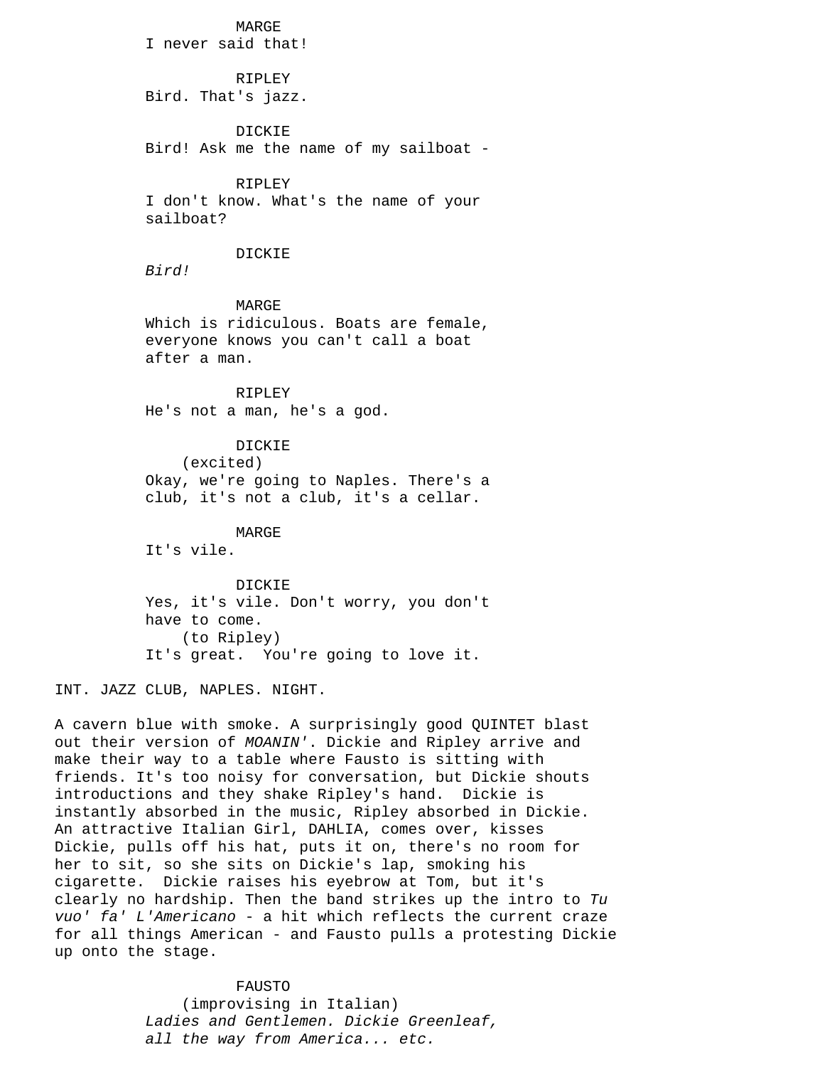MARGE
I never said that!

RIPLEY
Bird. That's jazz.

DICKIE
Bird! Ask me the name of my sailboat -

RIPLEY
I don't know. What's the name of your sailboat?

DICKIE
*Bird!*

MARGE
Which is ridiculous. Boats are female, everyone knows you can't call a boat after a man.

RIPLEY
He's not a man, he's a god.

DICKIE
(excited)
Okay, we're going to Naples. There's a club, it's not a club, it's a cellar.

MARGE
It's vile.

DICKIE
Yes, it's vile. Don't worry, you don't have to come.
(to Ripley)
It's great. You're going to love it.

INT. JAZZ CLUB, NAPLES. NIGHT.

A cavern blue with smoke. A surprisingly good QUINTET blast out their version of *MOANIN'*. Dickie and Ripley arrive and make their way to a table where Fausto is sitting with friends. It's too noisy for conversation, but Dickie shouts introductions and they shake Ripley's hand. Dickie is instantly absorbed in the music, Ripley absorbed in Dickie. An attractive Italian Girl, DAHLIA, comes over, kisses Dickie, pulls off his hat, puts it on, there's no room for her to sit, so she sits on Dickie's lap, smoking his cigarette. Dickie raises his eyebrow at Tom, but it's clearly no hardship. Then the band strikes up the intro to *Tu vuo' fa' L'Americano* - a hit which reflects the current craze for all things American - and Fausto pulls a protesting Dickie up onto the stage.

FAUSTO
(improvising in Italian)
*Ladies and Gentlemen. Dickie Greenleaf, all the way from America... etc.*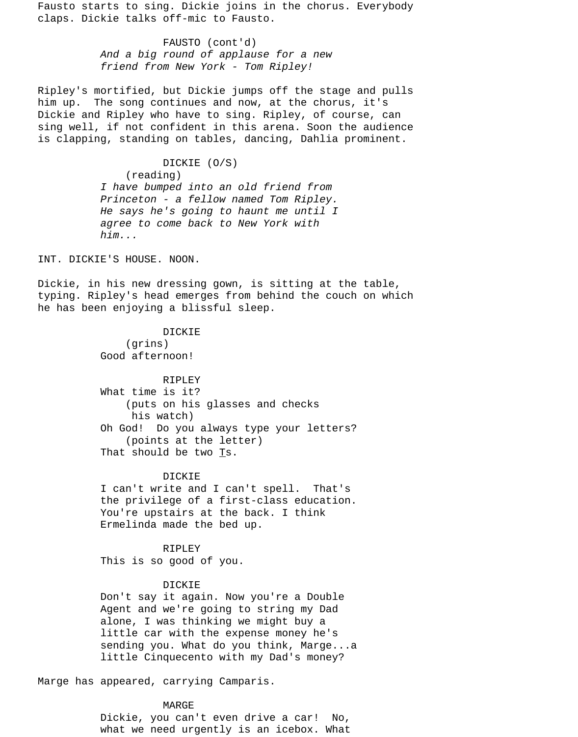Fausto starts to sing. Dickie joins in the chorus. Everybody claps. Dickie talks off-mic to Fausto.

FAUSTO (cont'd)
*And a big round of applause for a new friend from New York - Tom Ripley!*

Ripley's mortified, but Dickie jumps off the stage and pulls him up. The song continues and now, at the chorus, it's Dickie and Ripley who have to sing. Ripley, of course, can sing well, if not confident in this arena. Soon the audience is clapping, standing on tables, dancing, Dahlia prominent.

DICKIE (O/S)
(reading)
*I have bumped into an old friend from Princeton - a fellow named Tom Ripley. He says he's going to haunt me until I agree to come back to New York with him...*

INT. DICKIE'S HOUSE. NOON.

Dickie, in his new dressing gown, is sitting at the table, typing. Ripley's head emerges from behind the couch on which he has been enjoying a blissful sleep.

DICKIE
(grins)
Good afternoon!

RIPLEY
What time is it?
(puts on his glasses and checks his watch)
Oh God! Do you always type your letters?
(points at the letter)
That should be two Ts.

DICKIE
I can't write and I can't spell. That's the privilege of a first-class education. You're upstairs at the back. I think Ermelinda made the bed up.

RIPLEY
This is so good of you.

DICKIE
Don't say it again. Now you're a Double Agent and we're going to string my Dad alone, I was thinking we might buy a little car with the expense money he's sending you. What do you think, Marge...a little Cinquecento with my Dad's money?

Marge has appeared, carrying Camparis.

MARGE
Dickie, you can't even drive a car! No, what we need urgently is an icebox. What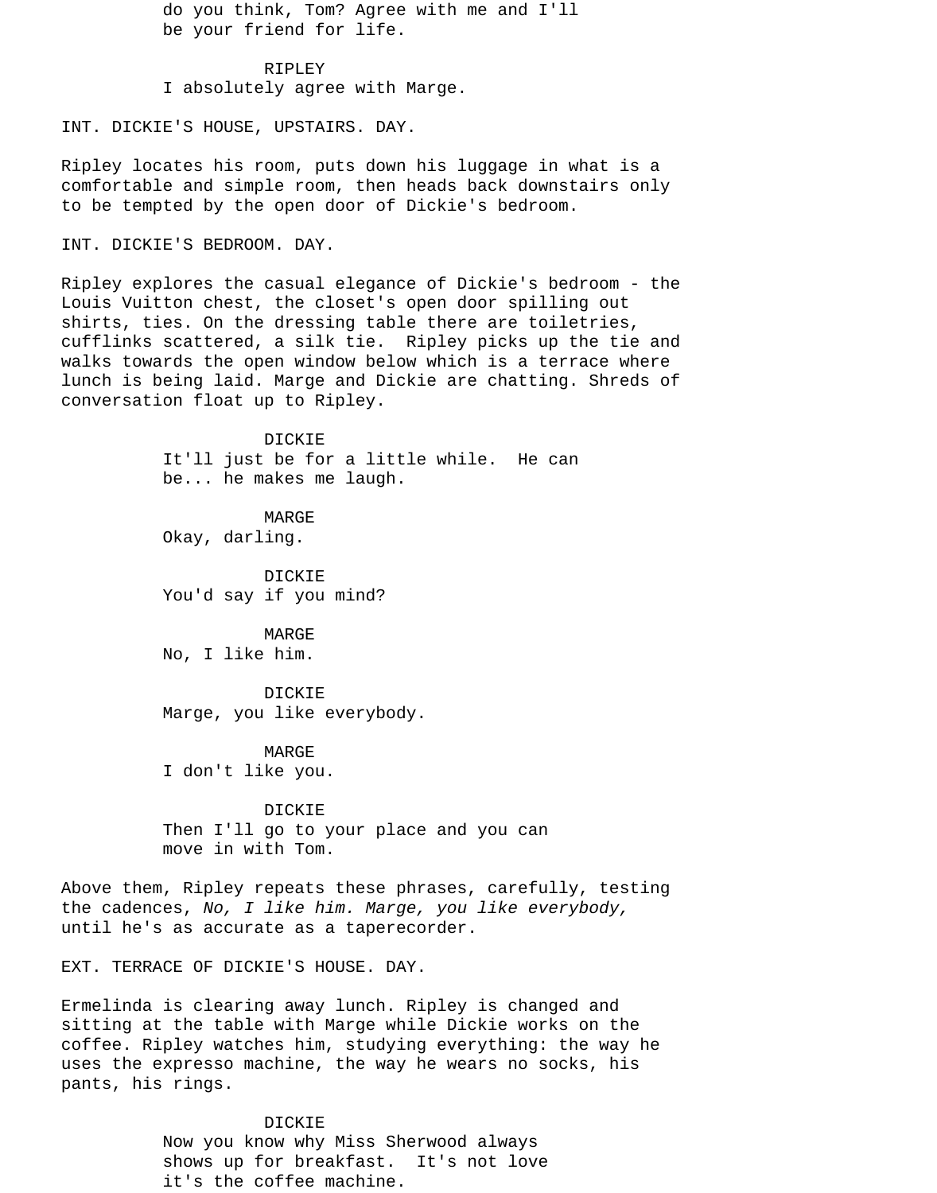do you think, Tom? Agree with me and I'll be your friend for life.

RIPLEY
I absolutely agree with Marge.

INT. DICKIE'S HOUSE, UPSTAIRS. DAY.

Ripley locates his room, puts down his luggage in what is a comfortable and simple room, then heads back downstairs only to be tempted by the open door of Dickie's bedroom.

INT. DICKIE'S BEDROOM. DAY.

Ripley explores the casual elegance of Dickie's bedroom - the Louis Vuitton chest, the closet's open door spilling out shirts, ties. On the dressing table there are toiletries, cufflinks scattered, a silk tie. Ripley picks up the tie and walks towards the open window below which is a terrace where lunch is being laid. Marge and Dickie are chatting. Shreds of conversation float up to Ripley.

DICKIE
It'll just be for a little while. He can be... he makes me laugh.

MARGE
Okay, darling.

DICKIE
You'd say if you mind?

MARGE
No, I like him.

DICKIE
Marge, you like everybody.

MARGE
I don't like you.

DICKIE
Then I'll go to your place and you can move in with Tom.

Above them, Ripley repeats these phrases, carefully, testing the cadences, *No, I like him. Marge, you like everybody,* until he's as accurate as a taperecorder.

EXT. TERRACE OF DICKIE'S HOUSE. DAY.

Ermelinda is clearing away lunch. Ripley is changed and sitting at the table with Marge while Dickie works on the coffee. Ripley watches him, studying everything: the way he uses the expresso machine, the way he wears no socks, his pants, his rings.

DICKIE
Now you know why Miss Sherwood always shows up for breakfast. It's not love it's the coffee machine.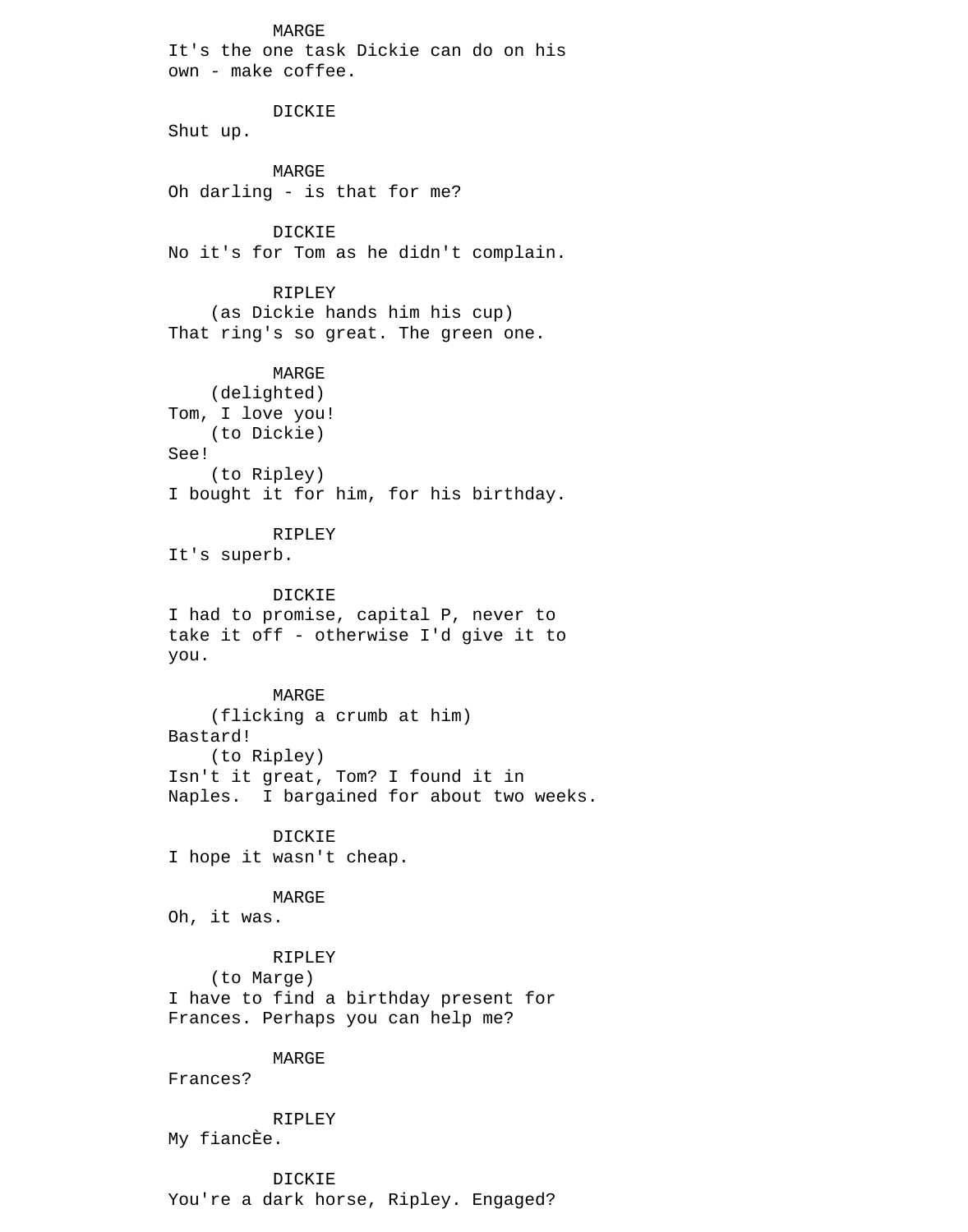MARGE
It's the one task Dickie can do on his own - make coffee.

DICKIE
Shut up.

MARGE
Oh darling - is that for me?

DICKIE
No it's for Tom as he didn't complain.

RIPLEY
(as Dickie hands him his cup)
That ring's so great. The green one.

MARGE
(delighted)
Tom, I love you!
(to Dickie)
See!
(to Ripley)
I bought it for him, for his birthday.

RIPLEY
It's superb.

DICKIE
I had to promise, capital P, never to take it off - otherwise I'd give it to you.

MARGE
(flicking a crumb at him)
Bastard!
(to Ripley)
Isn't it great, Tom? I found it in Naples.  I bargained for about two weeks.

DICKIE
I hope it wasn't cheap.

MARGE
Oh, it was.

RIPLEY
(to Marge)
I have to find a birthday present for Frances. Perhaps you can help me?

MARGE
Frances?

RIPLEY
My fiancÈe.

DICKIE
You're a dark horse, Ripley. Engaged?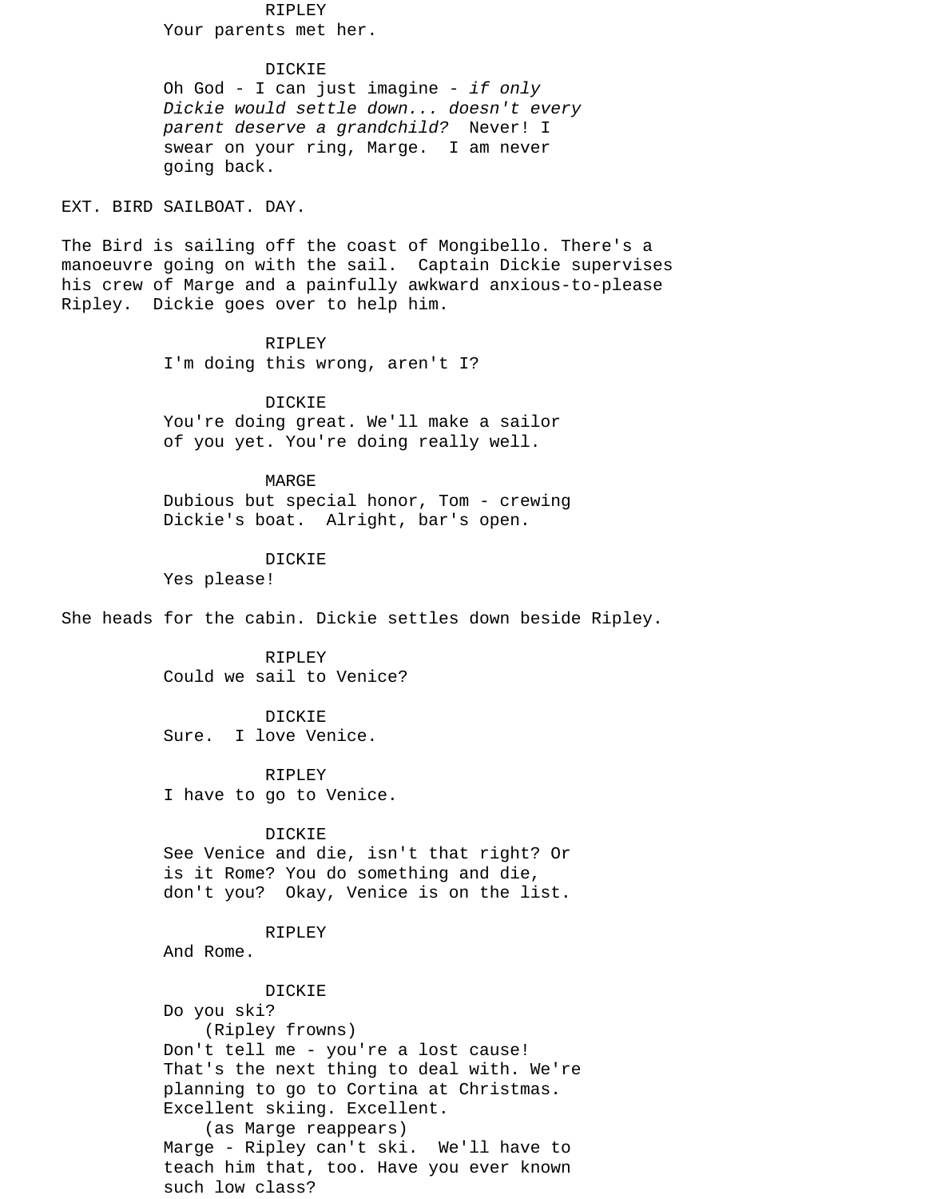RIPLEY
Your parents met her.

DICKIE
Oh God - I can just imagine - *if only Dickie would settle down... doesn't every parent deserve a grandchild?* Never! I swear on your ring, Marge. I am never going back.

EXT. BIRD SAILBOAT. DAY.

The Bird is sailing off the coast of Mongibello. There's a manoeuvre going on with the sail. Captain Dickie supervises his crew of Marge and a painfully awkward anxious-to-please Ripley. Dickie goes over to help him.

RIPLEY
I'm doing this wrong, aren't I?

DICKIE
You're doing great. We'll make a sailor of you yet. You're doing really well.

MARGE
Dubious but special honor, Tom - crewing Dickie's boat. Alright, bar's open.

DICKIE
Yes please!

She heads for the cabin. Dickie settles down beside Ripley.

RIPLEY
Could we sail to Venice?

DICKIE
Sure. I love Venice.

RIPLEY
I have to go to Venice.

DICKIE
See Venice and die, isn't that right? Or is it Rome? You do something and die, don't you? Okay, Venice is on the list.

RIPLEY
And Rome.

DICKIE
Do you ski?
(Ripley frowns)
Don't tell me - you're a lost cause! That's the next thing to deal with. We're planning to go to Cortina at Christmas. Excellent skiing. Excellent.
(as Marge reappears)
Marge - Ripley can't ski. We'll have to teach him that, too. Have you ever known such low class?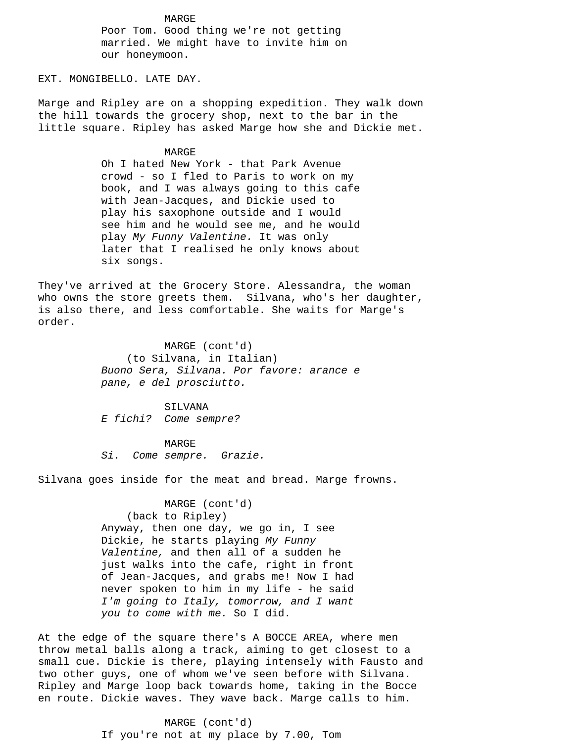MARGE

Poor Tom. Good thing we're not getting married. We might have to invite him on our honeymoon.

EXT. MONGIBELLO. LATE DAY.

Marge and Ripley are on a shopping expedition. They walk down the hill towards the grocery shop, next to the bar in the little square. Ripley has asked Marge how she and Dickie met.

MARGE

Oh I hated New York - that Park Avenue crowd - so I fled to Paris to work on my book, and I was always going to this cafe with Jean-Jacques, and Dickie used to play his saxophone outside and I would see him and he would see me, and he would play *My Funny Valentine.* It was only later that I realised he only knows about six songs.

They've arrived at the Grocery Store. Alessandra, the woman who owns the store greets them. Silvana, who's her daughter, is also there, and less comfortable. She waits for Marge's order.

MARGE (cont'd)
(to Silvana, in Italian)

*Buono Sera, Silvana. Por favore: arance e pane, e del prosciutto.*

SILVANA

*E fichi? Come sempre?*

MARGE

*Si. Come sempre. Grazie.*

Silvana goes inside for the meat and bread. Marge frowns.

MARGE (cont'd)
(back to Ripley)

Anyway, then one day, we go in, I see Dickie, he starts playing *My Funny Valentine,* and then all of a sudden he just walks into the cafe, right in front of Jean-Jacques, and grabs me! Now I had never spoken to him in my life - he said *I'm going to Italy, tomorrow, and I want you to come with me.* So I did.

At the edge of the square there's A BOCCE AREA, where men throw metal balls along a track, aiming to get closest to a small cue. Dickie is there, playing intensely with Fausto and two other guys, one of whom we've seen before with Silvana. Ripley and Marge loop back towards home, taking in the Bocce en route. Dickie waves. They wave back. Marge calls to him.

MARGE (cont'd)

If you're not at my place by 7.00, Tom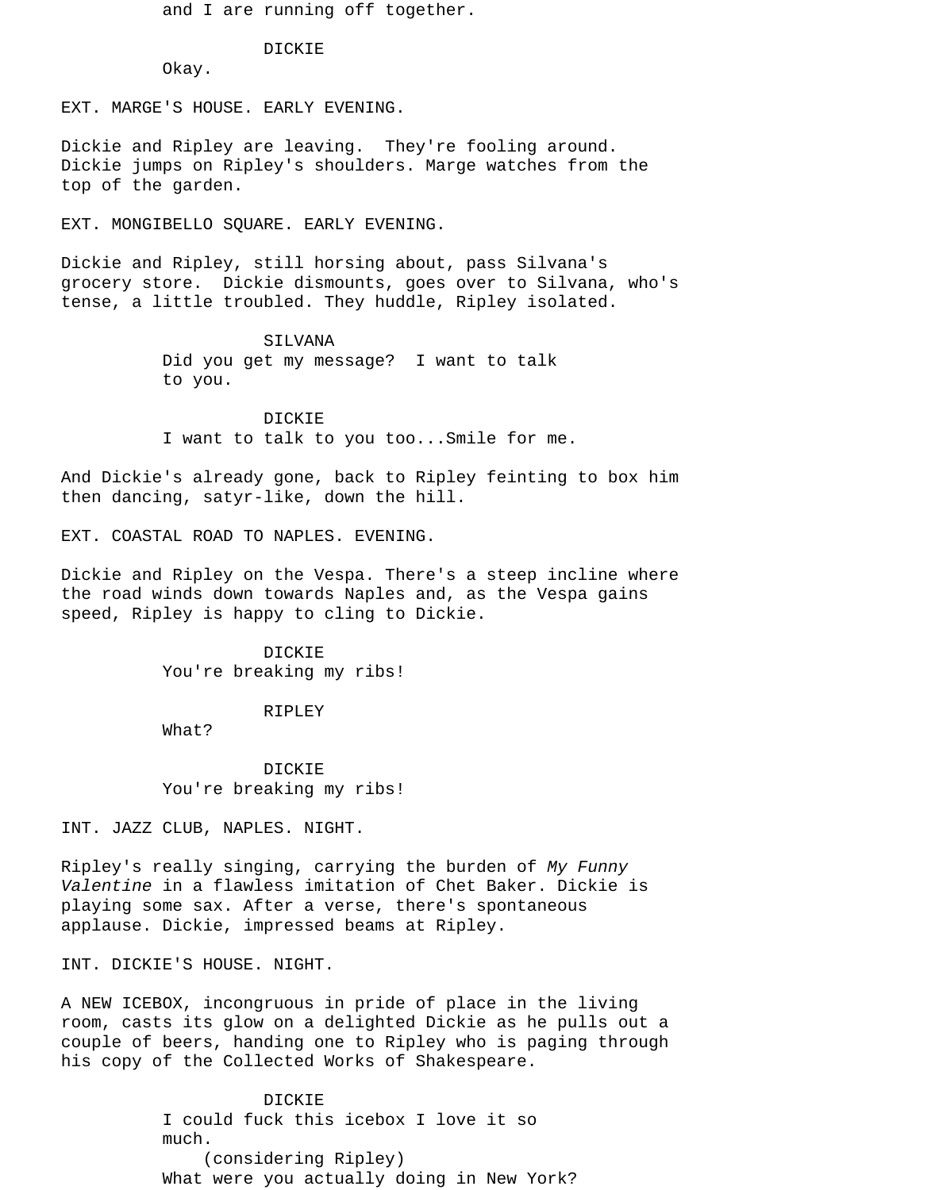and I are running off together.

DICKIE

Okay.

EXT. MARGE'S HOUSE. EARLY EVENING.

Dickie and Ripley are leaving. They're fooling around. Dickie jumps on Ripley's shoulders. Marge watches from the top of the garden.

EXT. MONGIBELLO SQUARE. EARLY EVENING.

Dickie and Ripley, still horsing about, pass Silvana's grocery store. Dickie dismounts, goes over to Silvana, who's tense, a little troubled. They huddle, Ripley isolated.

SILVANA

Did you get my message? I want to talk to you.

DICKIE

I want to talk to you too...Smile for me.

And Dickie's already gone, back to Ripley feinting to box him then dancing, satyr-like, down the hill.

EXT. COASTAL ROAD TO NAPLES. EVENING.

Dickie and Ripley on the Vespa. There's a steep incline where the road winds down towards Naples and, as the Vespa gains speed, Ripley is happy to cling to Dickie.

DICKIE

You're breaking my ribs!

RIPLEY

What?

DICKIE

You're breaking my ribs!

INT. JAZZ CLUB, NAPLES. NIGHT.

Ripley's really singing, carrying the burden of *My Funny Valentine* in a flawless imitation of Chet Baker. Dickie is playing some sax. After a verse, there's spontaneous applause. Dickie, impressed beams at Ripley.

INT. DICKIE'S HOUSE. NIGHT.

A NEW ICEBOX, incongruous in pride of place in the living room, casts its glow on a delighted Dickie as he pulls out a couple of beers, handing one to Ripley who is paging through his copy of the Collected Works of Shakespeare.

DICKIE

I could fuck this icebox I love it so much.

(considering Ripley)

What were you actually doing in New York?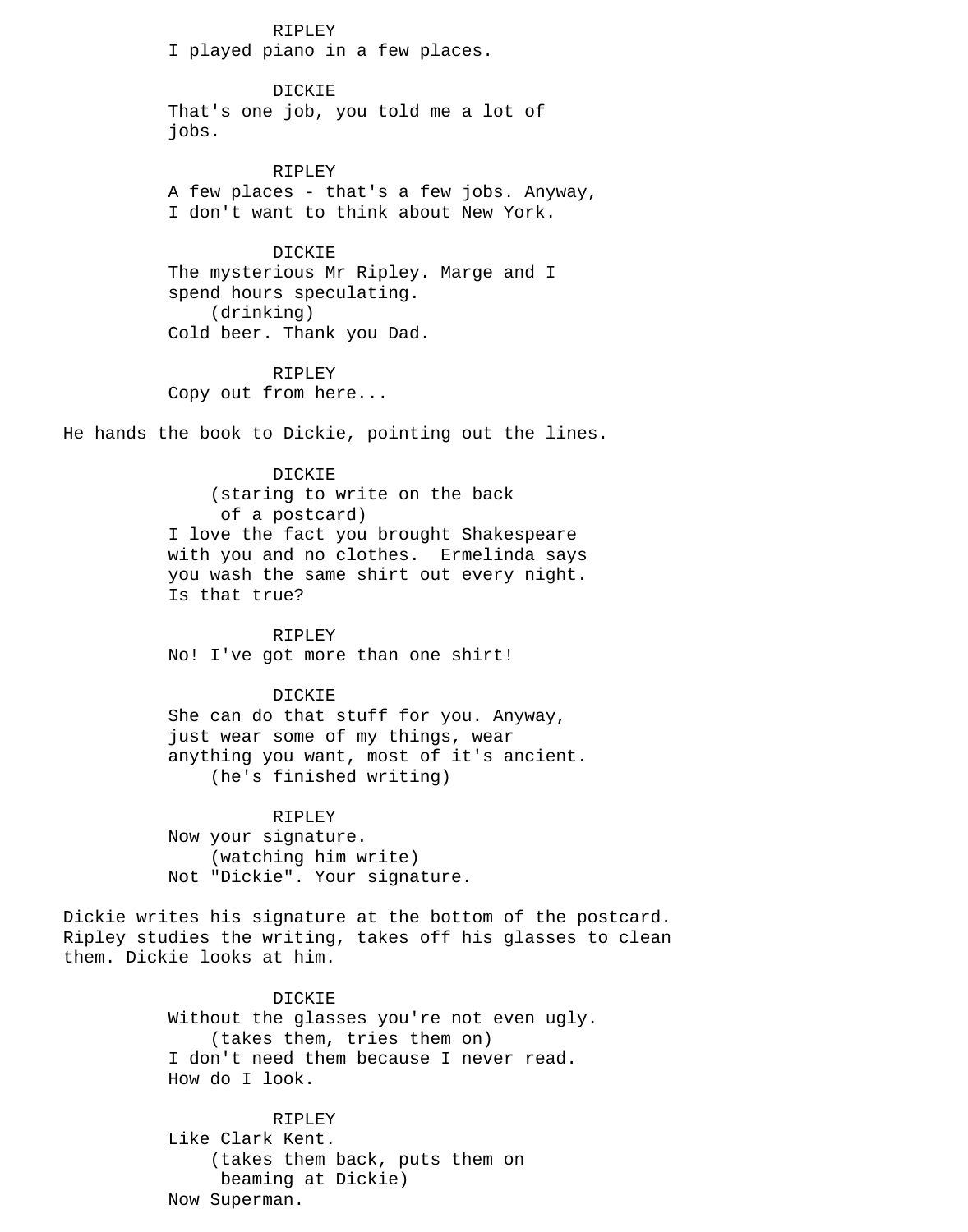RIPLEY
I played piano in a few places.

DICKIE
That's one job, you told me a lot of jobs.

RIPLEY
A few places - that's a few jobs. Anyway, I don't want to think about New York.

DICKIE
The mysterious Mr Ripley. Marge and I spend hours speculating.
(drinking)
Cold beer. Thank you Dad.

RIPLEY
Copy out from here...

He hands the book to Dickie, pointing out the lines.

DICKIE
(staring to write on the back of a postcard)
I love the fact you brought Shakespeare with you and no clothes. Ermelinda says you wash the same shirt out every night. Is that true?

RIPLEY
No! I've got more than one shirt!

DICKIE
She can do that stuff for you. Anyway, just wear some of my things, wear anything you want, most of it's ancient.
(he's finished writing)

RIPLEY
Now your signature.
(watching him write)
Not "Dickie". Your signature.

Dickie writes his signature at the bottom of the postcard. Ripley studies the writing, takes off his glasses to clean them. Dickie looks at him.

DICKIE
Without the glasses you're not even ugly.
(takes them, tries them on)
I don't need them because I never read. How do I look.

RIPLEY
Like Clark Kent.
(takes them back, puts them on beaming at Dickie)
Now Superman.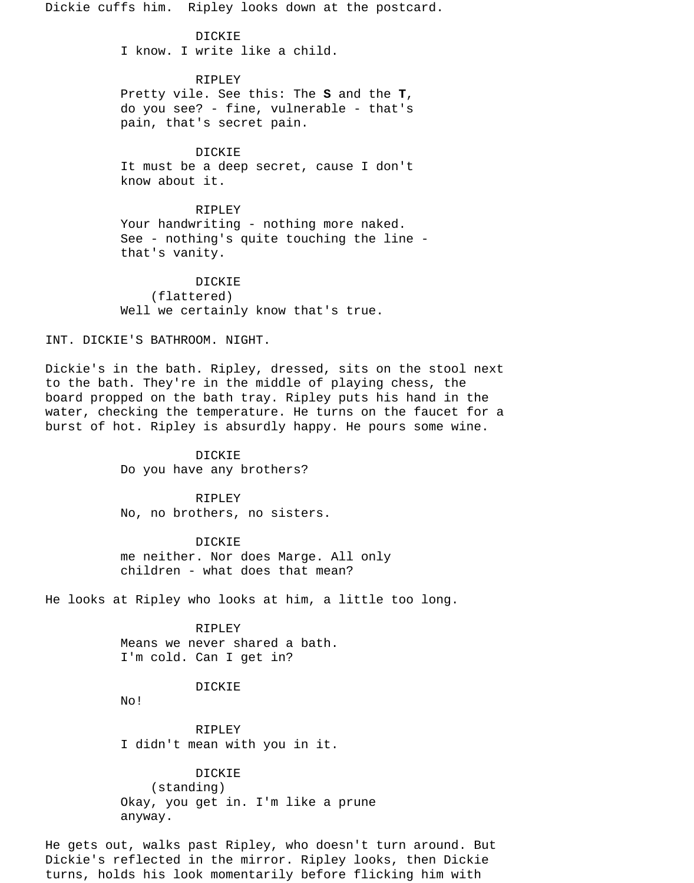Dickie cuffs him.  Ripley looks down at the postcard.

DICKIE
I know. I write like a child.

RIPLEY
Pretty vile. See this: The **S** and the **T**, do you see? - fine, vulnerable - that's pain, that's secret pain.

DICKIE
It must be a deep secret, cause I don't know about it.

RIPLEY
Your handwriting - nothing more naked. See - nothing's quite touching the line - that's vanity.

DICKIE
(flattered)
Well we certainly know that's true.

INT. DICKIE'S BATHROOM. NIGHT.

Dickie's in the bath. Ripley, dressed, sits on the stool next to the bath. They're in the middle of playing chess, the board propped on the bath tray. Ripley puts his hand in the water, checking the temperature. He turns on the faucet for a burst of hot. Ripley is absurdly happy. He pours some wine.

DICKIE
Do you have any brothers?

RIPLEY
No, no brothers, no sisters.

DICKIE
me neither. Nor does Marge. All only children - what does that mean?

He looks at Ripley who looks at him, a little too long.

RIPLEY
Means we never shared a bath.
I'm cold. Can I get in?

DICKIE
No!

RIPLEY
I didn't mean with you in it.

DICKIE
(standing)
Okay, you get in. I'm like a prune anyway.

He gets out, walks past Ripley, who doesn't turn around. But Dickie's reflected in the mirror. Ripley looks, then Dickie turns, holds his look momentarily before flicking him with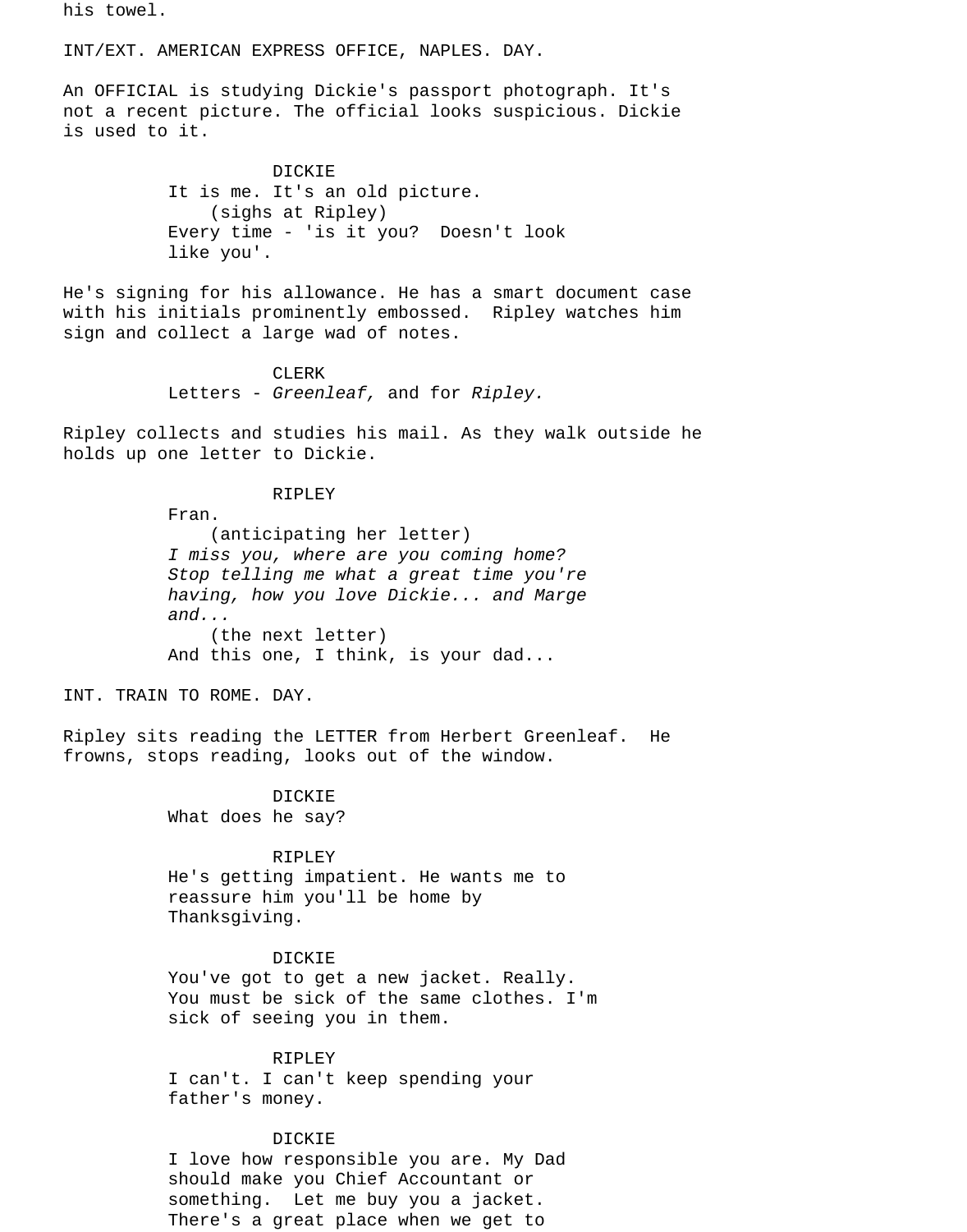his towel.

INT/EXT. AMERICAN EXPRESS OFFICE, NAPLES. DAY.

An OFFICIAL is studying Dickie's passport photograph. It's not a recent picture. The official looks suspicious. Dickie is used to it.

DICKIE
It is me. It's an old picture.
(sighs at Ripley)
Every time - 'is it you? Doesn't look like you'.

He's signing for his allowance. He has a smart document case with his initials prominently embossed. Ripley watches him sign and collect a large wad of notes.

CLERK
Letters - *Greenleaf,* and for *Ripley.*

Ripley collects and studies his mail. As they walk outside he holds up one letter to Dickie.

RIPLEY
Fran.
(anticipating her letter)
*I miss you, where are you coming home? Stop telling me what a great time you're having, how you love Dickie... and Marge and...*
(the next letter)
And this one, I think, is your dad...

INT. TRAIN TO ROME. DAY.

Ripley sits reading the LETTER from Herbert Greenleaf. He frowns, stops reading, looks out of the window.

DICKIE
What does he say?

RIPLEY
He's getting impatient. He wants me to reassure him you'll be home by Thanksgiving.

DICKIE
You've got to get a new jacket. Really. You must be sick of the same clothes. I'm sick of seeing you in them.

RIPLEY
I can't. I can't keep spending your father's money.

DICKIE
I love how responsible you are. My Dad should make you Chief Accountant or something. Let me buy you a jacket. There's a great place when we get to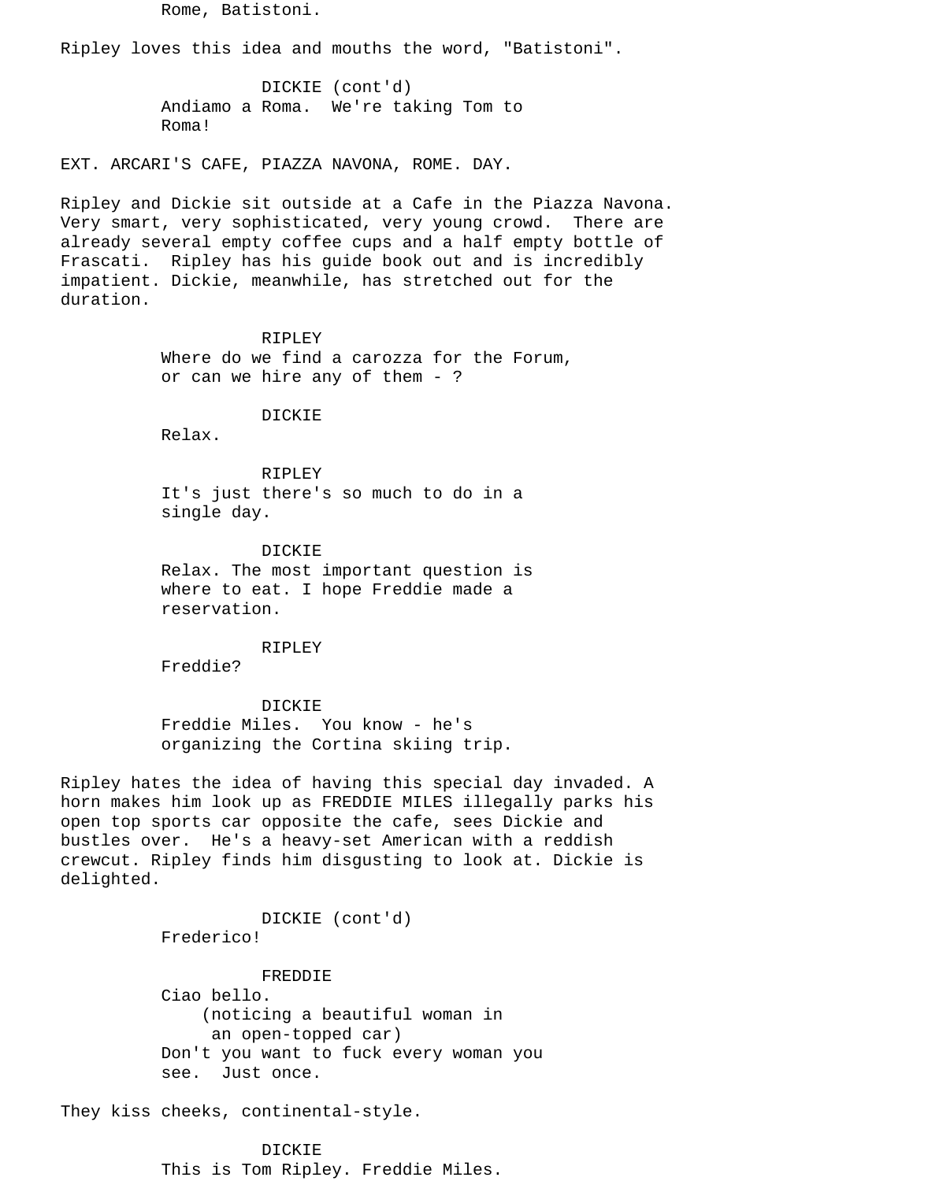Rome, Batistoni.

Ripley loves this idea and mouths the word, "Batistoni".

DICKIE (cont'd)
Andiamo a Roma. We're taking Tom to Roma!

EXT. ARCARI'S CAFE, PIAZZA NAVONA, ROME. DAY.

Ripley and Dickie sit outside at a Cafe in the Piazza Navona. Very smart, very sophisticated, very young crowd. There are already several empty coffee cups and a half empty bottle of Frascati. Ripley has his guide book out and is incredibly impatient. Dickie, meanwhile, has stretched out for the duration.

RIPLEY
Where do we find a carozza for the Forum, or can we hire any of them - ?

DICKIE
Relax.

RIPLEY
It's just there's so much to do in a single day.

DICKIE
Relax. The most important question is where to eat. I hope Freddie made a reservation.

RIPLEY
Freddie?

DICKIE
Freddie Miles. You know - he's organizing the Cortina skiing trip.

Ripley hates the idea of having this special day invaded. A horn makes him look up as FREDDIE MILES illegally parks his open top sports car opposite the cafe, sees Dickie and bustles over. He's a heavy-set American with a reddish crewcut. Ripley finds him disgusting to look at. Dickie is delighted.

DICKIE (cont'd)
Frederico!

FREDDIE
Ciao bello.
(noticing a beautiful woman in an open-topped car)
Don't you want to fuck every woman you see. Just once.

They kiss cheeks, continental-style.

DICKIE
This is Tom Ripley. Freddie Miles.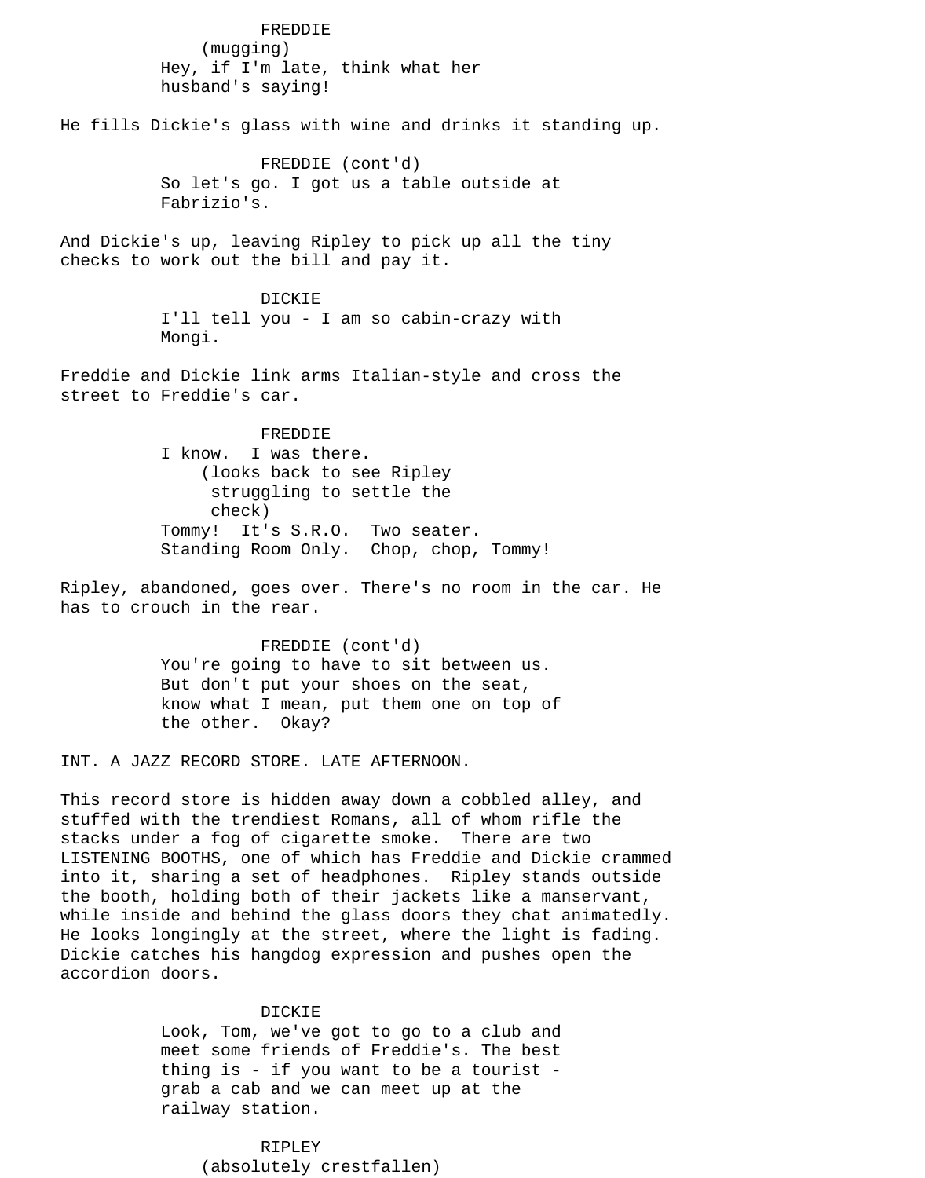FREDDIE
(mugging)
Hey, if I'm late, think what her husband's saying!

He fills Dickie's glass with wine and drinks it standing up.

FREDDIE (cont'd)
So let's go. I got us a table outside at Fabrizio's.

And Dickie's up, leaving Ripley to pick up all the tiny checks to work out the bill and pay it.

DICKIE
I'll tell you - I am so cabin-crazy with Mongi.

Freddie and Dickie link arms Italian-style and cross the street to Freddie's car.

FREDDIE
I know. I was there.
(looks back to see Ripley struggling to settle the check)
Tommy! It's S.R.O. Two seater. Standing Room Only. Chop, chop, Tommy!

Ripley, abandoned, goes over. There's no room in the car. He has to crouch in the rear.

FREDDIE (cont'd)
You're going to have to sit between us. But don't put your shoes on the seat, know what I mean, put them one on top of the other. Okay?

INT. A JAZZ RECORD STORE. LATE AFTERNOON.

This record store is hidden away down a cobbled alley, and stuffed with the trendiest Romans, all of whom rifle the stacks under a fog of cigarette smoke. There are two LISTENING BOOTHS, one of which has Freddie and Dickie crammed into it, sharing a set of headphones. Ripley stands outside the booth, holding both of their jackets like a manservant, while inside and behind the glass doors they chat animatedly. He looks longingly at the street, where the light is fading. Dickie catches his hangdog expression and pushes open the accordion doors.

DICKIE
Look, Tom, we've got to go to a club and meet some friends of Freddie's. The best thing is - if you want to be a tourist - grab a cab and we can meet up at the railway station.

RIPLEY
(absolutely crestfallen)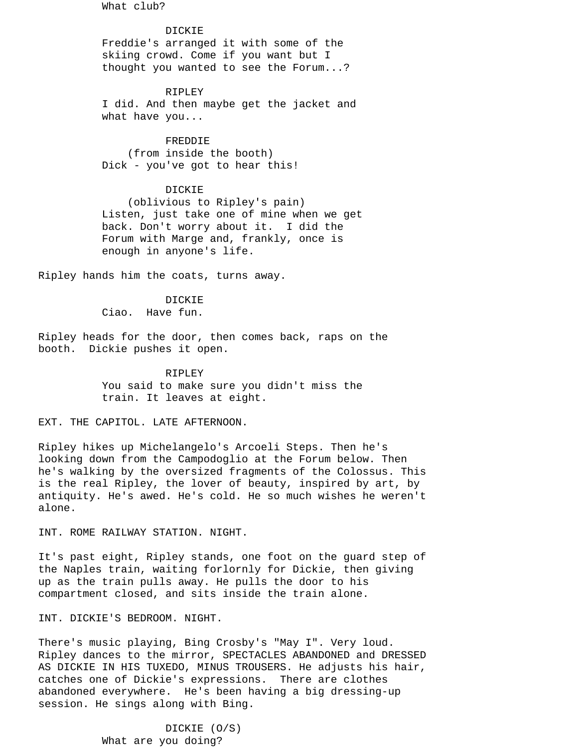What club?

DICKIE
Freddie's arranged it with some of the skiing crowd. Come if you want but I thought you wanted to see the Forum...?

RIPLEY
I did. And then maybe get the jacket and what have you...

FREDDIE
(from inside the booth)
Dick - you've got to hear this!

DICKIE
(oblivious to Ripley's pain)
Listen, just take one of mine when we get back. Don't worry about it.  I did the Forum with Marge and, frankly, once is enough in anyone's life.

Ripley hands him the coats, turns away.

DICKIE
Ciao.  Have fun.

Ripley heads for the door, then comes back, raps on the booth.  Dickie pushes it open.

RIPLEY
You said to make sure you didn't miss the train. It leaves at eight.

EXT. THE CAPITOL. LATE AFTERNOON.

Ripley hikes up Michelangelo's Arcoeli Steps. Then he's looking down from the Campodoglio at the Forum below. Then he's walking by the oversized fragments of the Colossus. This is the real Ripley, the lover of beauty, inspired by art, by antiquity. He's awed. He's cold. He so much wishes he weren't alone.

INT. ROME RAILWAY STATION. NIGHT.

It's past eight, Ripley stands, one foot on the guard step of the Naples train, waiting forlornly for Dickie, then giving up as the train pulls away. He pulls the door to his compartment closed, and sits inside the train alone.

INT. DICKIE'S BEDROOM. NIGHT.

There's music playing, Bing Crosby's "May I". Very loud. Ripley dances to the mirror, SPECTACLES ABANDONED and DRESSED AS DICKIE IN HIS TUXEDO, MINUS TROUSERS. He adjusts his hair, catches one of Dickie's expressions.  There are clothes abandoned everywhere.  He's been having a big dressing-up session. He sings along with Bing.

DICKIE (O/S)
What are you doing?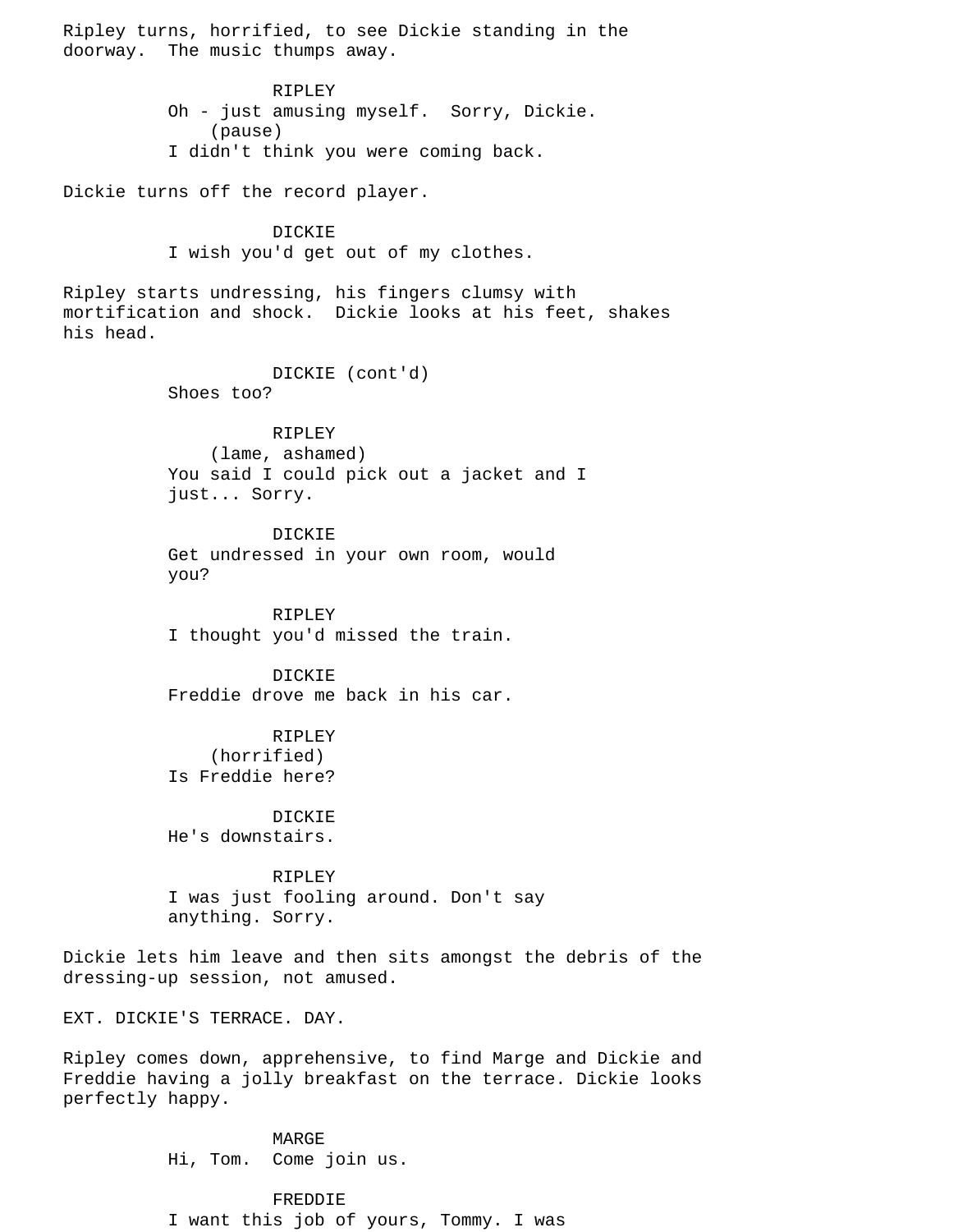Ripley turns, horrified, to see Dickie standing in the doorway.  The music thumps away.

RIPLEY
Oh - just amusing myself.  Sorry, Dickie.
(pause)
I didn't think you were coming back.

Dickie turns off the record player.

DICKIE
I wish you'd get out of my clothes.

Ripley starts undressing, his fingers clumsy with mortification and shock.  Dickie looks at his feet, shakes his head.

DICKIE (cont'd)
Shoes too?

RIPLEY
(lame, ashamed)
You said I could pick out a jacket and I just... Sorry.

DICKIE
Get undressed in your own room, would you?

RIPLEY
I thought you'd missed the train.

DICKIE
Freddie drove me back in his car.

RIPLEY
(horrified)
Is Freddie here?

DICKIE
He's downstairs.

RIPLEY
I was just fooling around. Don't say anything. Sorry.

Dickie lets him leave and then sits amongst the debris of the dressing-up session, not amused.

EXT. DICKIE'S TERRACE. DAY.

Ripley comes down, apprehensive, to find Marge and Dickie and Freddie having a jolly breakfast on the terrace. Dickie looks perfectly happy.

MARGE
Hi, Tom.  Come join us.

FREDDIE
I want this job of yours, Tommy. I was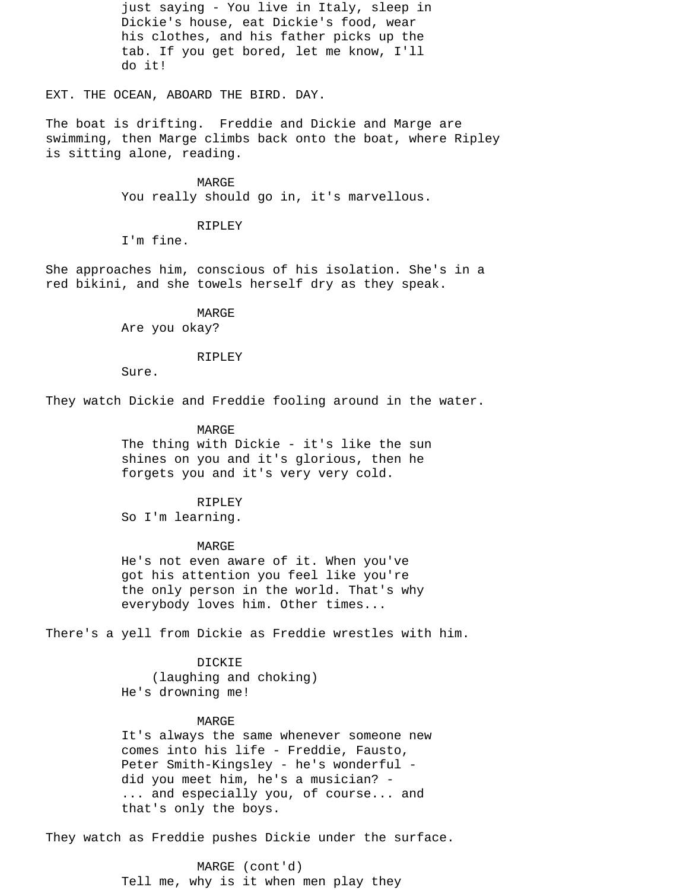just saying - You live in Italy, sleep in Dickie's house, eat Dickie's food, wear his clothes, and his father picks up the tab. If you get bored, let me know, I'll do it!

EXT. THE OCEAN, ABOARD THE BIRD. DAY.

The boat is drifting. Freddie and Dickie and Marge are swimming, then Marge climbs back onto the boat, where Ripley is sitting alone, reading.

MARGE
You really should go in, it's marvellous.

RIPLEY
I'm fine.

She approaches him, conscious of his isolation. She's in a red bikini, and she towels herself dry as they speak.

MARGE
Are you okay?

RIPLEY
Sure.

They watch Dickie and Freddie fooling around in the water.

MARGE
The thing with Dickie - it's like the sun shines on you and it's glorious, then he forgets you and it's very very cold.

RIPLEY
So I'm learning.

MARGE
He's not even aware of it. When you've got his attention you feel like you're the only person in the world. That's why everybody loves him. Other times...

There's a yell from Dickie as Freddie wrestles with him.

DICKIE
(laughing and choking)
He's drowning me!

MARGE
It's always the same whenever someone new comes into his life - Freddie, Fausto, Peter Smith-Kingsley - he's wonderful - did you meet him, he's a musician? - ... and especially you, of course... and that's only the boys.

They watch as Freddie pushes Dickie under the surface.

MARGE (cont'd)
Tell me, why is it when men play they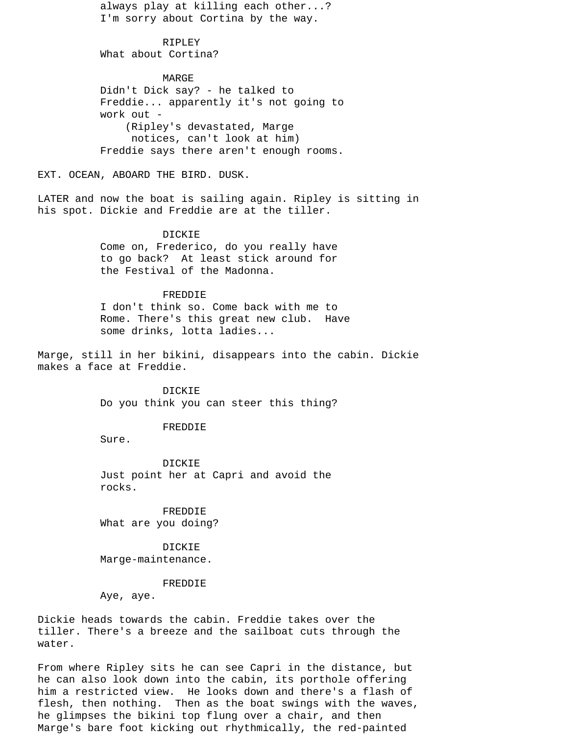always play at killing each other...?
I'm sorry about Cortina by the way.

RIPLEY
What about Cortina?

MARGE
Didn't Dick say? - he talked to
Freddie... apparently it's not going to
work out -
(Ripley's devastated, Marge
notices, can't look at him)
Freddie says there aren't enough rooms.

EXT. OCEAN, ABOARD THE BIRD. DUSK.

LATER and now the boat is sailing again. Ripley is sitting in his spot. Dickie and Freddie are at the tiller.

DICKIE
Come on, Frederico, do you really have
to go back? At least stick around for
the Festival of the Madonna.

FREDDIE
I don't think so. Come back with me to
Rome. There's this great new club. Have
some drinks, lotta ladies...

Marge, still in her bikini, disappears into the cabin. Dickie makes a face at Freddie.

DICKIE
Do you think you can steer this thing?

FREDDIE
Sure.

DICKIE
Just point her at Capri and avoid the
rocks.

FREDDIE
What are you doing?

DICKIE
Marge-maintenance.

FREDDIE
Aye, aye.

Dickie heads towards the cabin. Freddie takes over the tiller. There's a breeze and the sailboat cuts through the water.

From where Ripley sits he can see Capri in the distance, but he can also look down into the cabin, its porthole offering him a restricted view. He looks down and there's a flash of flesh, then nothing. Then as the boat swings with the waves, he glimpses the bikini top flung over a chair, and then Marge's bare foot kicking out rhythmically, the red-painted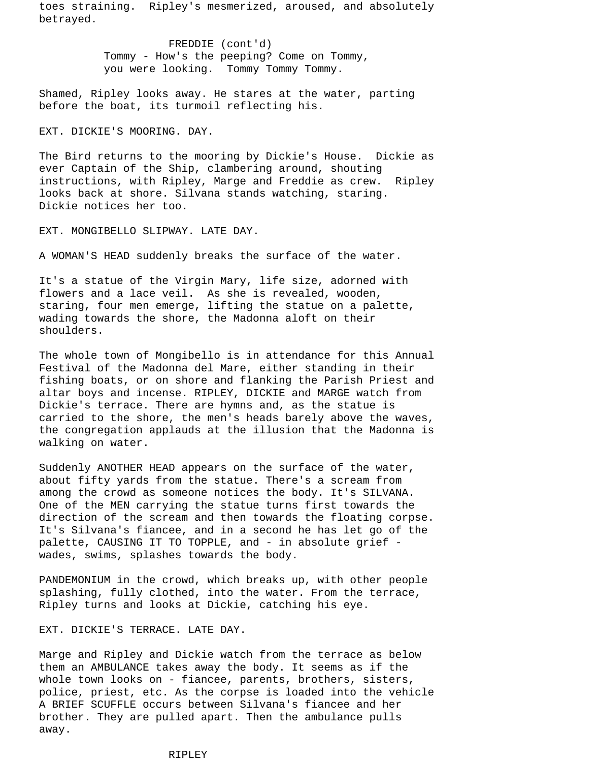toes straining. Ripley's mesmerized, aroused, and absolutely betrayed.

FREDDIE (cont'd)
Tommy - How's the peeping? Come on Tommy, you were looking. Tommy Tommy Tommy.

Shamed, Ripley looks away. He stares at the water, parting before the boat, its turmoil reflecting his.

EXT. DICKIE'S MOORING. DAY.

The Bird returns to the mooring by Dickie's House. Dickie as ever Captain of the Ship, clambering around, shouting instructions, with Ripley, Marge and Freddie as crew. Ripley looks back at shore. Silvana stands watching, staring. Dickie notices her too.

EXT. MONGIBELLO SLIPWAY. LATE DAY.

A WOMAN'S HEAD suddenly breaks the surface of the water.

It's a statue of the Virgin Mary, life size, adorned with flowers and a lace veil. As she is revealed, wooden, staring, four men emerge, lifting the statue on a palette, wading towards the shore, the Madonna aloft on their shoulders.

The whole town of Mongibello is in attendance for this Annual Festival of the Madonna del Mare, either standing in their fishing boats, or on shore and flanking the Parish Priest and altar boys and incense. RIPLEY, DICKIE and MARGE watch from Dickie's terrace. There are hymns and, as the statue is carried to the shore, the men's heads barely above the waves, the congregation applauds at the illusion that the Madonna is walking on water.

Suddenly ANOTHER HEAD appears on the surface of the water, about fifty yards from the statue. There's a scream from among the crowd as someone notices the body. It's SILVANA. One of the MEN carrying the statue turns first towards the direction of the scream and then towards the floating corpse. It's Silvana's fiancee, and in a second he has let go of the palette, CAUSING IT TO TOPPLE, and - in absolute grief - wades, swims, splashes towards the body.

PANDEMONIUM in the crowd, which breaks up, with other people splashing, fully clothed, into the water. From the terrace, Ripley turns and looks at Dickie, catching his eye.

EXT. DICKIE'S TERRACE. LATE DAY.

Marge and Ripley and Dickie watch from the terrace as below them an AMBULANCE takes away the body. It seems as if the whole town looks on - fiancee, parents, brothers, sisters, police, priest, etc. As the corpse is loaded into the vehicle A BRIEF SCUFFLE occurs between Silvana's fiancee and her brother. They are pulled apart. Then the ambulance pulls away.

RIPLEY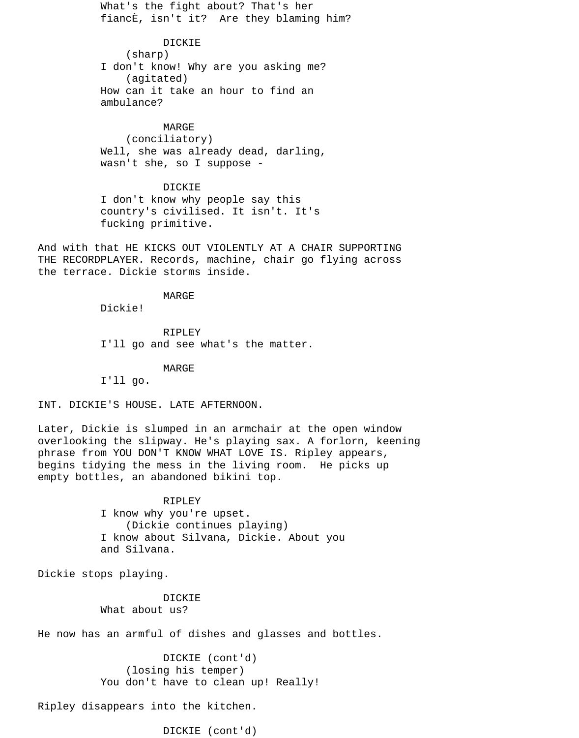What's the fight about? That's her fiancÈ, isn't it?  Are they blaming him?

DICKIE
(sharp)
I don't know! Why are you asking me?
(agitated)
How can it take an hour to find an ambulance?

MARGE
(conciliatory)
Well, she was already dead, darling, wasn't she, so I suppose -

DICKIE
I don't know why people say this country's civilised. It isn't. It's fucking primitive.

And with that HE KICKS OUT VIOLENTLY AT A CHAIR SUPPORTING THE RECORDPLAYER. Records, machine, chair go flying across the terrace. Dickie storms inside.

MARGE
Dickie!

RIPLEY
I'll go and see what's the matter.

MARGE
I'll go.

INT. DICKIE'S HOUSE. LATE AFTERNOON.

Later, Dickie is slumped in an armchair at the open window overlooking the slipway. He's playing sax. A forlorn, keening phrase from YOU DON'T KNOW WHAT LOVE IS. Ripley appears, begins tidying the mess in the living room.  He picks up empty bottles, an abandoned bikini top.

RIPLEY
I know why you're upset.
(Dickie continues playing)
I know about Silvana, Dickie. About you and Silvana.

Dickie stops playing.

DICKIE
What about us?

He now has an armful of dishes and glasses and bottles.

DICKIE (cont'd)
(losing his temper)
You don't have to clean up! Really!

Ripley disappears into the kitchen.

DICKIE (cont'd)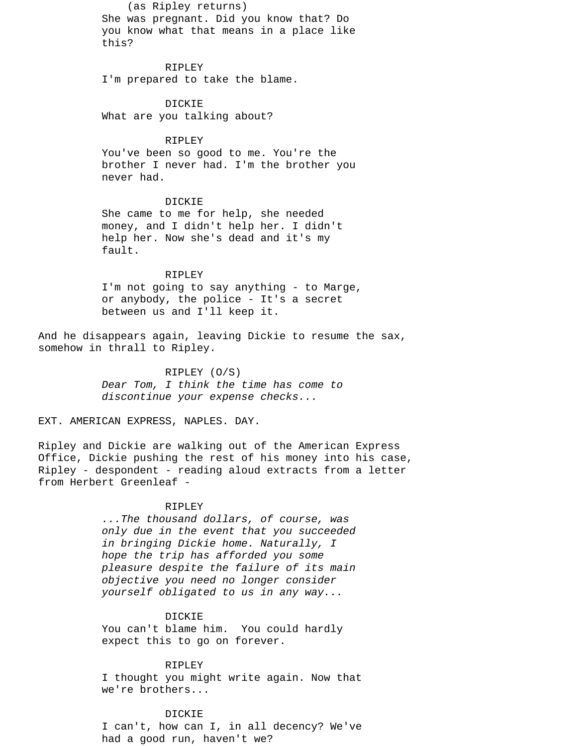(as Ripley returns)
She was pregnant. Did you know that? Do you know what that means in a place like this?

RIPLEY
I'm prepared to take the blame.

DICKIE
What are you talking about?

RIPLEY
You've been so good to me. You're the brother I never had. I'm the brother you never had.

DICKIE
She came to me for help, she needed money, and I didn't help her. I didn't help her. Now she's dead and it's my fault.

RIPLEY
I'm not going to say anything - to Marge, or anybody, the police - It's a secret between us and I'll keep it.

And he disappears again, leaving Dickie to resume the sax, somehow in thrall to Ripley.

RIPLEY (O/S)
*Dear Tom, I think the time has come to discontinue your expense checks...*

EXT. AMERICAN EXPRESS, NAPLES. DAY.

Ripley and Dickie are walking out of the American Express Office, Dickie pushing the rest of his money into his case, Ripley - despondent - reading aloud extracts from a letter from Herbert Greenleaf -

RIPLEY
*...The thousand dollars, of course, was only due in the event that you succeeded in bringing Dickie home. Naturally, I hope the trip has afforded you some pleasure despite the failure of its main objective you need no longer consider yourself obligated to us in any way...*

DICKIE
You can't blame him. You could hardly expect this to go on forever.

RIPLEY
I thought you might write again. Now that we're brothers...

DICKIE
I can't, how can I, in all decency? We've had a good run, haven't we?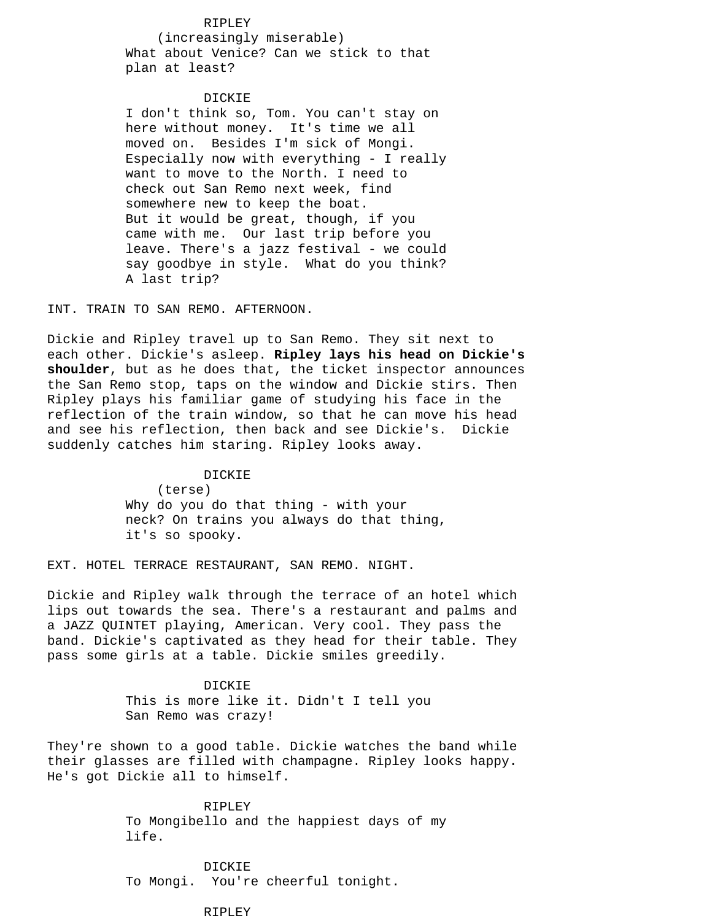RIPLEY
(increasingly miserable)
What about Venice? Can we stick to that plan at least?

DICKIE
I don't think so, Tom. You can't stay on here without money.  It's time we all moved on.  Besides I'm sick of Mongi. Especially now with everything - I really want to move to the North. I need to check out San Remo next week, find somewhere new to keep the boat. But it would be great, though, if you came with me.  Our last trip before you leave. There's a jazz festival - we could say goodbye in style.  What do you think? A last trip?

INT. TRAIN TO SAN REMO. AFTERNOON.

Dickie and Ripley travel up to San Remo. They sit next to each other. Dickie's asleep. **Ripley lays his head on Dickie's shoulder**, but as he does that, the ticket inspector announces the San Remo stop, taps on the window and Dickie stirs. Then Ripley plays his familiar game of studying his face in the reflection of the train window, so that he can move his head and see his reflection, then back and see Dickie's.  Dickie suddenly catches him staring. Ripley looks away.

DICKIE
(terse)
Why do you do that thing - with your neck? On trains you always do that thing, it's so spooky.

EXT. HOTEL TERRACE RESTAURANT, SAN REMO. NIGHT.

Dickie and Ripley walk through the terrace of an hotel which lips out towards the sea. There's a restaurant and palms and a JAZZ QUINTET playing, American. Very cool. They pass the band. Dickie's captivated as they head for their table. They pass some girls at a table. Dickie smiles greedily.

DICKIE
This is more like it. Didn't I tell you San Remo was crazy!

They're shown to a good table. Dickie watches the band while their glasses are filled with champagne. Ripley looks happy. He's got Dickie all to himself.

RIPLEY
To Mongibello and the happiest days of my life.

DICKIE
To Mongi.  You're cheerful tonight.

RIPLEY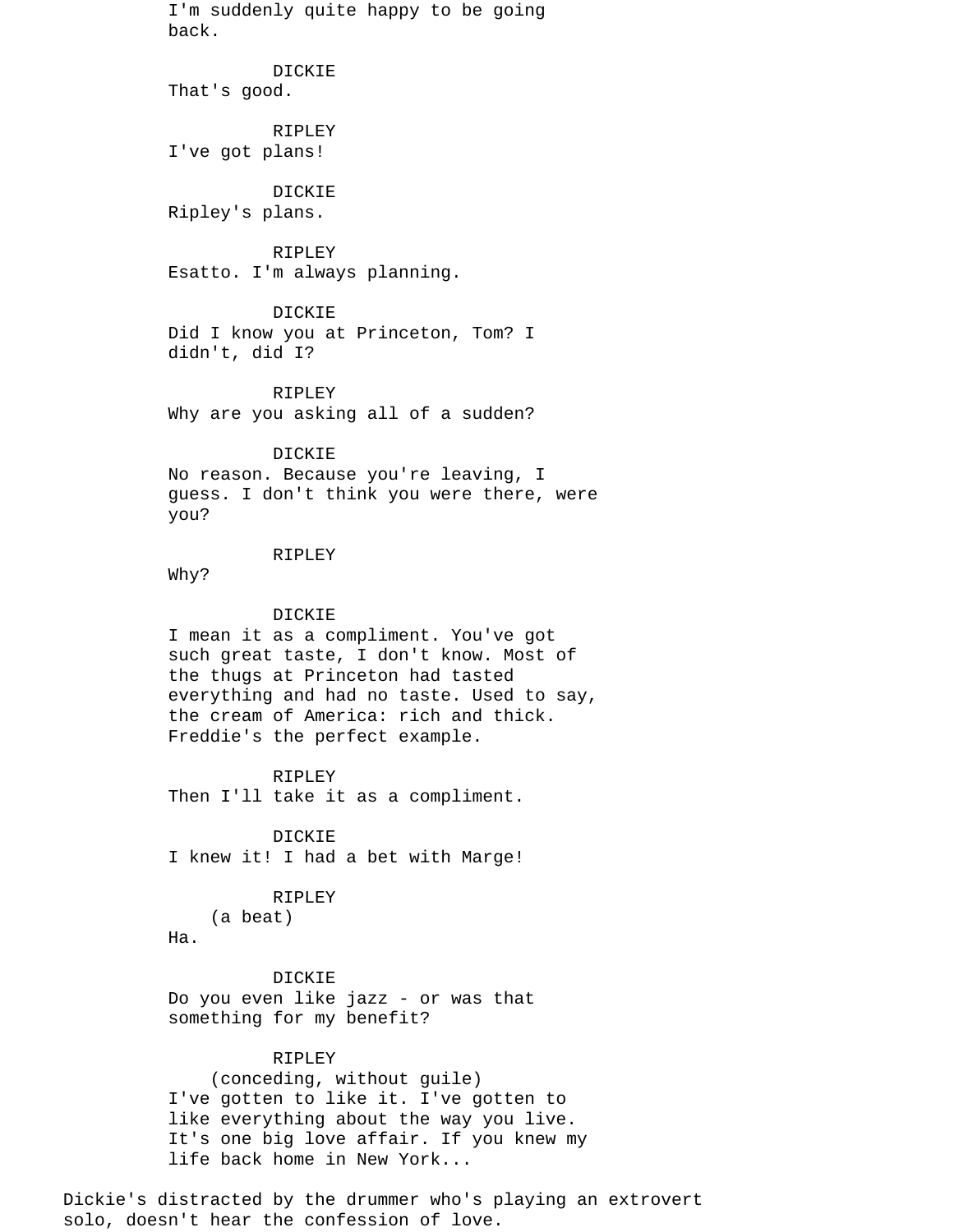I'm suddenly quite happy to be going back.

DICKIE
That's good.

RIPLEY
I've got plans!

DICKIE
Ripley's plans.

RIPLEY
Esatto. I'm always planning.

DICKIE
Did I know you at Princeton, Tom? I didn't, did I?

RIPLEY
Why are you asking all of a sudden?

DICKIE
No reason. Because you're leaving, I guess. I don't think you were there, were you?

RIPLEY
Why?

DICKIE
I mean it as a compliment. You've got such great taste, I don't know. Most of the thugs at Princeton had tasted everything and had no taste. Used to say, the cream of America: rich and thick. Freddie's the perfect example.

RIPLEY
Then I'll take it as a compliment.

DICKIE
I knew it! I had a bet with Marge!

RIPLEY
(a beat)
Ha.

DICKIE
Do you even like jazz - or was that something for my benefit?

RIPLEY
(conceding, without guile)
I've gotten to like it. I've gotten to like everything about the way you live. It's one big love affair. If you knew my life back home in New York...

Dickie's distracted by the drummer who's playing an extrovert solo, doesn't hear the confession of love.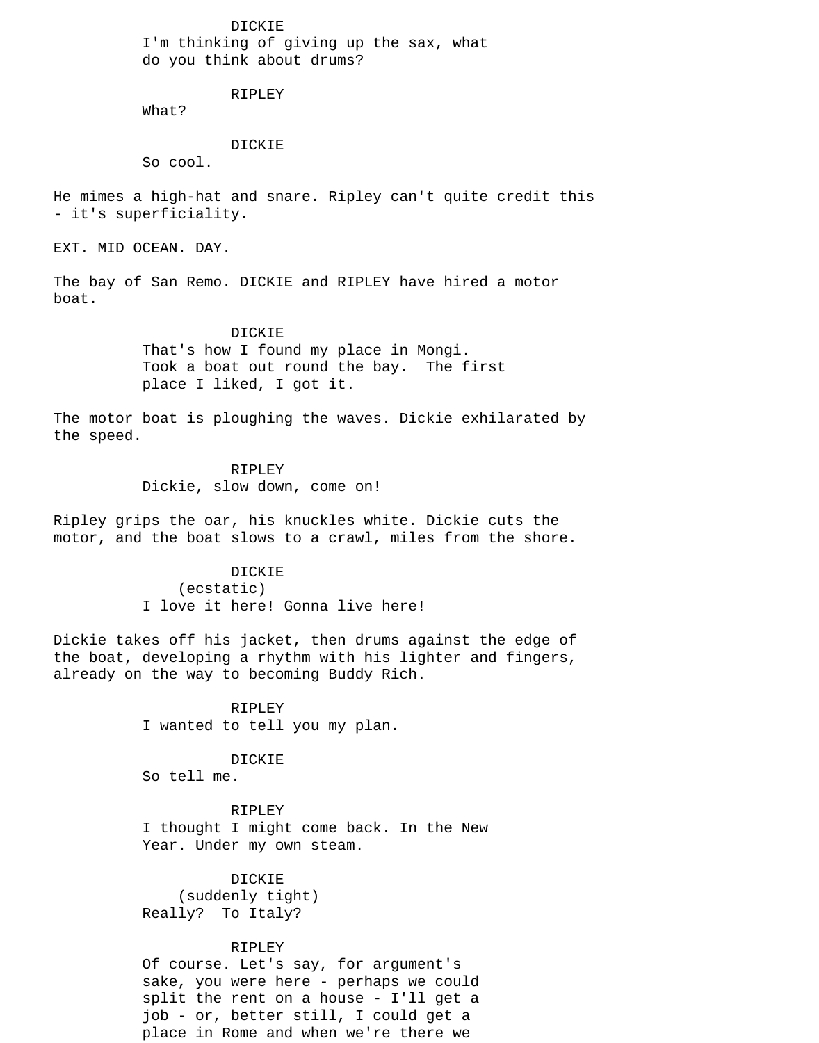DICKIE
I'm thinking of giving up the sax, what do you think about drums?

RIPLEY
What?

DICKIE
So cool.

He mimes a high-hat and snare. Ripley can't quite credit this - it's superficiality.

EXT. MID OCEAN. DAY.

The bay of San Remo. DICKIE and RIPLEY have hired a motor boat.

DICKIE
That's how I found my place in Mongi. Took a boat out round the bay. The first place I liked, I got it.

The motor boat is ploughing the waves. Dickie exhilarated by the speed.

RIPLEY
Dickie, slow down, come on!

Ripley grips the oar, his knuckles white. Dickie cuts the motor, and the boat slows to a crawl, miles from the shore.

DICKIE
(ecstatic)
I love it here! Gonna live here!

Dickie takes off his jacket, then drums against the edge of the boat, developing a rhythm with his lighter and fingers, already on the way to becoming Buddy Rich.

RIPLEY
I wanted to tell you my plan.

DICKIE
So tell me.

RIPLEY
I thought I might come back. In the New Year. Under my own steam.

DICKIE
(suddenly tight)
Really? To Italy?

RIPLEY
Of course. Let's say, for argument's sake, you were here - perhaps we could split the rent on a house - I'll get a job - or, better still, I could get a place in Rome and when we're there we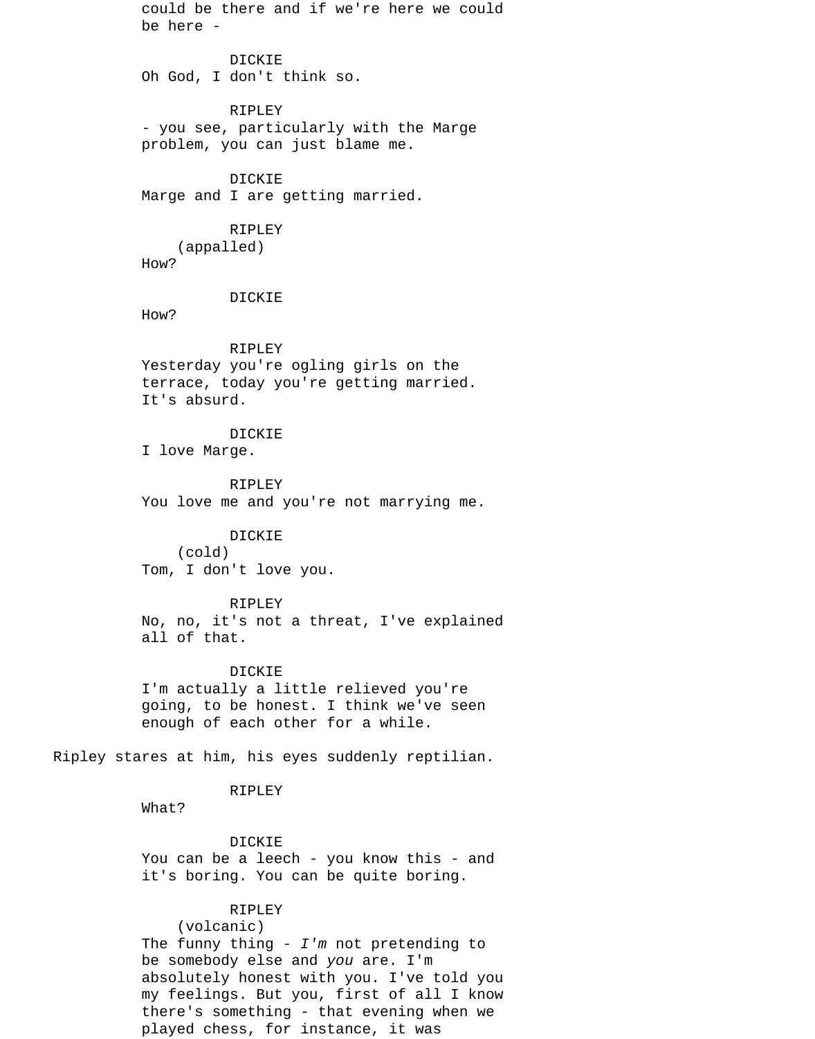could be there and if we're here we could be here -

DICKIE
Oh God, I don't think so.

RIPLEY
- you see, particularly with the Marge problem, you can just blame me.

DICKIE
Marge and I are getting married.

RIPLEY
(appalled)
How?

DICKIE
How?

RIPLEY
Yesterday you're ogling girls on the terrace, today you're getting married. It's absurd.

DICKIE
I love Marge.

RIPLEY
You love me and you're not marrying me.

DICKIE
(cold)
Tom, I don't love you.

RIPLEY
No, no, it's not a threat, I've explained all of that.

DICKIE
I'm actually a little relieved you're going, to be honest. I think we've seen enough of each other for a while.

Ripley stares at him, his eyes suddenly reptilian.

RIPLEY
What?

DICKIE
You can be a leech - you know this - and it's boring. You can be quite boring.

RIPLEY
(volcanic)
The funny thing - *I'm* not pretending to be somebody else and *you* are. I'm absolutely honest with you. I've told you my feelings. But you, first of all I know there's something - that evening when we played chess, for instance, it was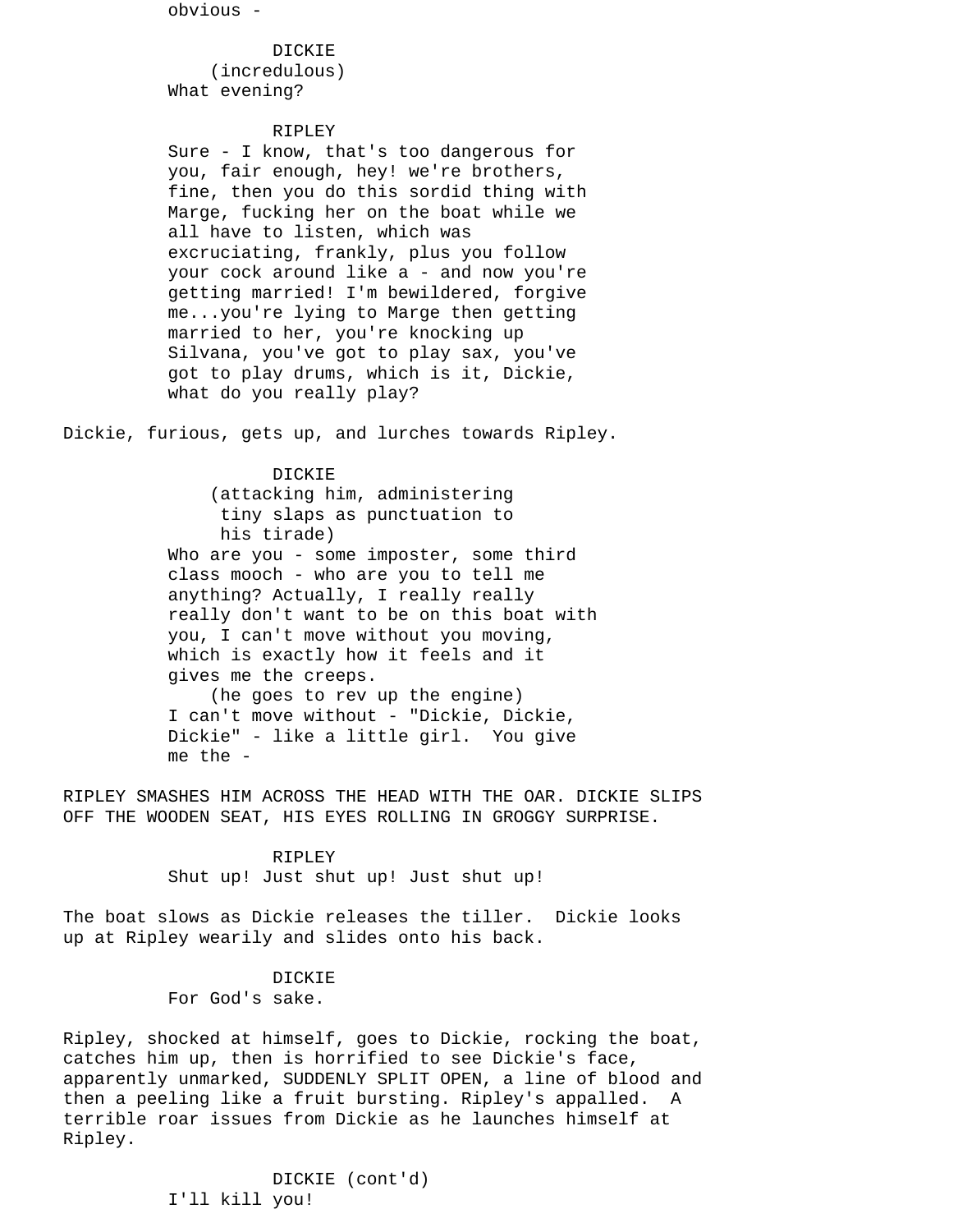obvious -

DICKIE
(incredulous)
What evening?

RIPLEY
Sure - I know, that's too dangerous for you, fair enough, hey! we're brothers, fine, then you do this sordid thing with Marge, fucking her on the boat while we all have to listen, which was excruciating, frankly, plus you follow your cock around like a - and now you're getting married! I'm bewildered, forgive me...you're lying to Marge then getting married to her, you're knocking up Silvana, you've got to play sax, you've got to play drums, which is it, Dickie, what do you really play?

Dickie, furious, gets up, and lurches towards Ripley.

DICKIE
(attacking him, administering tiny slaps as punctuation to his tirade)
Who are you - some imposter, some third class mooch - who are you to tell me anything? Actually, I really really really don't want to be on this boat with you, I can't move without you moving, which is exactly how it feels and it gives me the creeps.
(he goes to rev up the engine)
I can't move without - "Dickie, Dickie, Dickie" - like a little girl.  You give me the -

RIPLEY SMASHES HIM ACROSS THE HEAD WITH THE OAR. DICKIE SLIPS OFF THE WOODEN SEAT, HIS EYES ROLLING IN GROGGY SURPRISE.

RIPLEY
Shut up! Just shut up! Just shut up!

The boat slows as Dickie releases the tiller.  Dickie looks up at Ripley wearily and slides onto his back.

DICKIE
For God's sake.

Ripley, shocked at himself, goes to Dickie, rocking the boat, catches him up, then is horrified to see Dickie's face, apparently unmarked, SUDDENLY SPLIT OPEN, a line of blood and then a peeling like a fruit bursting. Ripley's appalled.  A terrible roar issues from Dickie as he launches himself at Ripley.

DICKIE (cont'd)
I'll kill you!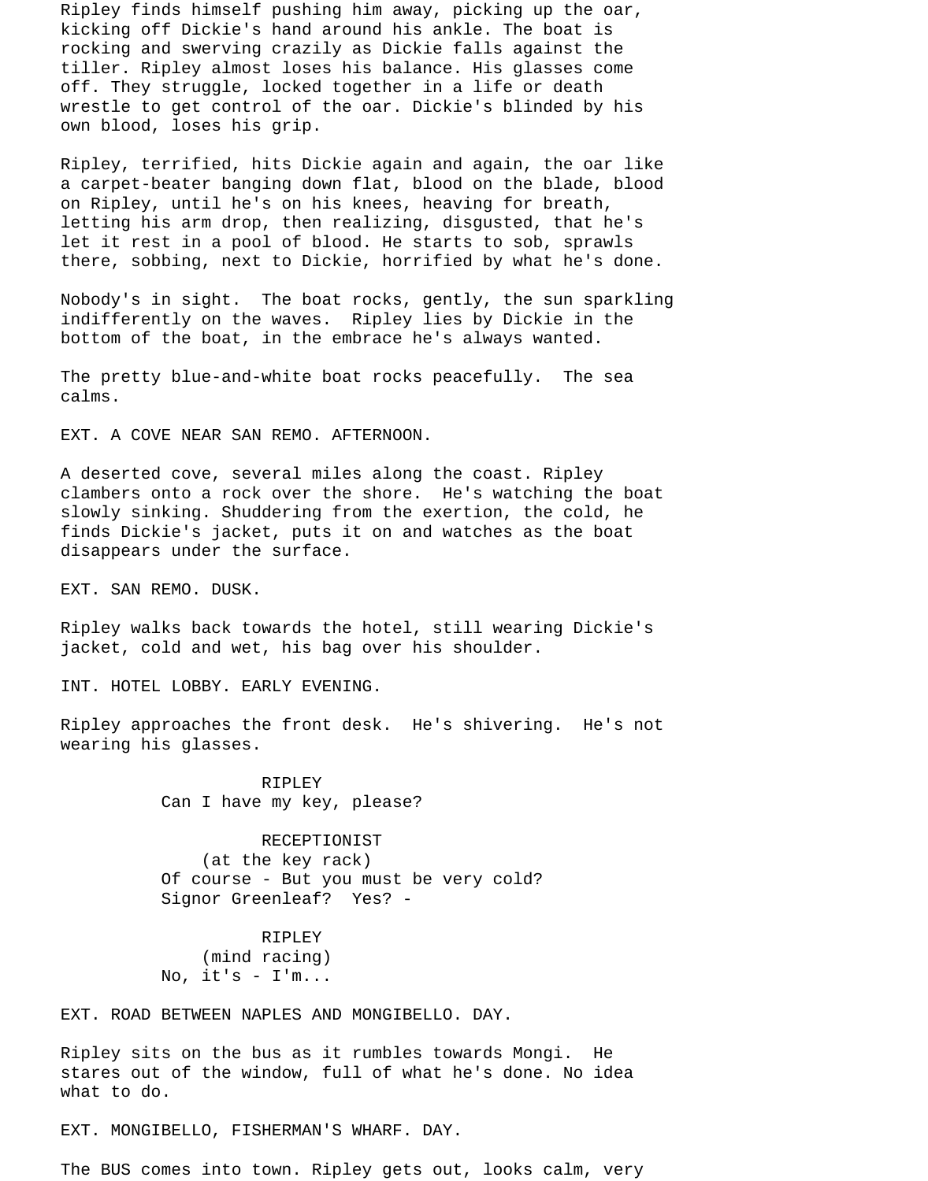Ripley finds himself pushing him away, picking up the oar, kicking off Dickie's hand around his ankle. The boat is rocking and swerving crazily as Dickie falls against the tiller. Ripley almost loses his balance. His glasses come off. They struggle, locked together in a life or death wrestle to get control of the oar. Dickie's blinded by his own blood, loses his grip.

Ripley, terrified, hits Dickie again and again, the oar like a carpet-beater banging down flat, blood on the blade, blood on Ripley, until he's on his knees, heaving for breath, letting his arm drop, then realizing, disgusted, that he's let it rest in a pool of blood. He starts to sob, sprawls there, sobbing, next to Dickie, horrified by what he's done.

Nobody's in sight. The boat rocks, gently, the sun sparkling indifferently on the waves. Ripley lies by Dickie in the bottom of the boat, in the embrace he's always wanted.

The pretty blue-and-white boat rocks peacefully. The sea calms.

EXT. A COVE NEAR SAN REMO. AFTERNOON.

A deserted cove, several miles along the coast. Ripley clambers onto a rock over the shore. He's watching the boat slowly sinking. Shuddering from the exertion, the cold, he finds Dickie's jacket, puts it on and watches as the boat disappears under the surface.

EXT. SAN REMO. DUSK.

Ripley walks back towards the hotel, still wearing Dickie's jacket, cold and wet, his bag over his shoulder.

INT. HOTEL LOBBY. EARLY EVENING.

Ripley approaches the front desk. He's shivering. He's not wearing his glasses.

RIPLEY
Can I have my key, please?

RECEPTIONIST
(at the key rack)
Of course - But you must be very cold? Signor Greenleaf? Yes? -

RIPLEY
(mind racing)
No, it's - I'm...

EXT. ROAD BETWEEN NAPLES AND MONGIBELLO. DAY.

Ripley sits on the bus as it rumbles towards Mongi. He stares out of the window, full of what he's done. No idea what to do.

EXT. MONGIBELLO, FISHERMAN'S WHARF. DAY.

The BUS comes into town. Ripley gets out, looks calm, very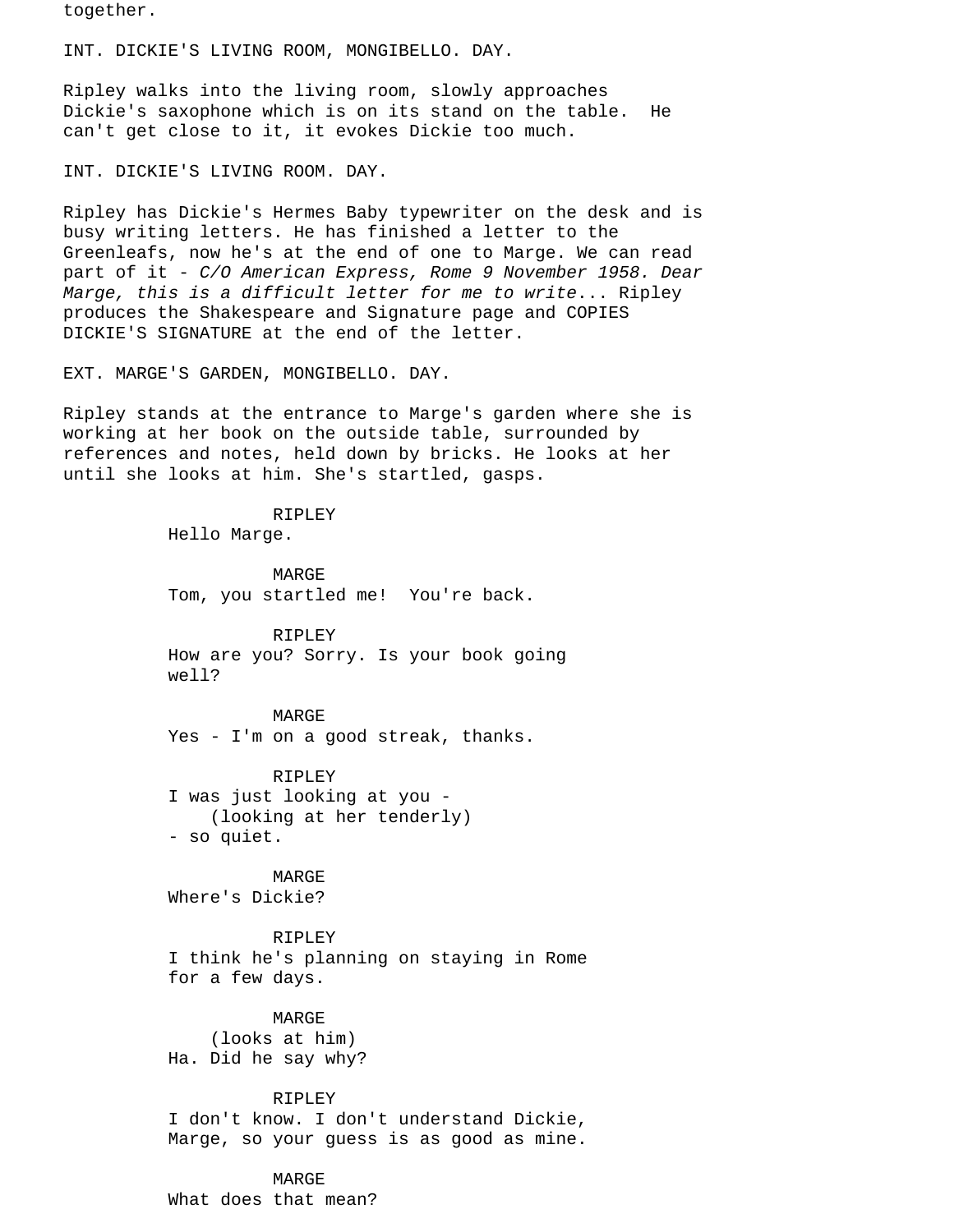together.

INT. DICKIE'S LIVING ROOM, MONGIBELLO. DAY.

Ripley walks into the living room, slowly approaches Dickie's saxophone which is on its stand on the table. He can't get close to it, it evokes Dickie too much.

INT. DICKIE'S LIVING ROOM. DAY.

Ripley has Dickie's Hermes Baby typewriter on the desk and is busy writing letters. He has finished a letter to the Greenleafs, now he's at the end of one to Marge. We can read part of it - *C/O American Express, Rome 9 November 1958. Dear Marge, this is a difficult letter for me to write*... Ripley produces the Shakespeare and Signature page and COPIES DICKIE'S SIGNATURE at the end of the letter.

EXT. MARGE'S GARDEN, MONGIBELLO. DAY.

Ripley stands at the entrance to Marge's garden where she is working at her book on the outside table, surrounded by references and notes, held down by bricks. He looks at her until she looks at him. She's startled, gasps.

RIPLEY
Hello Marge.

MARGE
Tom, you startled me! You're back.

RIPLEY
How are you? Sorry. Is your book going well?

MARGE
Yes - I'm on a good streak, thanks.

RIPLEY
I was just looking at you -
(looking at her tenderly)
- so quiet.

MARGE
Where's Dickie?

RIPLEY
I think he's planning on staying in Rome for a few days.

MARGE
(looks at him)
Ha. Did he say why?

RIPLEY
I don't know. I don't understand Dickie, Marge, so your guess is as good as mine.

MARGE
What does that mean?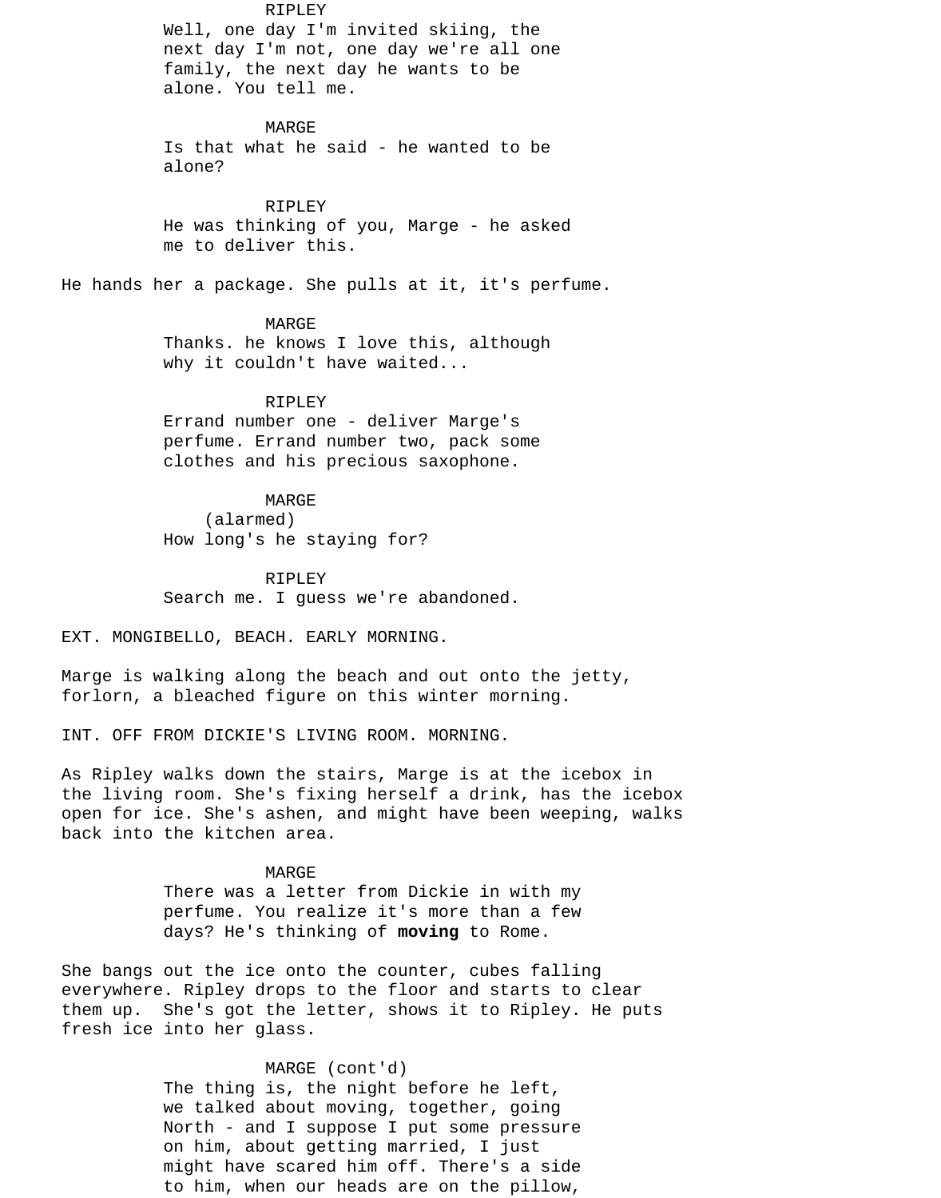RIPLEY
Well, one day I'm invited skiing, the next day I'm not, one day we're all one family, the next day he wants to be alone. You tell me.

MARGE
Is that what he said - he wanted to be alone?

RIPLEY
He was thinking of you, Marge - he asked me to deliver this.

He hands her a package. She pulls at it, it's perfume.

MARGE
Thanks. he knows I love this, although why it couldn't have waited...

RIPLEY
Errand number one - deliver Marge's perfume. Errand number two, pack some clothes and his precious saxophone.

MARGE
(alarmed)
How long's he staying for?

RIPLEY
Search me. I guess we're abandoned.

EXT. MONGIBELLO, BEACH. EARLY MORNING.

Marge is walking along the beach and out onto the jetty, forlorn, a bleached figure on this winter morning.

INT. OFF FROM DICKIE'S LIVING ROOM. MORNING.

As Ripley walks down the stairs, Marge is at the icebox in the living room. She's fixing herself a drink, has the icebox open for ice. She's ashen, and might have been weeping, walks back into the kitchen area.

MARGE
There was a letter from Dickie in with my perfume. You realize it's more than a few days? He's thinking of **moving** to Rome.

She bangs out the ice onto the counter, cubes falling everywhere. Ripley drops to the floor and starts to clear them up. She's got the letter, shows it to Ripley. He puts fresh ice into her glass.

MARGE (cont'd)
The thing is, the night before he left, we talked about moving, together, going North - and I suppose I put some pressure on him, about getting married, I just might have scared him off. There's a side to him, when our heads are on the pillow,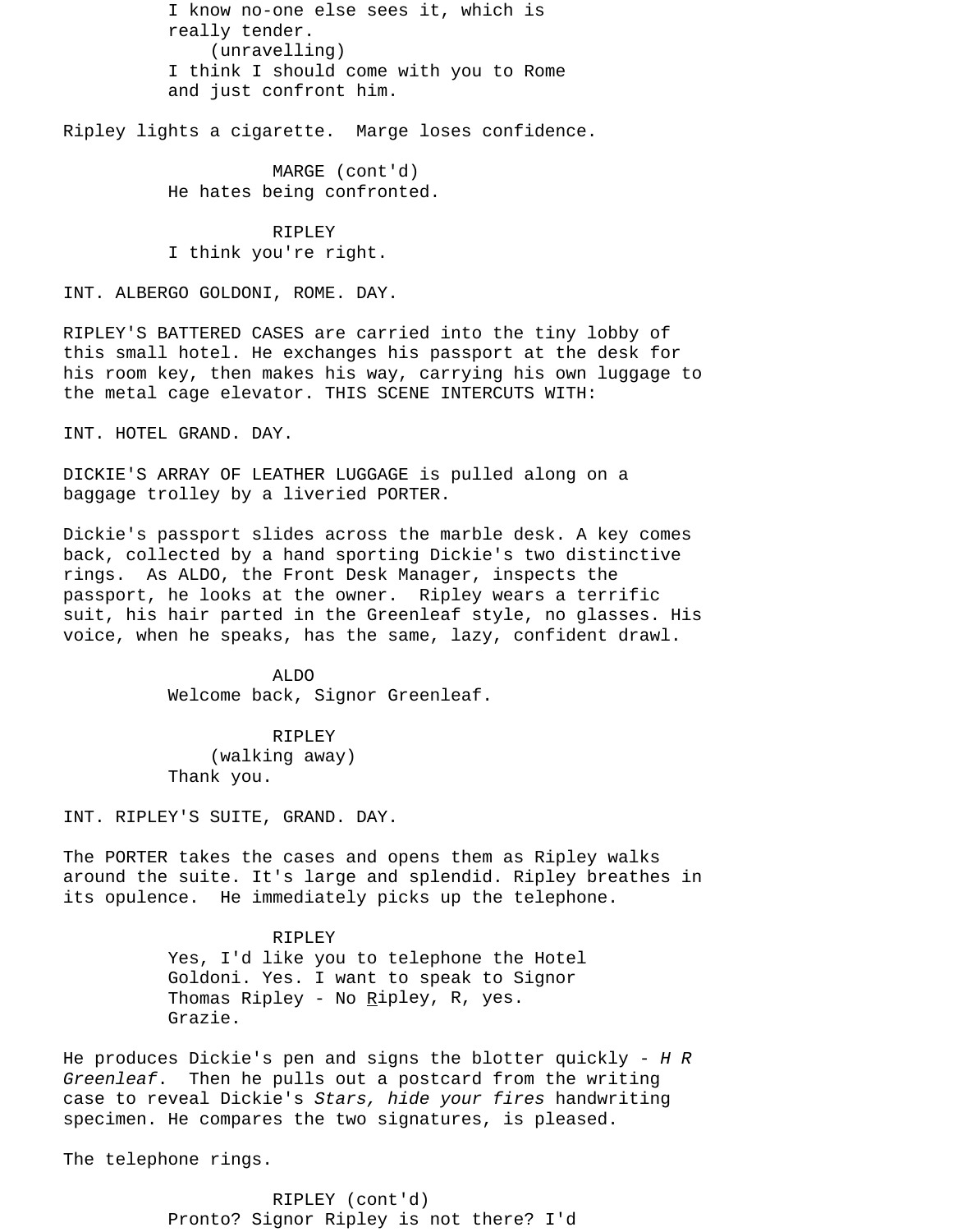I know no-one else sees it, which is really tender.

(unravelling)

I think I should come with you to Rome and just confront him.

Ripley lights a cigarette. Marge loses confidence.

MARGE (cont'd)

He hates being confronted.

RIPLEY

I think you're right.

INT. ALBERGO GOLDONI, ROME. DAY.

RIPLEY'S BATTERED CASES are carried into the tiny lobby of this small hotel. He exchanges his passport at the desk for his room key, then makes his way, carrying his own luggage to the metal cage elevator. THIS SCENE INTERCUTS WITH:

INT. HOTEL GRAND. DAY.

DICKIE'S ARRAY OF LEATHER LUGGAGE is pulled along on a baggage trolley by a liveried PORTER.

Dickie's passport slides across the marble desk. A key comes back, collected by a hand sporting Dickie's two distinctive rings. As ALDO, the Front Desk Manager, inspects the passport, he looks at the owner. Ripley wears a terrific suit, his hair parted in the Greenleaf style, no glasses. His voice, when he speaks, has the same, lazy, confident drawl.

ALDO

Welcome back, Signor Greenleaf.

RIPLEY

(walking away)

Thank you.

INT. RIPLEY'S SUITE, GRAND. DAY.

The PORTER takes the cases and opens them as Ripley walks around the suite. It's large and splendid. Ripley breathes in its opulence. He immediately picks up the telephone.

RIPLEY

Yes, I'd like you to telephone the Hotel Goldoni. Yes. I want to speak to Signor Thomas Ripley - No Ripley, R, yes. Grazie.

He produces Dickie's pen and signs the blotter quickly - *H R Greenleaf*. Then he pulls out a postcard from the writing case to reveal Dickie's *Stars, hide your fires* handwriting specimen. He compares the two signatures, is pleased.

The telephone rings.

RIPLEY (cont'd)

Pronto? Signor Ripley is not there? I'd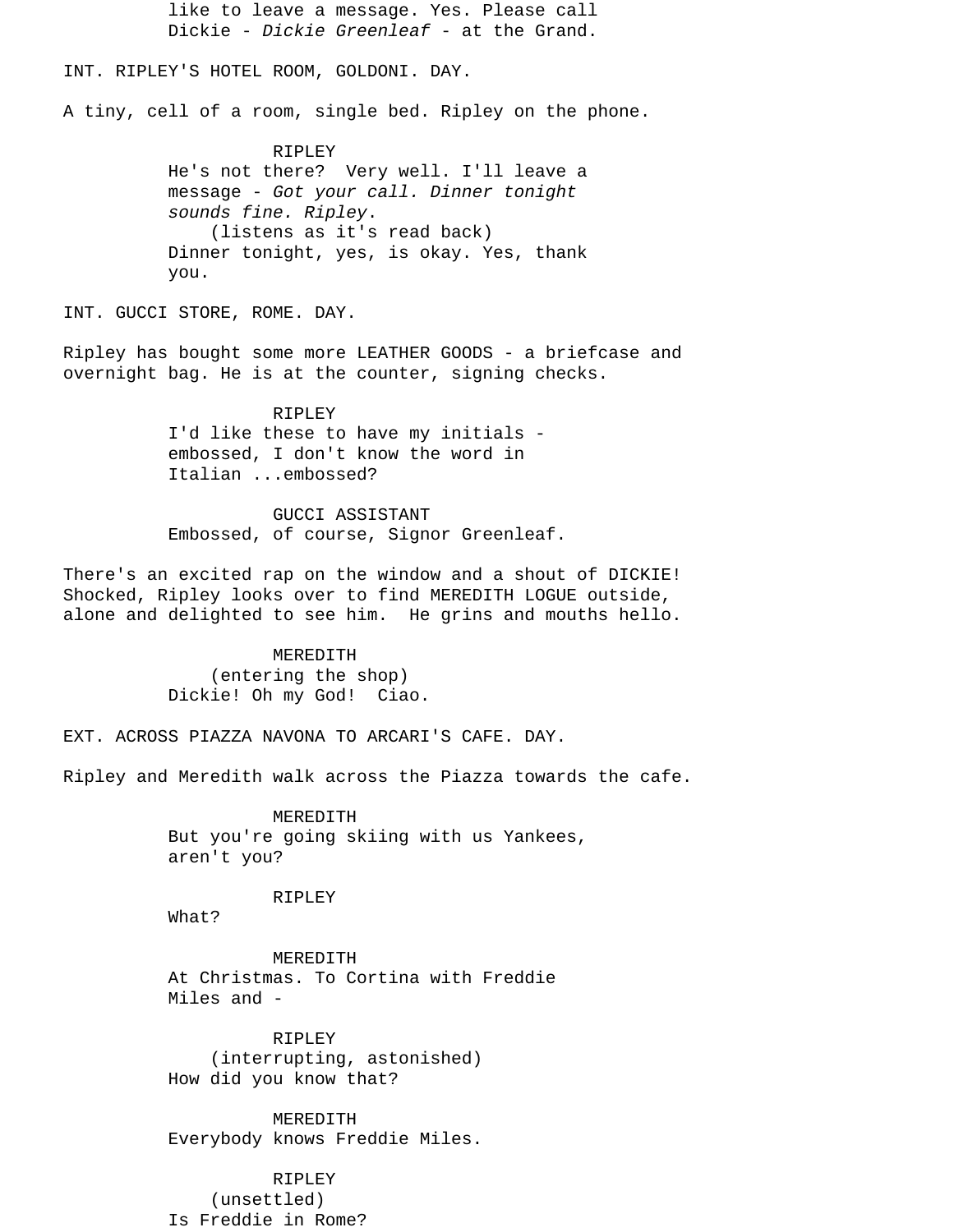like to leave a message. Yes. Please call Dickie - *Dickie Greenleaf* - at the Grand.

INT. RIPLEY'S HOTEL ROOM, GOLDONI. DAY.

A tiny, cell of a room, single bed. Ripley on the phone.

RIPLEY
He's not there? Very well. I'll leave a message - *Got your call. Dinner tonight sounds fine. Ripley*.
(listens as it's read back)
Dinner tonight, yes, is okay. Yes, thank you.

INT. GUCCI STORE, ROME. DAY.

Ripley has bought some more LEATHER GOODS - a briefcase and overnight bag. He is at the counter, signing checks.

RIPLEY
I'd like these to have my initials - embossed, I don't know the word in Italian ...embossed?

GUCCI ASSISTANT
Embossed, of course, Signor Greenleaf.

There's an excited rap on the window and a shout of DICKIE! Shocked, Ripley looks over to find MEREDITH LOGUE outside, alone and delighted to see him. He grins and mouths hello.

MEREDITH
(entering the shop)
Dickie! Oh my God! Ciao.

EXT. ACROSS PIAZZA NAVONA TO ARCARI'S CAFE. DAY.

Ripley and Meredith walk across the Piazza towards the cafe.

MEREDITH
But you're going skiing with us Yankees, aren't you?

RIPLEY
What?

MEREDITH
At Christmas. To Cortina with Freddie Miles and -

RIPLEY
(interrupting, astonished)
How did you know that?

MEREDITH
Everybody knows Freddie Miles.

RIPLEY
(unsettled)
Is Freddie in Rome?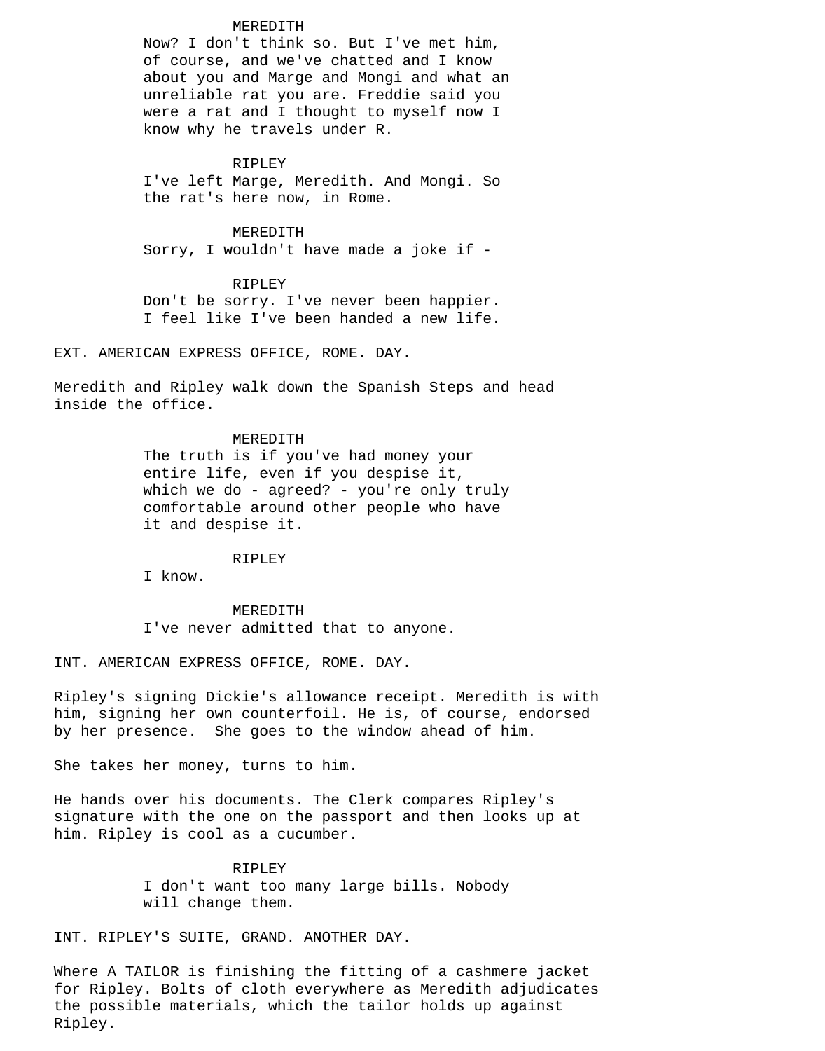MEREDITH

Now? I don't think so. But I've met him, of course, and we've chatted and I know about you and Marge and Mongi and what an unreliable rat you are. Freddie said you were a rat and I thought to myself now I know why he travels under R.

RIPLEY

I've left Marge, Meredith. And Mongi. So the rat's here now, in Rome.

MEREDITH

Sorry, I wouldn't have made a joke if -

RIPLEY

Don't be sorry. I've never been happier. I feel like I've been handed a new life.

EXT. AMERICAN EXPRESS OFFICE, ROME. DAY.

Meredith and Ripley walk down the Spanish Steps and head inside the office.

MEREDITH

The truth is if you've had money your entire life, even if you despise it, which we do - agreed? - you're only truly comfortable around other people who have it and despise it.

RIPLEY

I know.

MEREDITH

I've never admitted that to anyone.

INT. AMERICAN EXPRESS OFFICE, ROME. DAY.

Ripley's signing Dickie's allowance receipt. Meredith is with him, signing her own counterfoil. He is, of course, endorsed by her presence. She goes to the window ahead of him.

She takes her money, turns to him.

He hands over his documents. The Clerk compares Ripley's signature with the one on the passport and then looks up at him. Ripley is cool as a cucumber.

RIPLEY

I don't want too many large bills. Nobody will change them.

INT. RIPLEY'S SUITE, GRAND. ANOTHER DAY.

Where A TAILOR is finishing the fitting of a cashmere jacket for Ripley. Bolts of cloth everywhere as Meredith adjudicates the possible materials, which the tailor holds up against Ripley.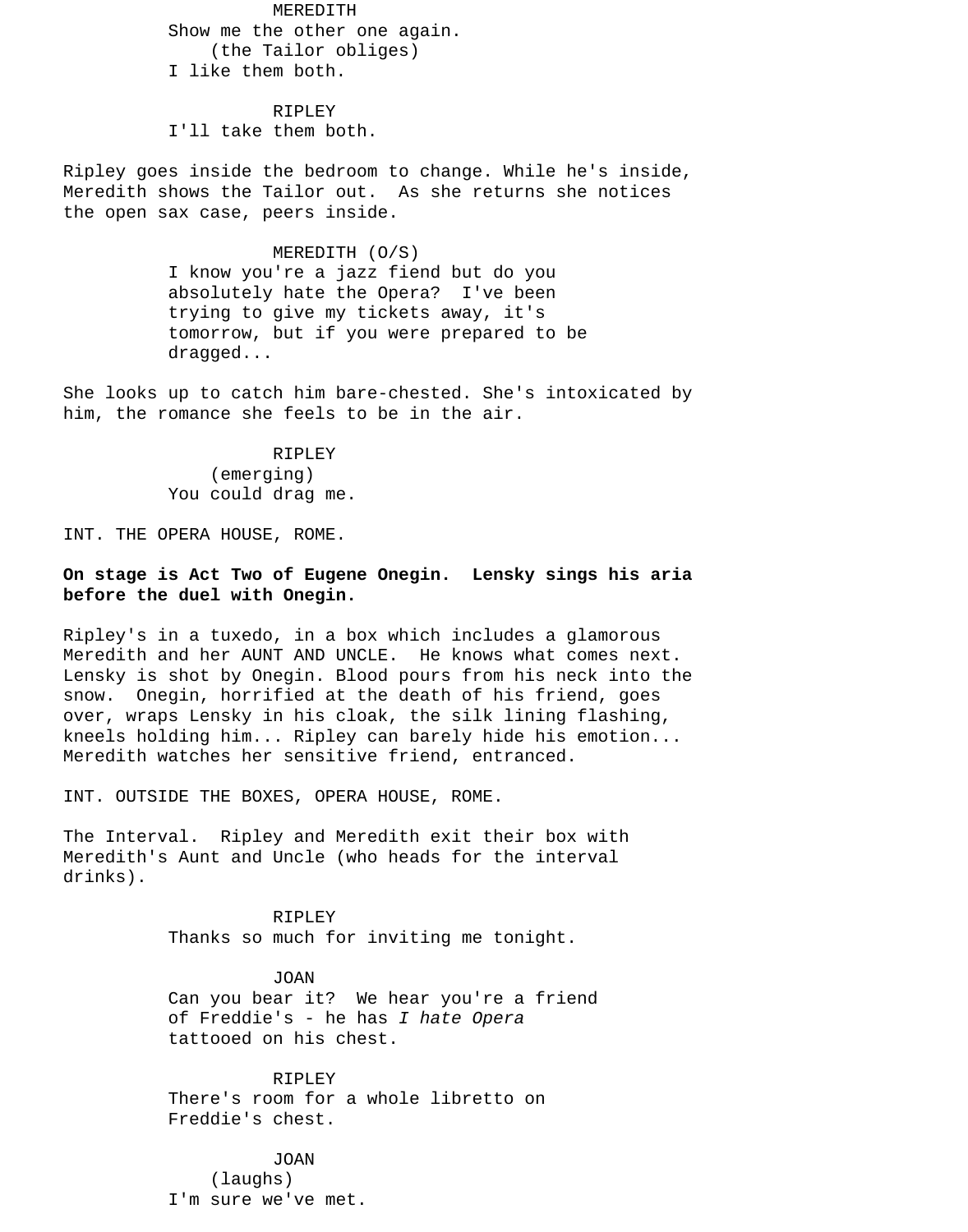MEREDITH
Show me the other one again.
(the Tailor obliges)
I like them both.

RIPLEY
I'll take them both.

Ripley goes inside the bedroom to change. While he's inside, Meredith shows the Tailor out. As she returns she notices the open sax case, peers inside.

MEREDITH (O/S)
I know you're a jazz fiend but do you absolutely hate the Opera? I've been trying to give my tickets away, it's tomorrow, but if you were prepared to be dragged...

She looks up to catch him bare-chested. She's intoxicated by him, the romance she feels to be in the air.

RIPLEY
(emerging)
You could drag me.

INT. THE OPERA HOUSE, ROME.

**On stage is Act Two of Eugene Onegin. Lensky sings his aria before the duel with Onegin.**

Ripley's in a tuxedo, in a box which includes a glamorous Meredith and her AUNT AND UNCLE. He knows what comes next. Lensky is shot by Onegin. Blood pours from his neck into the snow. Onegin, horrified at the death of his friend, goes over, wraps Lensky in his cloak, the silk lining flashing, kneels holding him... Ripley can barely hide his emotion... Meredith watches her sensitive friend, entranced.

INT. OUTSIDE THE BOXES, OPERA HOUSE, ROME.

The Interval. Ripley and Meredith exit their box with Meredith's Aunt and Uncle (who heads for the interval drinks).

RIPLEY
Thanks so much for inviting me tonight.

JOAN
Can you bear it? We hear you're a friend of Freddie's - he has *I hate Opera* tattooed on his chest.

RIPLEY
There's room for a whole libretto on Freddie's chest.

JOAN
(laughs)
I'm sure we've met.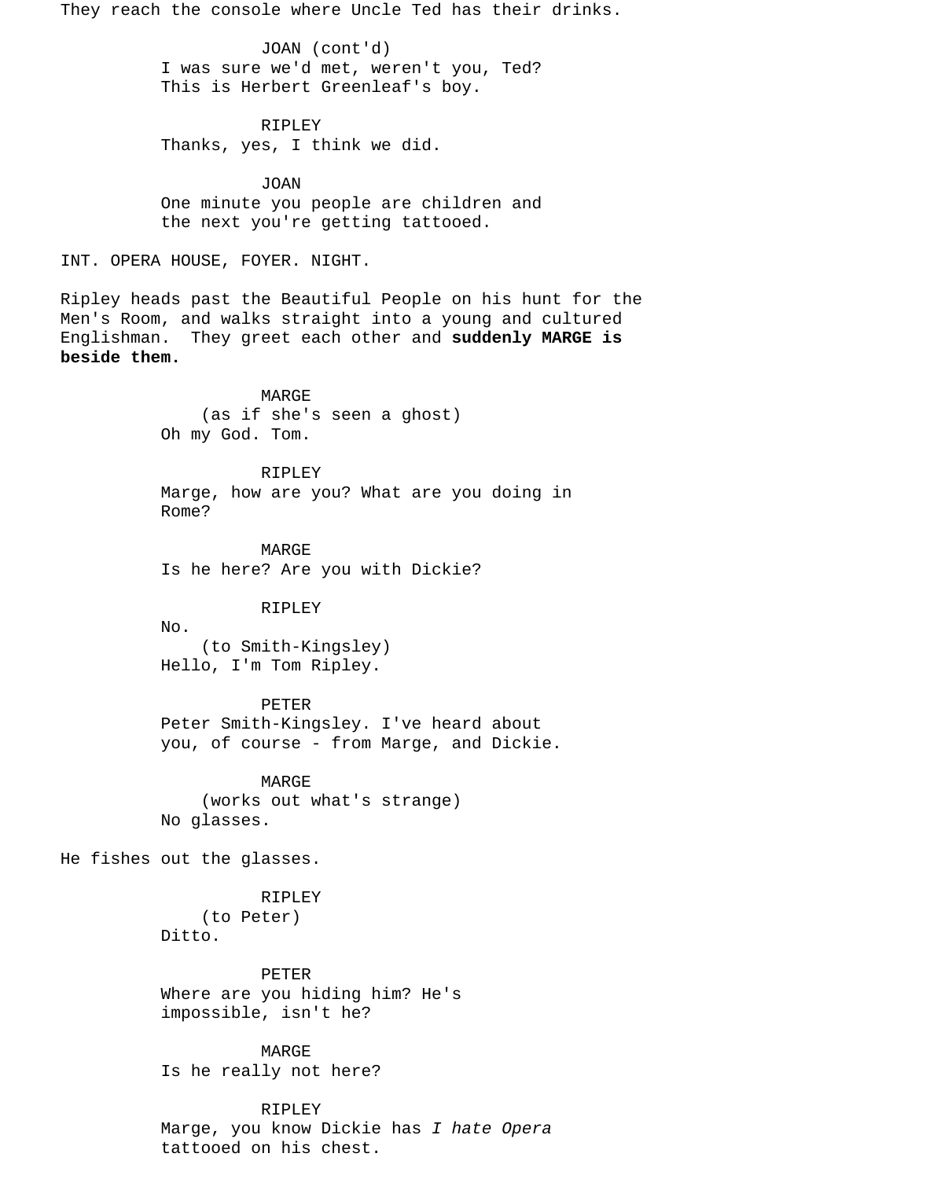They reach the console where Uncle Ted has their drinks.

JOAN (cont'd)
I was sure we'd met, weren't you, Ted? This is Herbert Greenleaf's boy.

RIPLEY
Thanks, yes, I think we did.

JOAN
One minute you people are children and the next you're getting tattooed.

INT. OPERA HOUSE, FOYER. NIGHT.

Ripley heads past the Beautiful People on his hunt for the Men's Room, and walks straight into a young and cultured Englishman. They greet each other and **suddenly MARGE is beside them.**

MARGE
(as if she's seen a ghost)
Oh my God. Tom.

RIPLEY
Marge, how are you? What are you doing in Rome?

MARGE
Is he here? Are you with Dickie?

RIPLEY
No.
(to Smith-Kingsley)
Hello, I'm Tom Ripley.

PETER
Peter Smith-Kingsley. I've heard about you, of course - from Marge, and Dickie.

MARGE
(works out what's strange)
No glasses.

He fishes out the glasses.

RIPLEY
(to Peter)
Ditto.

PETER
Where are you hiding him? He's impossible, isn't he?

MARGE
Is he really not here?

RIPLEY
Marge, you know Dickie has *I hate Opera* tattooed on his chest.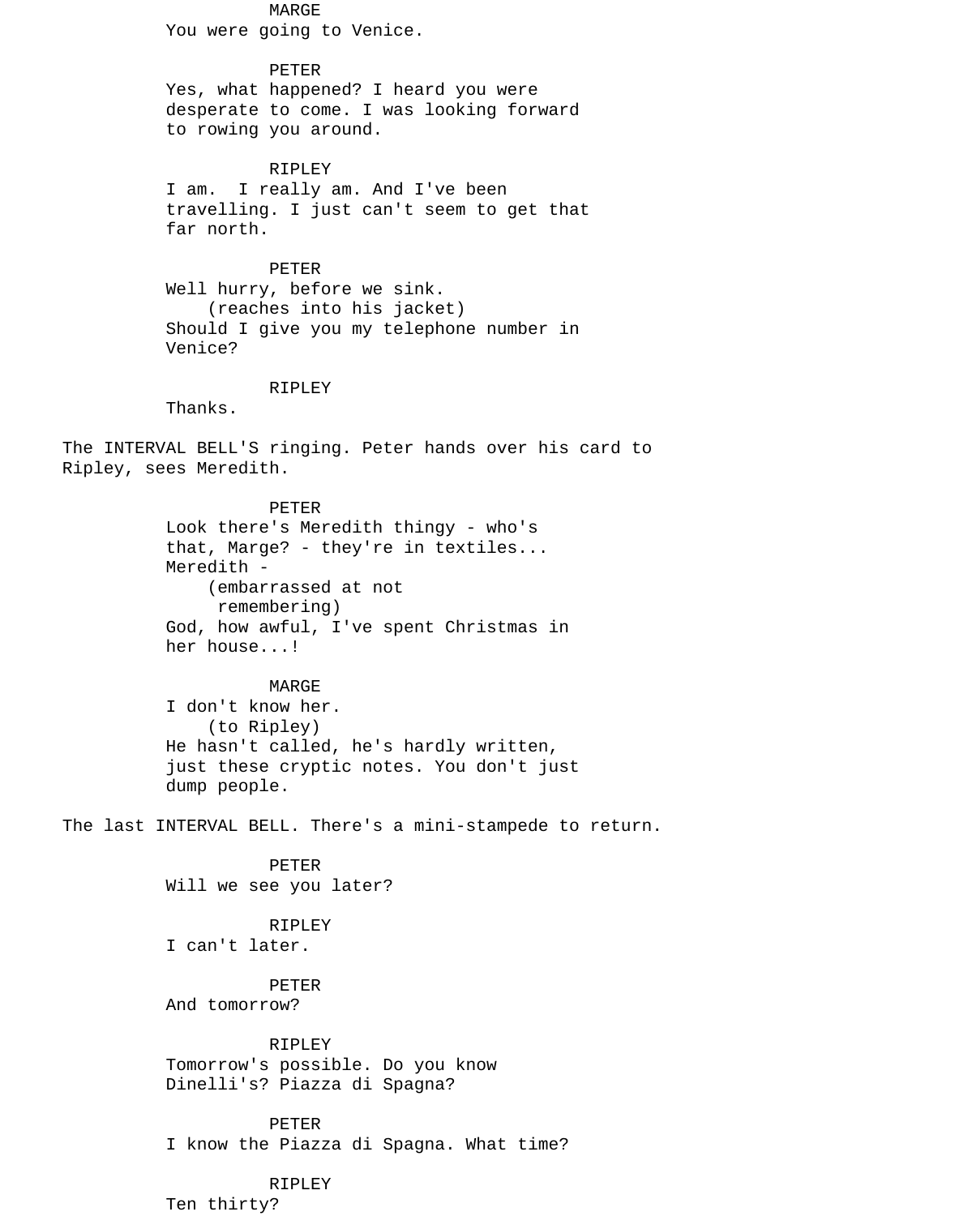MARGE
You were going to Venice.

PETER
Yes, what happened? I heard you were desperate to come. I was looking forward to rowing you around.

RIPLEY
I am. I really am. And I've been travelling. I just can't seem to get that far north.

PETER
Well hurry, before we sink.
(reaches into his jacket)
Should I give you my telephone number in Venice?

RIPLEY
Thanks.

The INTERVAL BELL'S ringing. Peter hands over his card to Ripley, sees Meredith.

PETER
Look there's Meredith thingy - who's that, Marge? - they're in textiles... Meredith -
(embarrassed at not remembering)
God, how awful, I've spent Christmas in her house...!

MARGE
I don't know her.
(to Ripley)
He hasn't called, he's hardly written, just these cryptic notes. You don't just dump people.

The last INTERVAL BELL. There's a mini-stampede to return.

PETER
Will we see you later?

RIPLEY
I can't later.

PETER
And tomorrow?

RIPLEY
Tomorrow's possible. Do you know Dinelli's? Piazza di Spagna?

PETER
I know the Piazza di Spagna. What time?

RIPLEY
Ten thirty?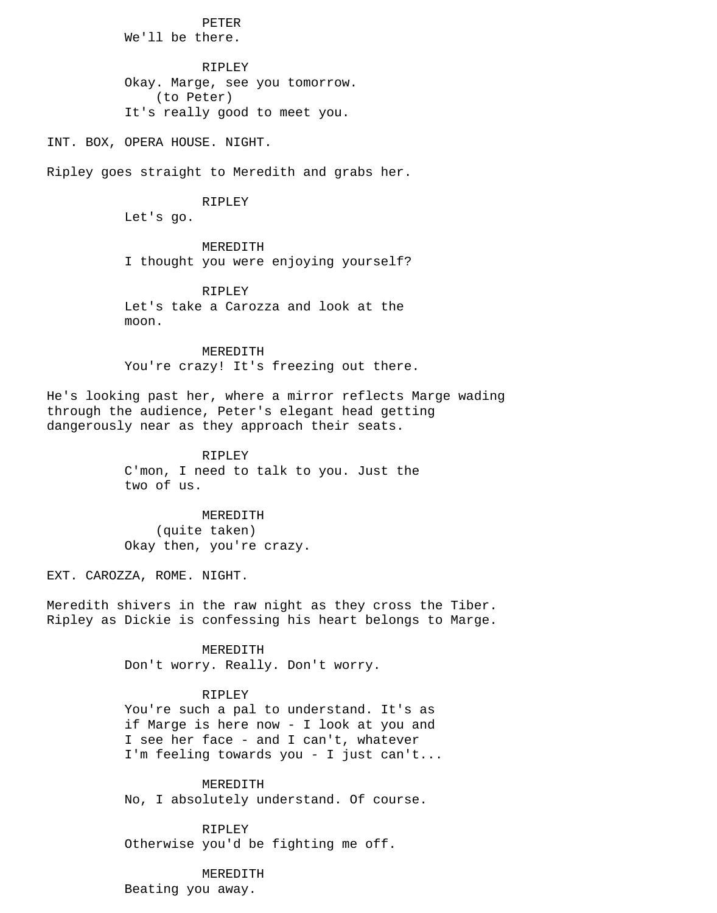PETER
We'll be there.

RIPLEY
Okay. Marge, see you tomorrow.
(to Peter)
It's really good to meet you.

INT. BOX, OPERA HOUSE. NIGHT.

Ripley goes straight to Meredith and grabs her.

RIPLEY
Let's go.

MEREDITH
I thought you were enjoying yourself?

RIPLEY
Let's take a Carozza and look at the moon.

MEREDITH
You're crazy! It's freezing out there.

He's looking past her, where a mirror reflects Marge wading through the audience, Peter's elegant head getting dangerously near as they approach their seats.

RIPLEY
C'mon, I need to talk to you. Just the two of us.

MEREDITH
(quite taken)
Okay then, you're crazy.

EXT. CAROZZA, ROME. NIGHT.

Meredith shivers in the raw night as they cross the Tiber. Ripley as Dickie is confessing his heart belongs to Marge.

MEREDITH
Don't worry. Really. Don't worry.

RIPLEY
You're such a pal to understand. It's as if Marge is here now - I look at you and I see her face - and I can't, whatever I'm feeling towards you - I just can't...

MEREDITH
No, I absolutely understand. Of course.

RIPLEY
Otherwise you'd be fighting me off.

MEREDITH
Beating you away.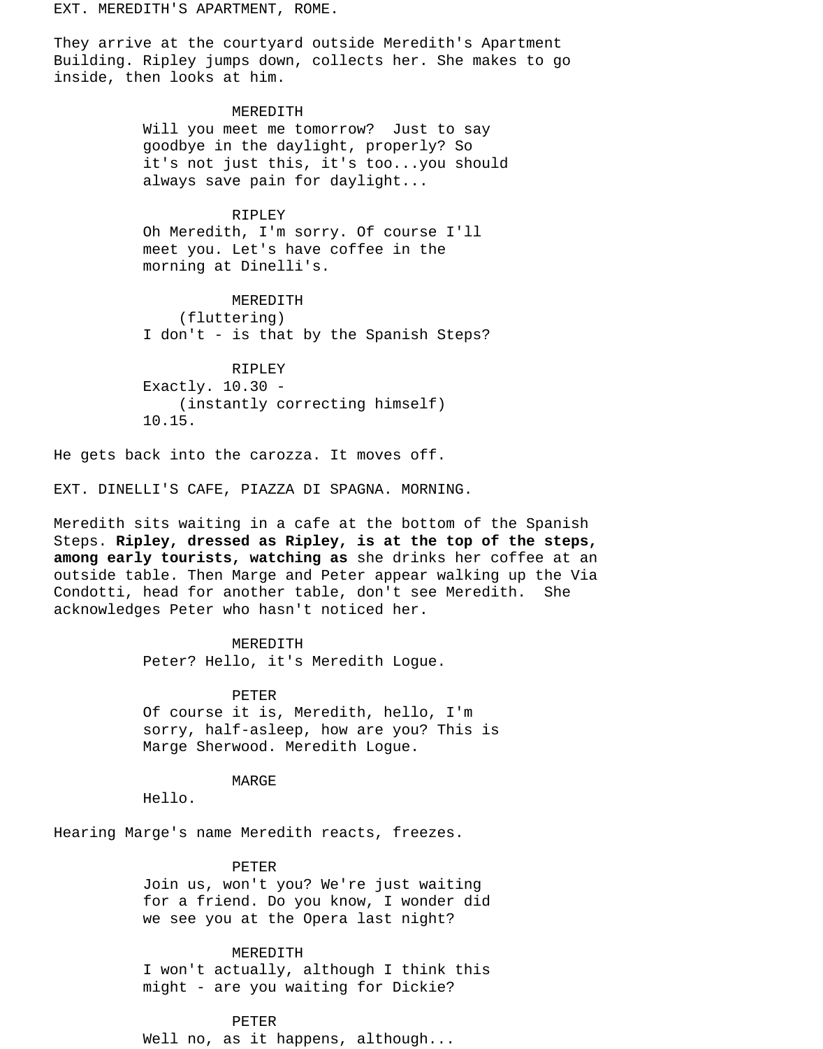EXT. MEREDITH'S APARTMENT, ROME.

They arrive at the courtyard outside Meredith's Apartment Building. Ripley jumps down, collects her. She makes to go inside, then looks at him.

MEREDITH
Will you meet me tomorrow? Just to say goodbye in the daylight, properly? So it's not just this, it's too...you should always save pain for daylight...

RIPLEY
Oh Meredith, I'm sorry. Of course I'll meet you. Let's have coffee in the morning at Dinelli's.

MEREDITH
(fluttering)
I don't - is that by the Spanish Steps?

RIPLEY
Exactly. 10.30 -
(instantly correcting himself)
10.15.

He gets back into the carozza. It moves off.

EXT. DINELLI'S CAFE, PIAZZA DI SPAGNA. MORNING.

Meredith sits waiting in a cafe at the bottom of the Spanish Steps. **Ripley, dressed as Ripley, is at the top of the steps, among early tourists, watching as** she drinks her coffee at an outside table. Then Marge and Peter appear walking up the Via Condotti, head for another table, don't see Meredith. She acknowledges Peter who hasn't noticed her.

MEREDITH
Peter? Hello, it's Meredith Logue.

PETER
Of course it is, Meredith, hello, I'm sorry, half-asleep, how are you? This is Marge Sherwood. Meredith Logue.

MARGE
Hello.

Hearing Marge's name Meredith reacts, freezes.

PETER
Join us, won't you? We're just waiting for a friend. Do you know, I wonder did we see you at the Opera last night?

MEREDITH
I won't actually, although I think this might - are you waiting for Dickie?

PETER
Well no, as it happens, although...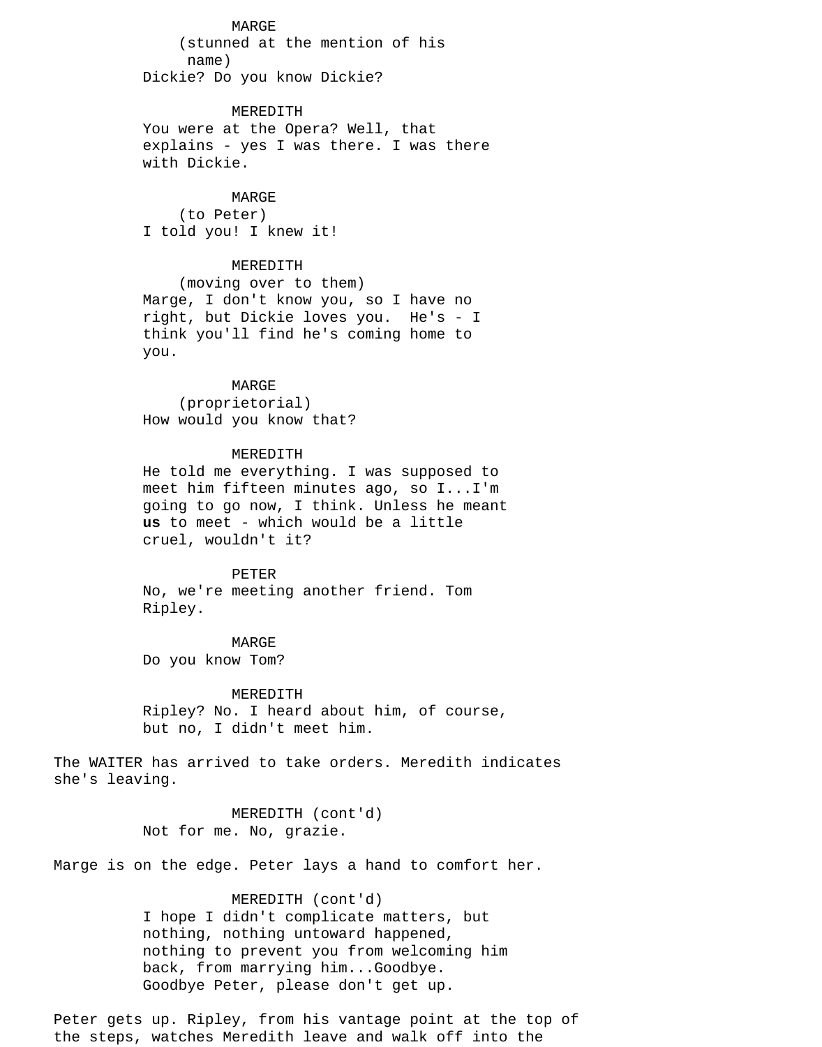MARGE
(stunned at the mention of his name)
Dickie? Do you know Dickie?

MEREDITH
You were at the Opera? Well, that explains - yes I was there. I was there with Dickie.

MARGE
(to Peter)
I told you! I knew it!

MEREDITH
(moving over to them)
Marge, I don't know you, so I have no right, but Dickie loves you. He's - I think you'll find he's coming home to you.

MARGE
(proprietorial)
How would you know that?

MEREDITH
He told me everything. I was supposed to meet him fifteen minutes ago, so I...I'm going to go now, I think. Unless he meant **us** to meet - which would be a little cruel, wouldn't it?

PETER
No, we're meeting another friend. Tom Ripley.

MARGE
Do you know Tom?

MEREDITH
Ripley? No. I heard about him, of course, but no, I didn't meet him.

The WAITER has arrived to take orders. Meredith indicates she's leaving.

MEREDITH (cont'd)
Not for me. No, grazie.

Marge is on the edge. Peter lays a hand to comfort her.

MEREDITH (cont'd)
I hope I didn't complicate matters, but nothing, nothing untoward happened, nothing to prevent you from welcoming him back, from marrying him...Goodbye. Goodbye Peter, please don't get up.

Peter gets up. Ripley, from his vantage point at the top of the steps, watches Meredith leave and walk off into the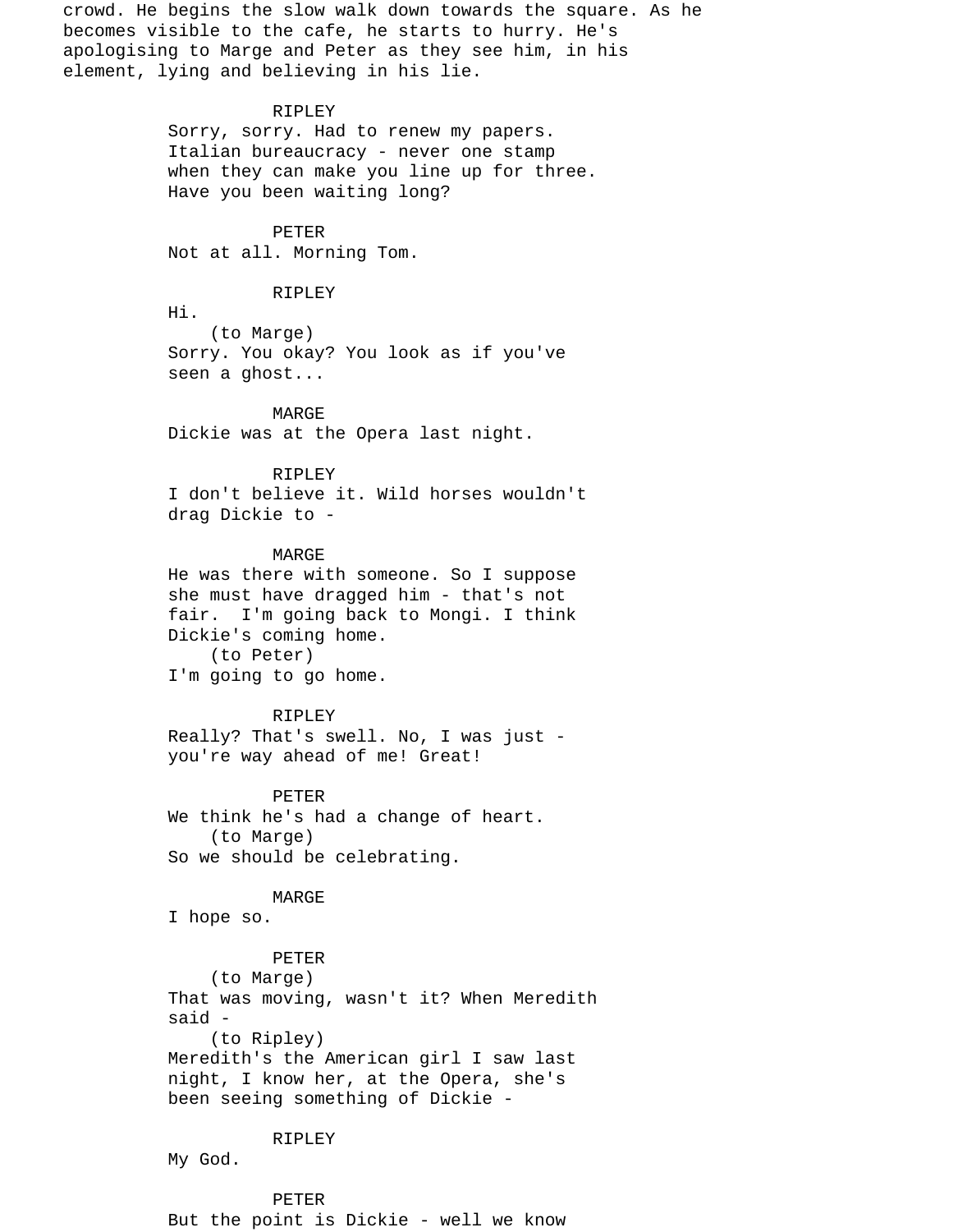crowd. He begins the slow walk down towards the square. As he becomes visible to the cafe, he starts to hurry. He's apologising to Marge and Peter as they see him, in his element, lying and believing in his lie.

RIPLEY
Sorry, sorry. Had to renew my papers. Italian bureaucracy - never one stamp when they can make you line up for three. Have you been waiting long?

PETER
Not at all. Morning Tom.

RIPLEY
Hi.
(to Marge)
Sorry. You okay? You look as if you've seen a ghost...

MARGE
Dickie was at the Opera last night.

RIPLEY
I don't believe it. Wild horses wouldn't drag Dickie to -

MARGE
He was there with someone. So I suppose she must have dragged him - that's not fair. I'm going back to Mongi. I think Dickie's coming home.
(to Peter)
I'm going to go home.

RIPLEY
Really? That's swell. No, I was just - you're way ahead of me! Great!

PETER
We think he's had a change of heart.
(to Marge)
So we should be celebrating.

MARGE
I hope so.

PETER
(to Marge)
That was moving, wasn't it? When Meredith said -
(to Ripley)
Meredith's the American girl I saw last night, I know her, at the Opera, she's been seeing something of Dickie -

RIPLEY
My God.

PETER
But the point is Dickie - well we know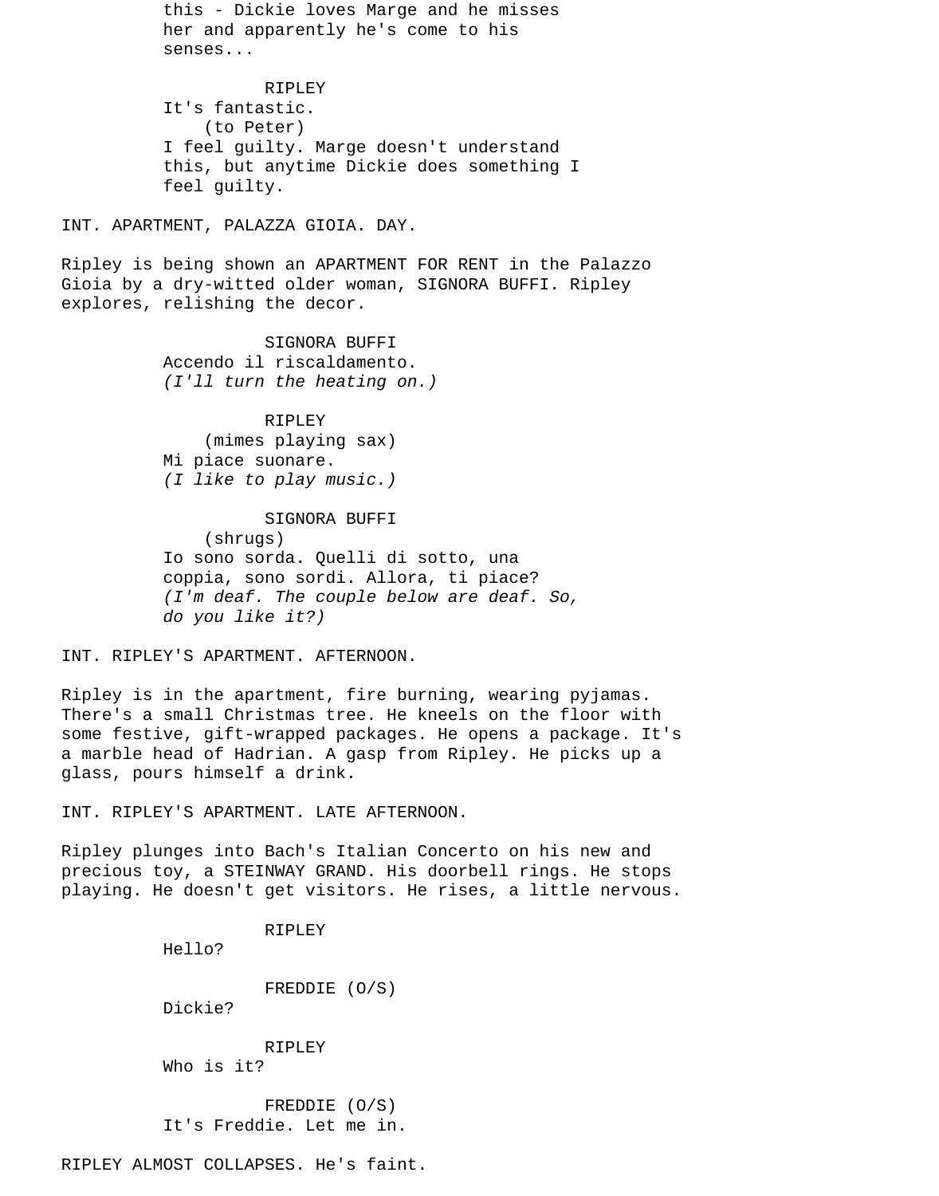this - Dickie loves Marge and he misses her and apparently he's come to his senses...

RIPLEY
It's fantastic.
(to Peter)
I feel guilty. Marge doesn't understand this, but anytime Dickie does something I feel guilty.

INT. APARTMENT, PALAZZA GIOIA. DAY.

Ripley is being shown an APARTMENT FOR RENT in the Palazzo Gioia by a dry-witted older woman, SIGNORA BUFFI. Ripley explores, relishing the decor.

SIGNORA BUFFI
Accendo il riscaldamento.
*(I'll turn the heating on.)*

RIPLEY
(mimes playing sax)
Mi piace suonare.
*(I like to play music.)*

SIGNORA BUFFI
(shrugs)
Io sono sorda. Quelli di sotto, una coppia, sono sordi. Allora, ti piace?
*(I'm deaf. The couple below are deaf. So, do you like it?)*

INT. RIPLEY'S APARTMENT. AFTERNOON.

Ripley is in the apartment, fire burning, wearing pyjamas. There's a small Christmas tree. He kneels on the floor with some festive, gift-wrapped packages. He opens a package. It's a marble head of Hadrian. A gasp from Ripley. He picks up a glass, pours himself a drink.

INT. RIPLEY'S APARTMENT. LATE AFTERNOON.

Ripley plunges into Bach's Italian Concerto on his new and precious toy, a STEINWAY GRAND. His doorbell rings. He stops playing. He doesn't get visitors. He rises, a little nervous.

RIPLEY
Hello?

FREDDIE (O/S)
Dickie?

RIPLEY
Who is it?

FREDDIE (O/S)
It's Freddie. Let me in.

RIPLEY ALMOST COLLAPSES. He's faint.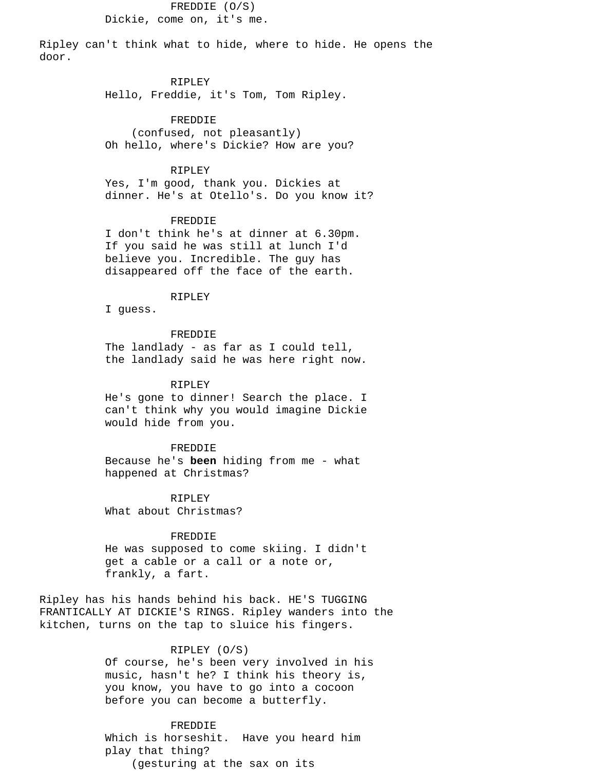FREDDIE (O/S)
Dickie, come on, it's me.

Ripley can't think what to hide, where to hide. He opens the door.

RIPLEY
Hello, Freddie, it's Tom, Tom Ripley.

FREDDIE
(confused, not pleasantly)
Oh hello, where's Dickie? How are you?

RIPLEY
Yes, I'm good, thank you. Dickies at dinner. He's at Otello's. Do you know it?

FREDDIE
I don't think he's at dinner at 6.30pm. If you said he was still at lunch I'd believe you. Incredible. The guy has disappeared off the face of the earth.

RIPLEY
I guess.

FREDDIE
The landlady - as far as I could tell, the landlady said he was here right now.

RIPLEY
He's gone to dinner! Search the place. I can't think why you would imagine Dickie would hide from you.

FREDDIE
Because he's **been** hiding from me - what happened at Christmas?

RIPLEY
What about Christmas?

FREDDIE
He was supposed to come skiing. I didn't get a cable or a call or a note or, frankly, a fart.

Ripley has his hands behind his back. HE'S TUGGING FRANTICALLY AT DICKIE'S RINGS. Ripley wanders into the kitchen, turns on the tap to sluice his fingers.

RIPLEY (O/S)
Of course, he's been very involved in his music, hasn't he? I think his theory is, you know, you have to go into a cocoon before you can become a butterfly.

FREDDIE
Which is horseshit. Have you heard him play that thing?
(gesturing at the sax on its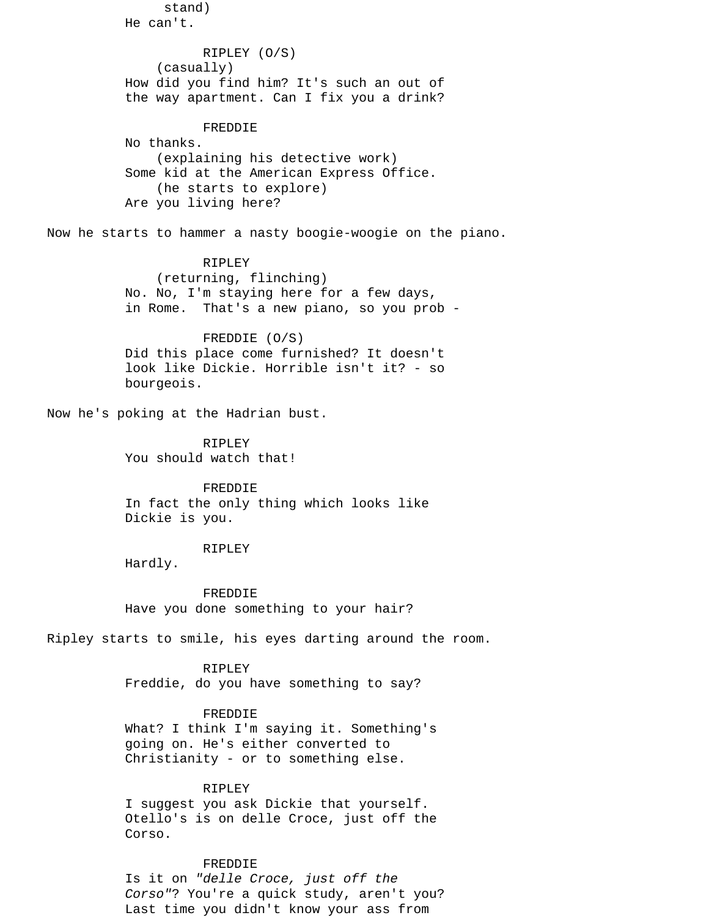stand)
He can't.

RIPLEY (O/S)
(casually)
How did you find him? It's such an out of the way apartment. Can I fix you a drink?

FREDDIE
No thanks.
(explaining his detective work)
Some kid at the American Express Office.
(he starts to explore)
Are you living here?

Now he starts to hammer a nasty boogie-woogie on the piano.

RIPLEY
(returning, flinching)
No. No, I'm staying here for a few days, in Rome. That's a new piano, so you prob -

FREDDIE (O/S)
Did this place come furnished? It doesn't look like Dickie. Horrible isn't it? - so bourgeois.

Now he's poking at the Hadrian bust.

RIPLEY
You should watch that!

FREDDIE
In fact the only thing which looks like Dickie is you.

RIPLEY
Hardly.

FREDDIE
Have you done something to your hair?

Ripley starts to smile, his eyes darting around the room.

RIPLEY
Freddie, do you have something to say?

FREDDIE
What? I think I'm saying it. Something's going on. He's either converted to Christianity - or to something else.

RIPLEY
I suggest you ask Dickie that yourself. Otello's is on delle Croce, just off the Corso.

FREDDIE
Is it on *"delle Croce, just off the Corso"*? You're a quick study, aren't you? Last time you didn't know your ass from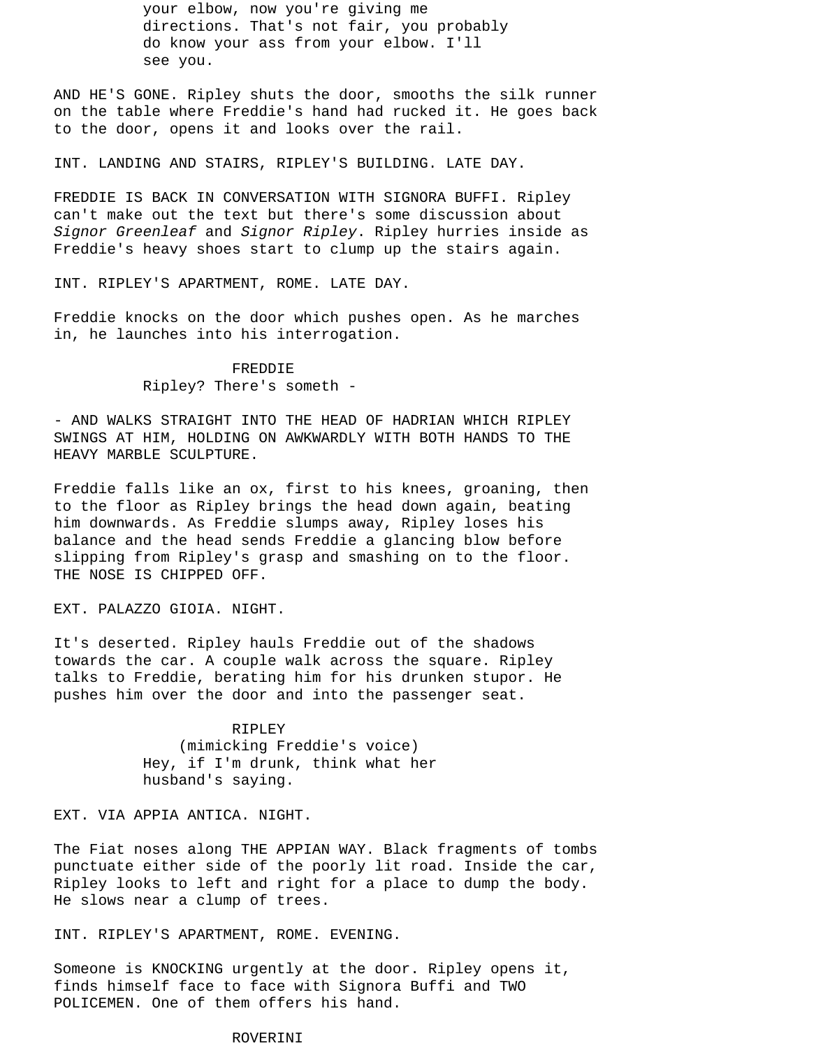your elbow, now you're giving me directions. That's not fair, you probably do know your ass from your elbow. I'll see you.

AND HE'S GONE. Ripley shuts the door, smooths the silk runner on the table where Freddie's hand had rucked it. He goes back to the door, opens it and looks over the rail.

INT. LANDING AND STAIRS, RIPLEY'S BUILDING. LATE DAY.

FREDDIE IS BACK IN CONVERSATION WITH SIGNORA BUFFI. Ripley can't make out the text but there's some discussion about *Signor Greenleaf* and *Signor Ripley*. Ripley hurries inside as Freddie's heavy shoes start to clump up the stairs again.

INT. RIPLEY'S APARTMENT, ROME. LATE DAY.

Freddie knocks on the door which pushes open. As he marches in, he launches into his interrogation.

FREDDIE
Ripley? There's someth -

- AND WALKS STRAIGHT INTO THE HEAD OF HADRIAN WHICH RIPLEY SWINGS AT HIM, HOLDING ON AWKWARDLY WITH BOTH HANDS TO THE HEAVY MARBLE SCULPTURE.

Freddie falls like an ox, first to his knees, groaning, then to the floor as Ripley brings the head down again, beating him downwards. As Freddie slumps away, Ripley loses his balance and the head sends Freddie a glancing blow before slipping from Ripley's grasp and smashing on to the floor. THE NOSE IS CHIPPED OFF.

EXT. PALAZZO GIOIA. NIGHT.

It's deserted. Ripley hauls Freddie out of the shadows towards the car. A couple walk across the square. Ripley talks to Freddie, berating him for his drunken stupor. He pushes him over the door and into the passenger seat.

RIPLEY
(mimicking Freddie's voice)
Hey, if I'm drunk, think what her husband's saying.

EXT. VIA APPIA ANTICA. NIGHT.

The Fiat noses along THE APPIAN WAY. Black fragments of tombs punctuate either side of the poorly lit road. Inside the car, Ripley looks to left and right for a place to dump the body. He slows near a clump of trees.

INT. RIPLEY'S APARTMENT, ROME. EVENING.

Someone is KNOCKING urgently at the door. Ripley opens it, finds himself face to face with Signora Buffi and TWO POLICEMEN. One of them offers his hand.

ROVERINI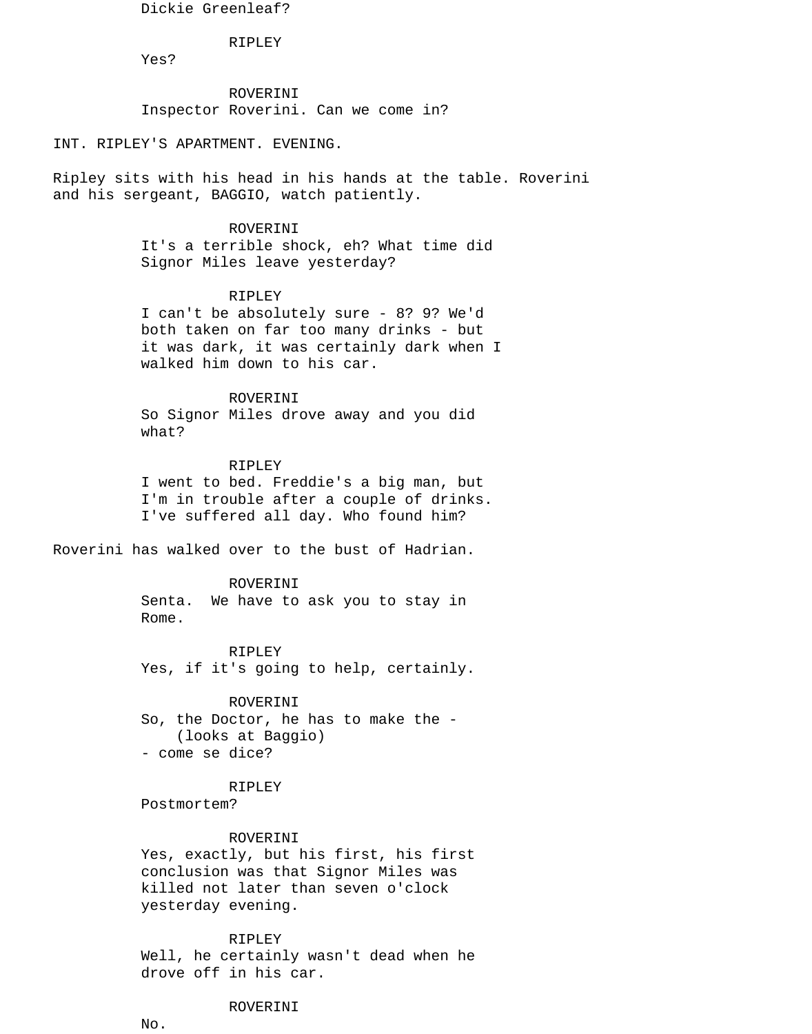Dickie Greenleaf?

RIPLEY

Yes?

ROVERINI

Inspector Roverini. Can we come in?

INT. RIPLEY'S APARTMENT. EVENING.

Ripley sits with his head in his hands at the table. Roverini and his sergeant, BAGGIO, watch patiently.

ROVERINI

It's a terrible shock, eh? What time did Signor Miles leave yesterday?

RIPLEY

I can't be absolutely sure - 8? 9? We'd both taken on far too many drinks - but it was dark, it was certainly dark when I walked him down to his car.

ROVERINI

So Signor Miles drove away and you did what?

RIPLEY

I went to bed. Freddie's a big man, but I'm in trouble after a couple of drinks. I've suffered all day. Who found him?

Roverini has walked over to the bust of Hadrian.

ROVERINI

Senta. We have to ask you to stay in Rome.

RIPLEY

Yes, if it's going to help, certainly.

ROVERINI

So, the Doctor, he has to make the -
(looks at Baggio)
- come se dice?

RIPLEY

Postmortem?

ROVERINI

Yes, exactly, but his first, his first conclusion was that Signor Miles was killed not later than seven o'clock yesterday evening.

RIPLEY

Well, he certainly wasn't dead when he drove off in his car.

ROVERINI

No.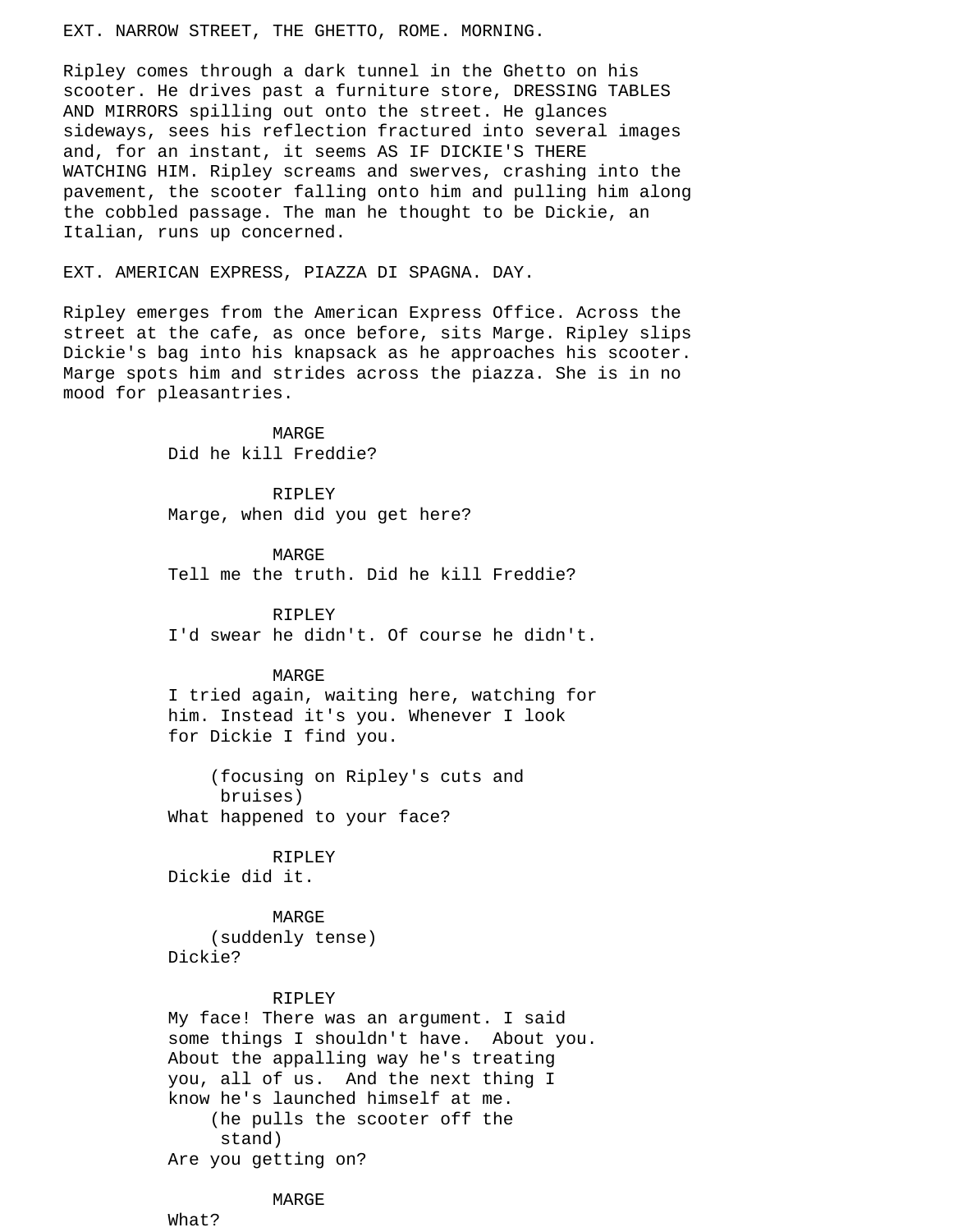EXT. NARROW STREET, THE GHETTO, ROME. MORNING.

Ripley comes through a dark tunnel in the Ghetto on his scooter. He drives past a furniture store, DRESSING TABLES AND MIRRORS spilling out onto the street. He glances sideways, sees his reflection fractured into several images and, for an instant, it seems AS IF DICKIE'S THERE WATCHING HIM. Ripley screams and swerves, crashing into the pavement, the scooter falling onto him and pulling him along the cobbled passage. The man he thought to be Dickie, an Italian, runs up concerned.

EXT. AMERICAN EXPRESS, PIAZZA DI SPAGNA. DAY.

Ripley emerges from the American Express Office. Across the street at the cafe, as once before, sits Marge. Ripley slips Dickie's bag into his knapsack as he approaches his scooter. Marge spots him and strides across the piazza. She is in no mood for pleasantries.

MARGE
Did he kill Freddie?

RIPLEY
Marge, when did you get here?

MARGE
Tell me the truth. Did he kill Freddie?

RIPLEY
I'd swear he didn't. Of course he didn't.

MARGE
I tried again, waiting here, watching for him. Instead it's you. Whenever I look for Dickie I find you.

(focusing on Ripley's cuts and bruises)
What happened to your face?

RIPLEY
Dickie did it.

MARGE
(suddenly tense)
Dickie?

RIPLEY
My face! There was an argument. I said some things I shouldn't have. About you. About the appalling way he's treating you, all of us. And the next thing I know he's launched himself at me.
(he pulls the scooter off the stand)
Are you getting on?

MARGE
What?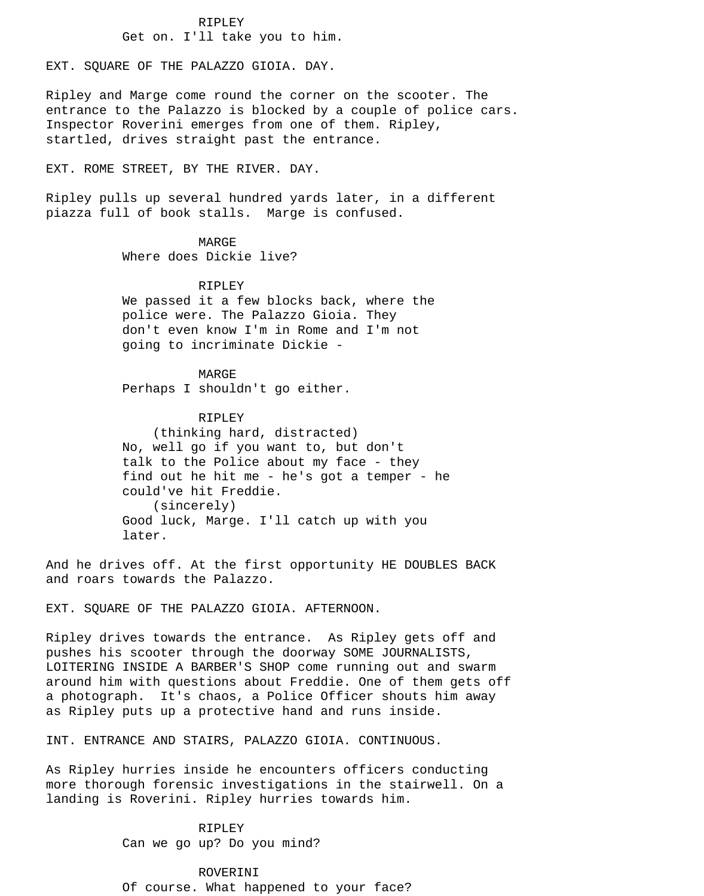RIPLEY
Get on. I'll take you to him.

EXT. SQUARE OF THE PALAZZO GIOIA. DAY.

Ripley and Marge come round the corner on the scooter. The entrance to the Palazzo is blocked by a couple of police cars. Inspector Roverini emerges from one of them. Ripley, startled, drives straight past the entrance.

EXT. ROME STREET, BY THE RIVER. DAY.

Ripley pulls up several hundred yards later, in a different piazza full of book stalls. Marge is confused.

MARGE
Where does Dickie live?

RIPLEY
We passed it a few blocks back, where the police were. The Palazzo Gioia. They don't even know I'm in Rome and I'm not going to incriminate Dickie -

MARGE
Perhaps I shouldn't go either.

RIPLEY
(thinking hard, distracted)
No, well go if you want to, but don't talk to the Police about my face - they find out he hit me - he's got a temper - he could've hit Freddie.
(sincerely)
Good luck, Marge. I'll catch up with you later.

And he drives off. At the first opportunity HE DOUBLES BACK and roars towards the Palazzo.

EXT. SQUARE OF THE PALAZZO GIOIA. AFTERNOON.

Ripley drives towards the entrance. As Ripley gets off and pushes his scooter through the doorway SOME JOURNALISTS, LOITERING INSIDE A BARBER'S SHOP come running out and swarm around him with questions about Freddie. One of them gets off a photograph. It's chaos, a Police Officer shouts him away as Ripley puts up a protective hand and runs inside.

INT. ENTRANCE AND STAIRS, PALAZZO GIOIA. CONTINUOUS.

As Ripley hurries inside he encounters officers conducting more thorough forensic investigations in the stairwell. On a landing is Roverini. Ripley hurries towards him.

RIPLEY
Can we go up? Do you mind?

ROVERINI
Of course. What happened to your face?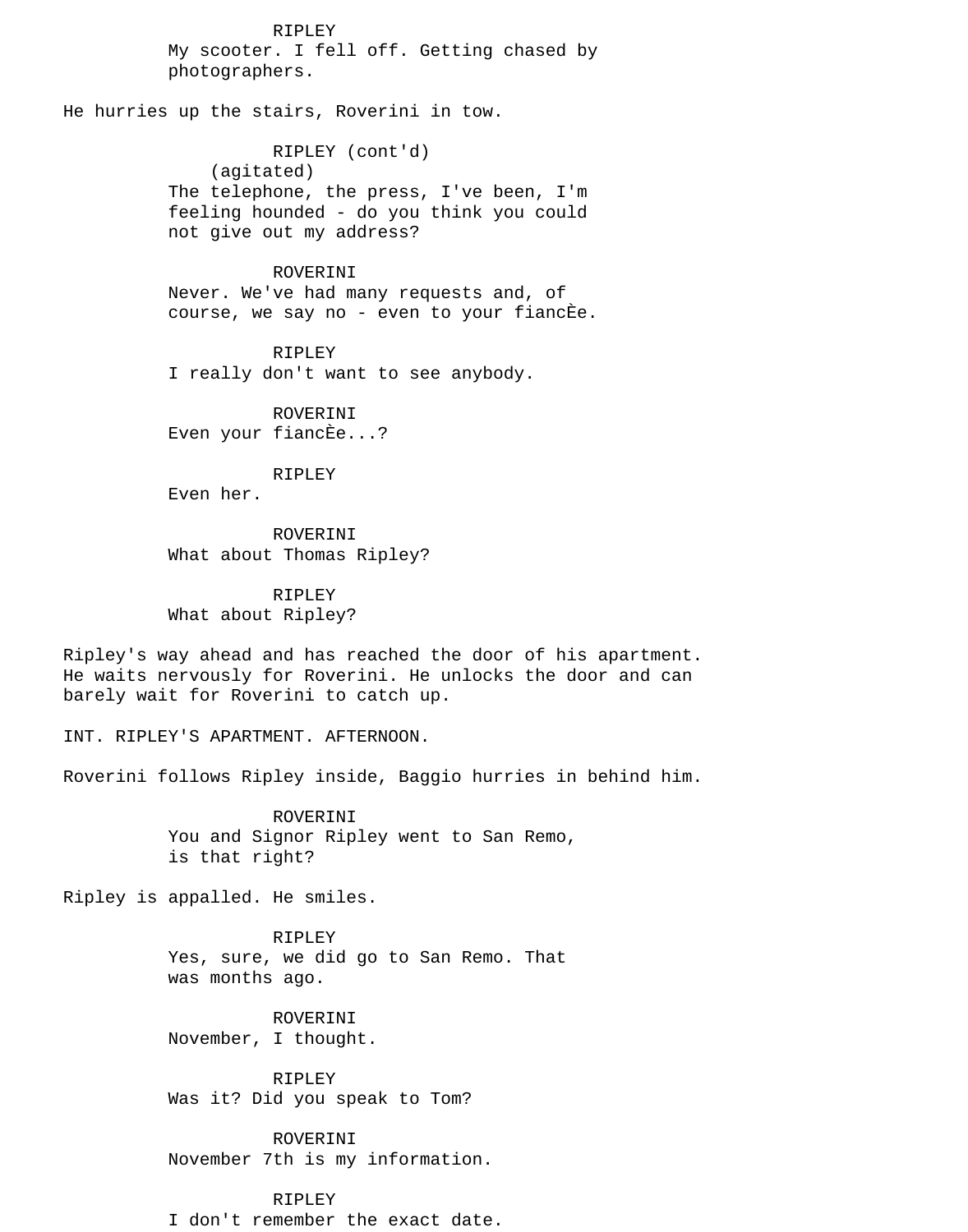RIPLEY
My scooter. I fell off. Getting chased by photographers.

He hurries up the stairs, Roverini in tow.

RIPLEY (cont'd)
(agitated)
The telephone, the press, I've been, I'm feeling hounded - do you think you could not give out my address?

ROVERINI
Never. We've had many requests and, of course, we say no - even to your fiancÈe.

RIPLEY
I really don't want to see anybody.

ROVERINI
Even your fiancÈe...?

RIPLEY
Even her.

ROVERINI
What about Thomas Ripley?

RIPLEY
What about Ripley?

Ripley's way ahead and has reached the door of his apartment. He waits nervously for Roverini. He unlocks the door and can barely wait for Roverini to catch up.

INT. RIPLEY'S APARTMENT. AFTERNOON.

Roverini follows Ripley inside, Baggio hurries in behind him.

ROVERINI
You and Signor Ripley went to San Remo, is that right?

Ripley is appalled. He smiles.

RIPLEY
Yes, sure, we did go to San Remo. That was months ago.

ROVERINI
November, I thought.

RIPLEY
Was it? Did you speak to Tom?

ROVERINI
November 7th is my information.

RIPLEY
I don't remember the exact date.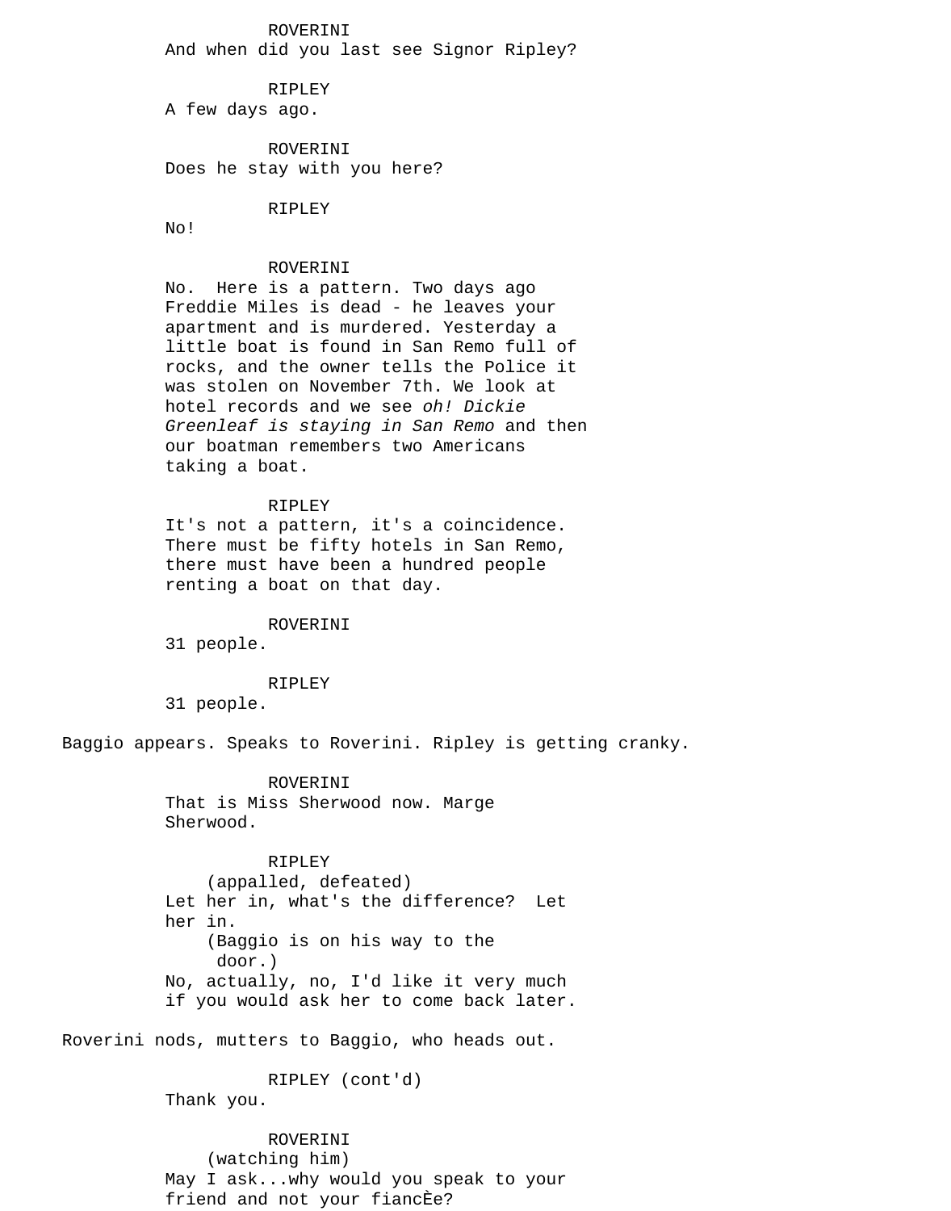ROVERINI
And when did you last see Signor Ripley?

RIPLEY
A few days ago.

ROVERINI
Does he stay with you here?

RIPLEY
No!

ROVERINI
No. Here is a pattern. Two days ago Freddie Miles is dead - he leaves your apartment and is murdered. Yesterday a little boat is found in San Remo full of rocks, and the owner tells the Police it was stolen on November 7th. We look at hotel records and we see *oh! Dickie Greenleaf is staying in San Remo* and then our boatman remembers two Americans taking a boat.

RIPLEY
It's not a pattern, it's a coincidence. There must be fifty hotels in San Remo, there must have been a hundred people renting a boat on that day.

ROVERINI
31 people.

RIPLEY
31 people.

Baggio appears. Speaks to Roverini. Ripley is getting cranky.

ROVERINI
That is Miss Sherwood now. Marge Sherwood.

RIPLEY
(appalled, defeated)
Let her in, what's the difference? Let her in.
(Baggio is on his way to the door.)
No, actually, no, I'd like it very much if you would ask her to come back later.

Roverini nods, mutters to Baggio, who heads out.

RIPLEY (cont'd)
Thank you.

ROVERINI
(watching him)
May I ask...why would you speak to your friend and not your fiancÈe?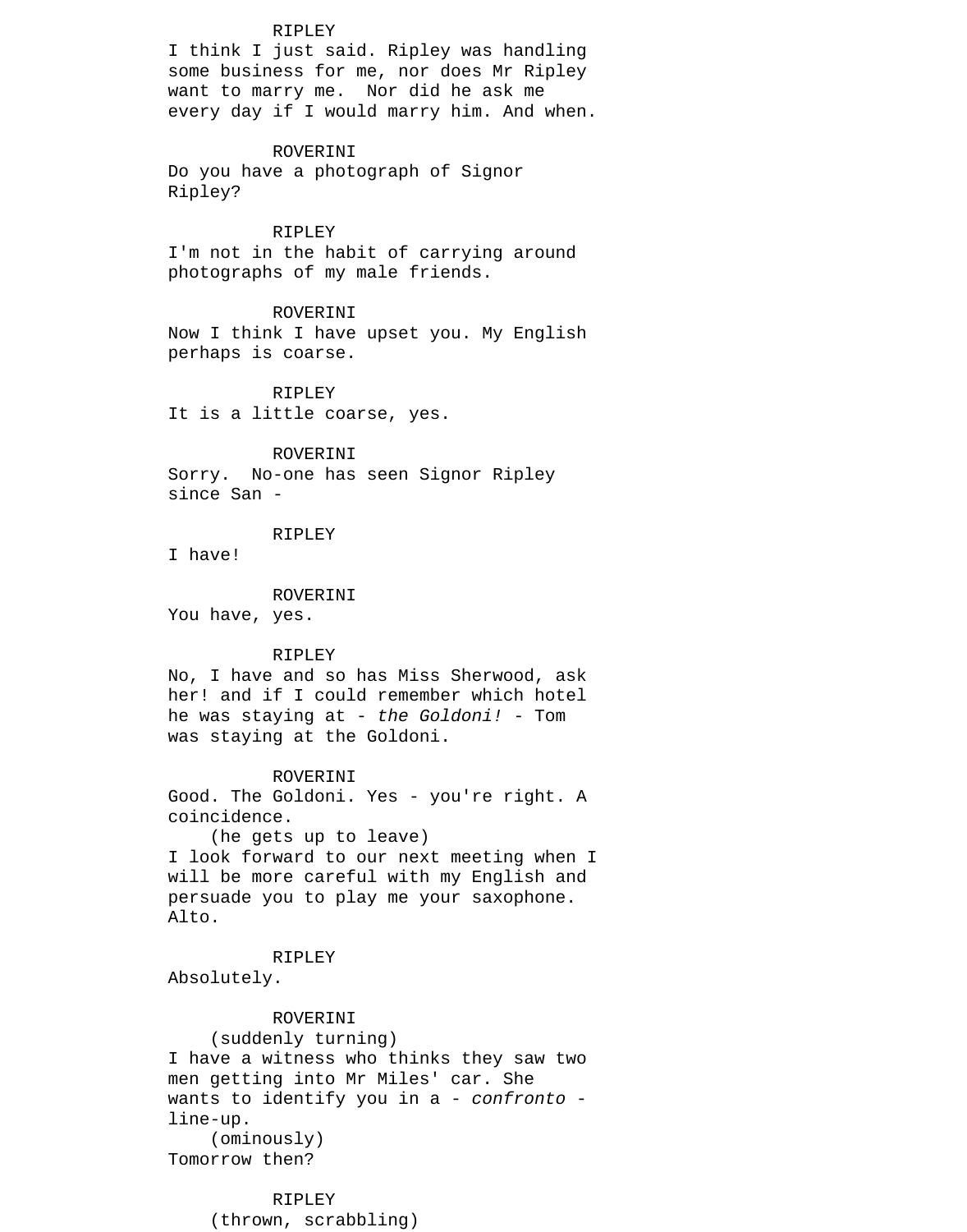RIPLEY
I think I just said. Ripley was handling some business for me, nor does Mr Ripley want to marry me.  Nor did he ask me every day if I would marry him. And when.

ROVERINI
Do you have a photograph of Signor Ripley?

RIPLEY
I'm not in the habit of carrying around photographs of my male friends.

ROVERINI
Now I think I have upset you. My English perhaps is coarse.

RIPLEY
It is a little coarse, yes.

ROVERINI
Sorry.  No-one has seen Signor Ripley since San -

RIPLEY
I have!

ROVERINI
You have, yes.

RIPLEY
No, I have and so has Miss Sherwood, ask her! and if I could remember which hotel he was staying at - *the Goldoni!* - Tom was staying at the Goldoni.

ROVERINI
Good. The Goldoni. Yes - you're right. A coincidence.
(he gets up to leave)
I look forward to our next meeting when I will be more careful with my English and persuade you to play me your saxophone. Alto.

RIPLEY
Absolutely.

ROVERINI
(suddenly turning)
I have a witness who thinks they saw two men getting into Mr Miles' car. She wants to identify you in a - *confronto* - line-up.
(ominously)
Tomorrow then?

RIPLEY
(thrown, scrabbling)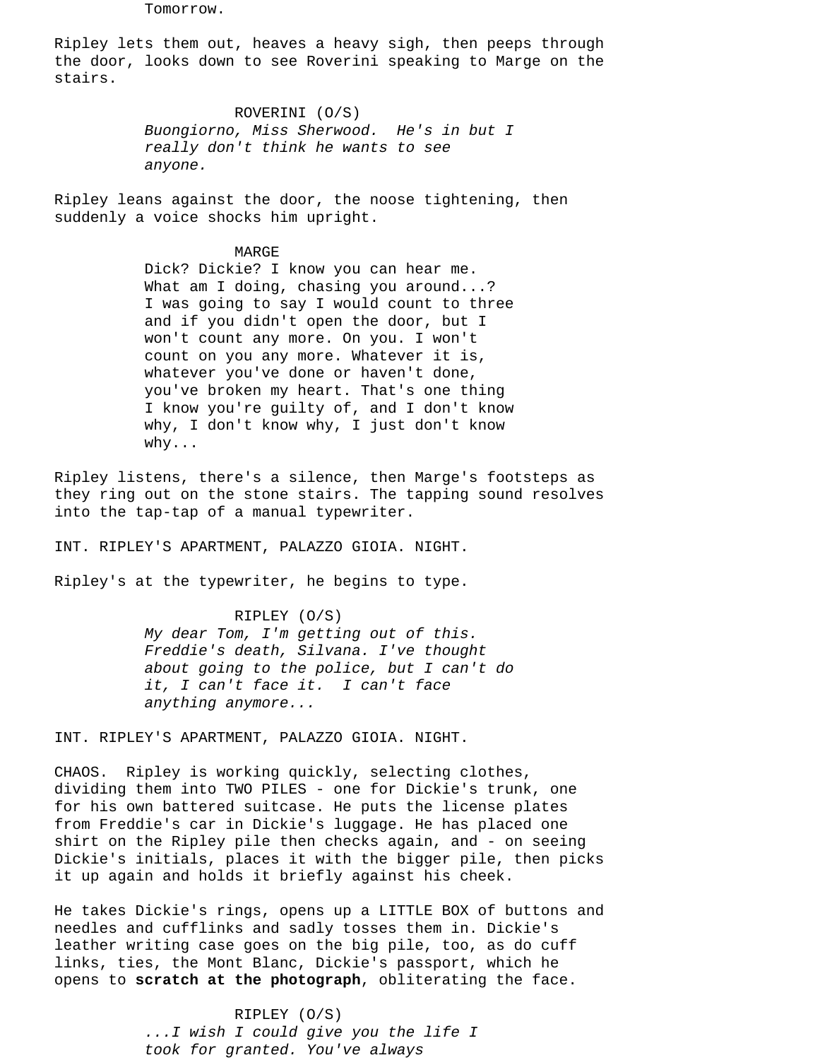Tomorrow.

Ripley lets them out, heaves a heavy sigh, then peeps through the door, looks down to see Roverini speaking to Marge on the stairs.

ROVERINI (O/S)
*Buongiorno, Miss Sherwood. He's in but I really don't think he wants to see anyone.*

Ripley leans against the door, the noose tightening, then suddenly a voice shocks him upright.

MARGE
Dick? Dickie? I know you can hear me. What am I doing, chasing you around...? I was going to say I would count to three and if you didn't open the door, but I won't count any more. On you. I won't count on you any more. Whatever it is, whatever you've done or haven't done, you've broken my heart. That's one thing I know you're guilty of, and I don't know why, I don't know why, I just don't know why...

Ripley listens, there's a silence, then Marge's footsteps as they ring out on the stone stairs. The tapping sound resolves into the tap-tap of a manual typewriter.

INT. RIPLEY'S APARTMENT, PALAZZO GIOIA. NIGHT.

Ripley's at the typewriter, he begins to type.

RIPLEY (O/S)
*My dear Tom, I'm getting out of this. Freddie's death, Silvana. I've thought about going to the police, but I can't do it, I can't face it. I can't face anything anymore...*

INT. RIPLEY'S APARTMENT, PALAZZO GIOIA. NIGHT.

CHAOS. Ripley is working quickly, selecting clothes, dividing them into TWO PILES - one for Dickie's trunk, one for his own battered suitcase. He puts the license plates from Freddie's car in Dickie's luggage. He has placed one shirt on the Ripley pile then checks again, and - on seeing Dickie's initials, places it with the bigger pile, then picks it up again and holds it briefly against his cheek.

He takes Dickie's rings, opens up a LITTLE BOX of buttons and needles and cufflinks and sadly tosses them in. Dickie's leather writing case goes on the big pile, too, as do cuff links, ties, the Mont Blanc, Dickie's passport, which he opens to **scratch at the photograph**, obliterating the face.

RIPLEY (O/S)
*...I wish I could give you the life I took for granted. You've always*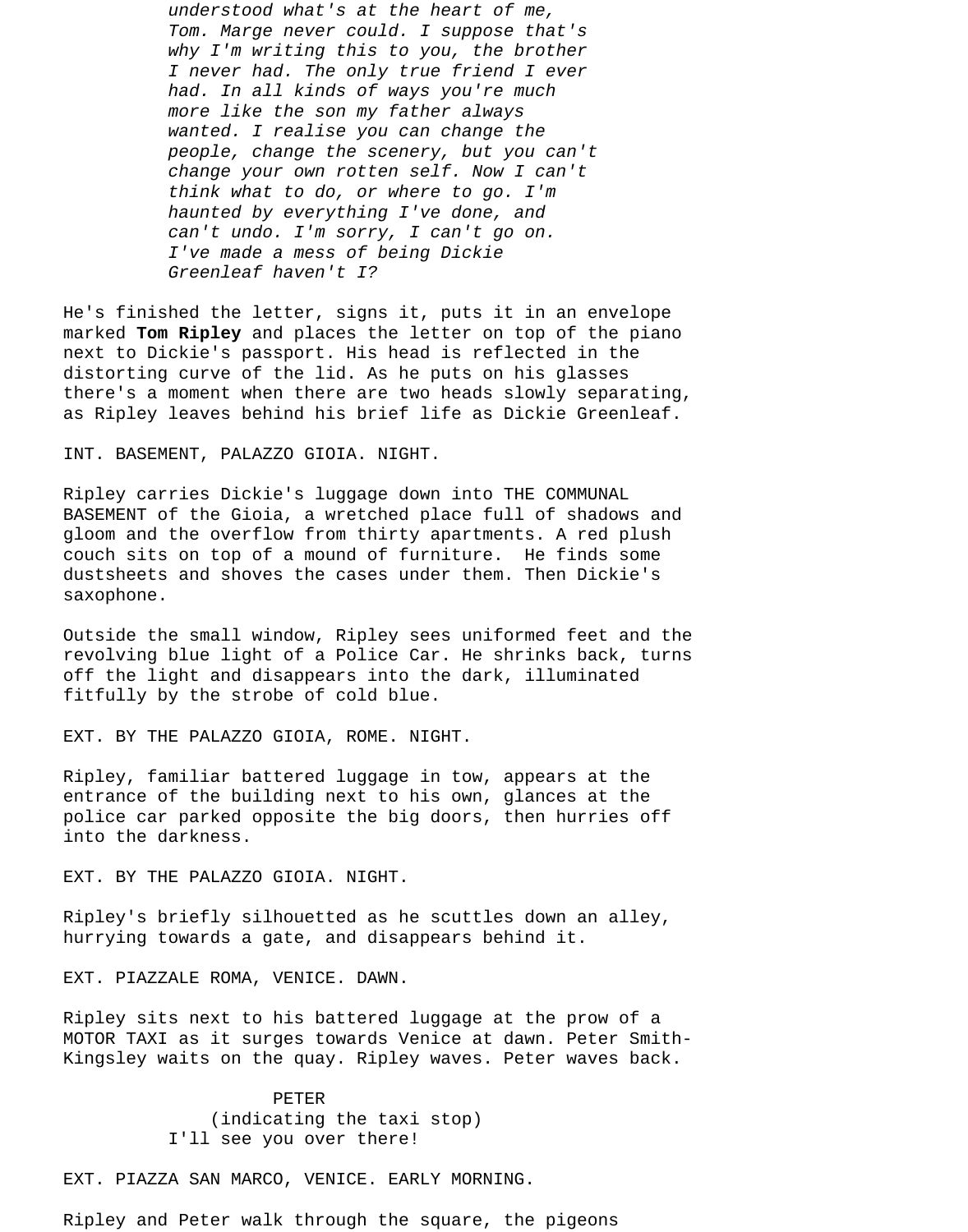*understood what's at the heart of me, Tom. Marge never could. I suppose that's why I'm writing this to you, the brother I never had. The only true friend I ever had. In all kinds of ways you're much more like the son my father always wanted. I realise you can change the people, change the scenery, but you can't change your own rotten self. Now I can't think what to do, or where to go. I'm haunted by everything I've done, and can't undo. I'm sorry, I can't go on. I've made a mess of being Dickie Greenleaf haven't I?*

He's finished the letter, signs it, puts it in an envelope marked **Tom Ripley** and places the letter on top of the piano next to Dickie's passport. His head is reflected in the distorting curve of the lid. As he puts on his glasses there's a moment when there are two heads slowly separating, as Ripley leaves behind his brief life as Dickie Greenleaf.

INT. BASEMENT, PALAZZO GIOIA. NIGHT.

Ripley carries Dickie's luggage down into THE COMMUNAL BASEMENT of the Gioia, a wretched place full of shadows and gloom and the overflow from thirty apartments. A red plush couch sits on top of a mound of furniture. He finds some dustsheets and shoves the cases under them. Then Dickie's saxophone.

Outside the small window, Ripley sees uniformed feet and the revolving blue light of a Police Car. He shrinks back, turns off the light and disappears into the dark, illuminated fitfully by the strobe of cold blue.

EXT. BY THE PALAZZO GIOIA, ROME. NIGHT.

Ripley, familiar battered luggage in tow, appears at the entrance of the building next to his own, glances at the police car parked opposite the big doors, then hurries off into the darkness.

EXT. BY THE PALAZZO GIOIA. NIGHT.

Ripley's briefly silhouetted as he scuttles down an alley, hurrying towards a gate, and disappears behind it.

EXT. PIAZZALE ROMA, VENICE. DAWN.

Ripley sits next to his battered luggage at the prow of a MOTOR TAXI as it surges towards Venice at dawn. Peter Smith-Kingsley waits on the quay. Ripley waves. Peter waves back.

PETER
(indicating the taxi stop)
I'll see you over there!

EXT. PIAZZA SAN MARCO, VENICE. EARLY MORNING.

Ripley and Peter walk through the square, the pigeons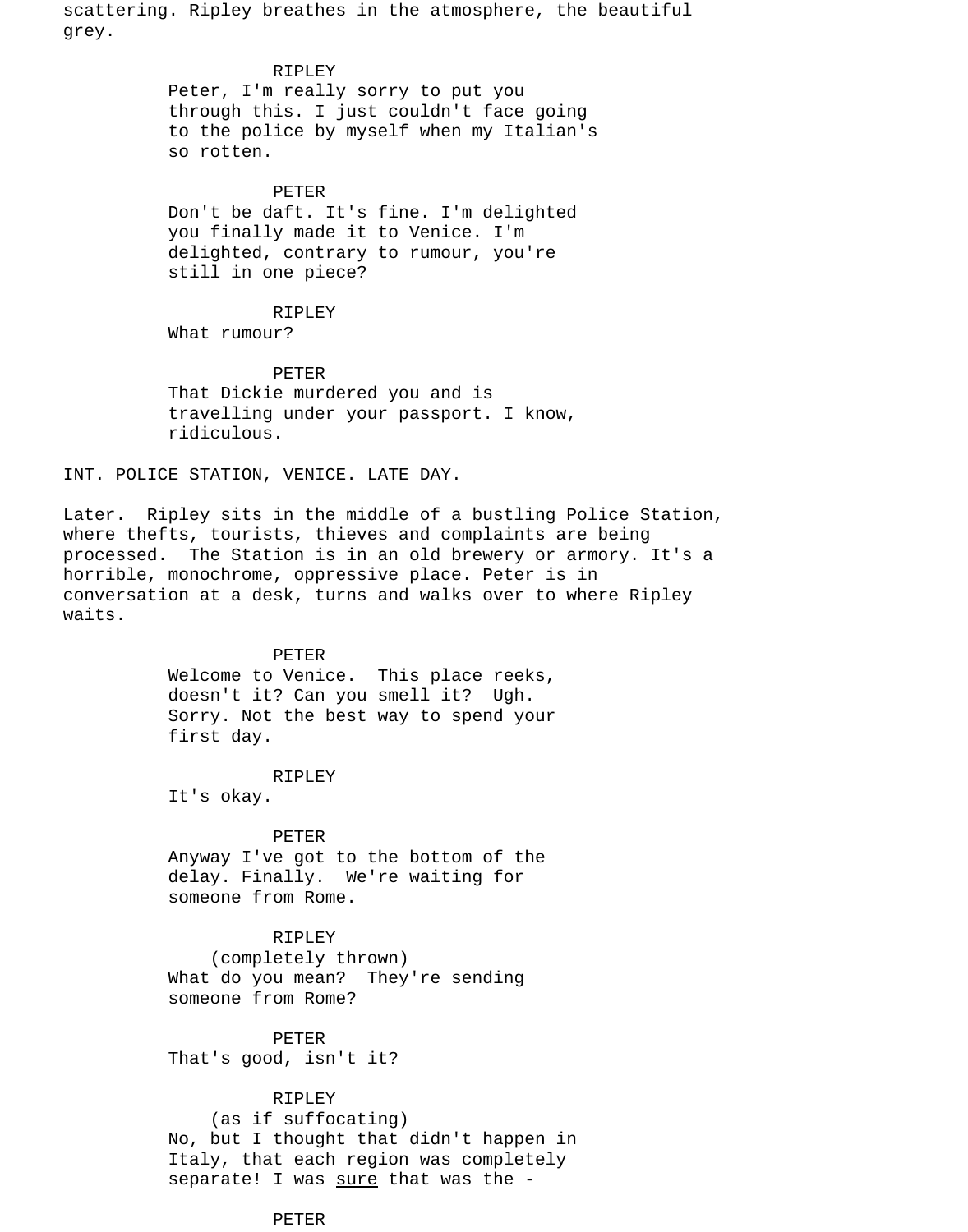scattering. Ripley breathes in the atmosphere, the beautiful grey.

RIPLEY
Peter, I'm really sorry to put you through this. I just couldn't face going to the police by myself when my Italian's so rotten.

PETER
Don't be daft. It's fine. I'm delighted you finally made it to Venice. I'm delighted, contrary to rumour, you're still in one piece?

RIPLEY
What rumour?

PETER
That Dickie murdered you and is travelling under your passport. I know, ridiculous.

INT. POLICE STATION, VENICE. LATE DAY.

Later. Ripley sits in the middle of a bustling Police Station, where thefts, tourists, thieves and complaints are being processed. The Station is in an old brewery or armory. It's a horrible, monochrome, oppressive place. Peter is in conversation at a desk, turns and walks over to where Ripley waits.

PETER
Welcome to Venice. This place reeks, doesn't it? Can you smell it? Ugh. Sorry. Not the best way to spend your first day.

RIPLEY
It's okay.

PETER
Anyway I've got to the bottom of the delay. Finally. We're waiting for someone from Rome.

RIPLEY
(completely thrown)
What do you mean? They're sending someone from Rome?

PETER
That's good, isn't it?

RIPLEY
(as if suffocating)
No, but I thought that didn't happen in Italy, that each region was completely separate! I was <u>sure</u> that was the -

PETER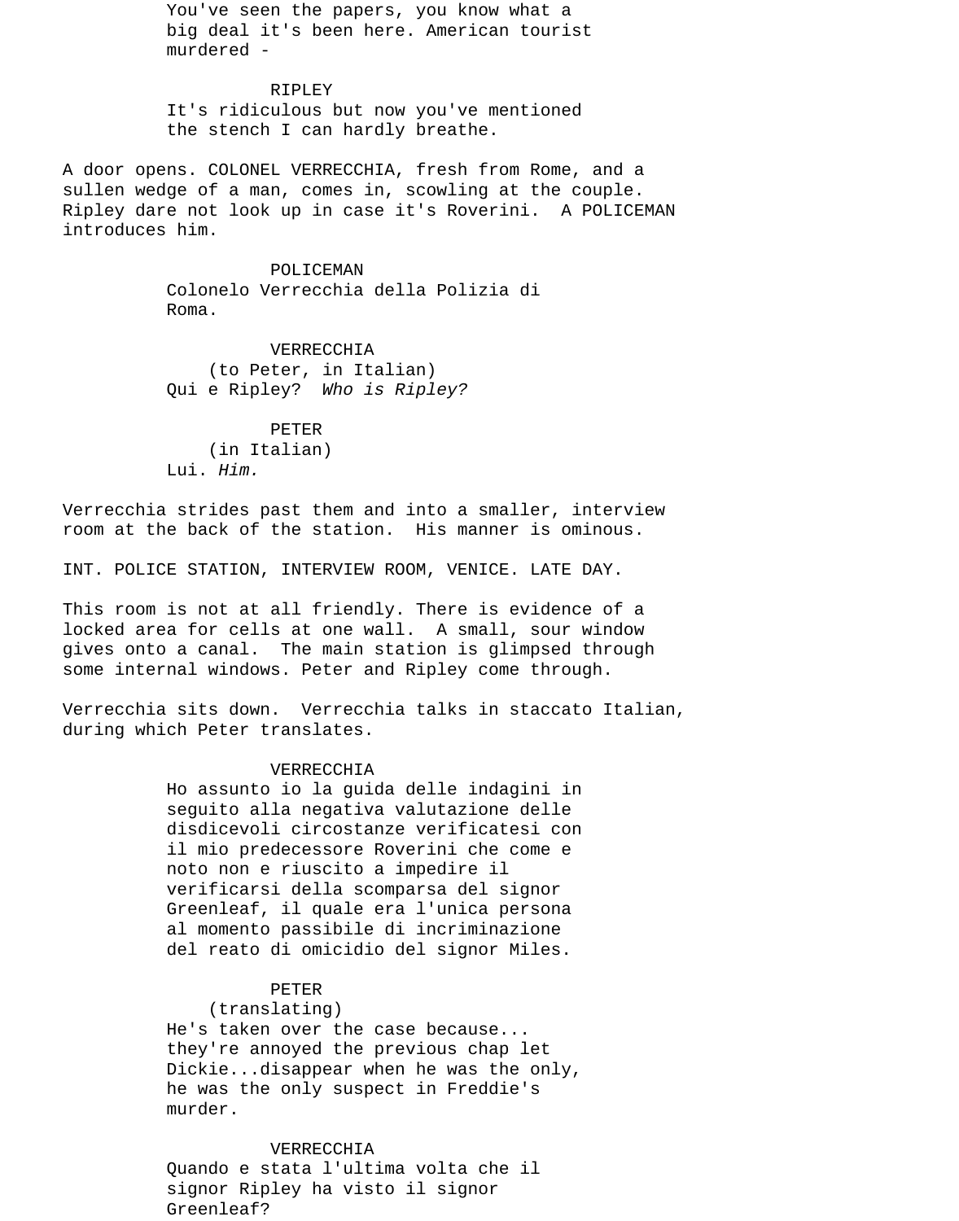You've seen the papers, you know what a big deal it's been here. American tourist murdered -

RIPLEY

It's ridiculous but now you've mentioned the stench I can hardly breathe.

A door opens. COLONEL VERRECCHIA, fresh from Rome, and a sullen wedge of a man, comes in, scowling at the couple. Ripley dare not look up in case it's Roverini. A POLICEMAN introduces him.

POLICEMAN

Colonelo Verrecchia della Polizia di Roma.

VERRECCHIA

(to Peter, in Italian)

Qui e Ripley? *Who is Ripley?*

PETER

(in Italian)

Lui. *Him.*

Verrecchia strides past them and into a smaller, interview room at the back of the station. His manner is ominous.

INT. POLICE STATION, INTERVIEW ROOM, VENICE. LATE DAY.

This room is not at all friendly. There is evidence of a locked area for cells at one wall. A small, sour window gives onto a canal. The main station is glimpsed through some internal windows. Peter and Ripley come through.

Verrecchia sits down. Verrecchia talks in staccato Italian, during which Peter translates.

VERRECCHIA

Ho assunto io la guida delle indagini in seguito alla negativa valutazione delle disdicevoli circostanze verificatesi con il mio predecessore Roverini che come e noto non e riuscito a impedire il verificarsi della scomparsa del signor Greenleaf, il quale era l'unica persona al momento passibile di incriminazione del reato di omicidio del signor Miles.

PETER

(translating)

He's taken over the case because... they're annoyed the previous chap let Dickie...disappear when he was the only, he was the only suspect in Freddie's murder.

VERRECCHIA

Quando e stata l'ultima volta che il signor Ripley ha visto il signor Greenleaf?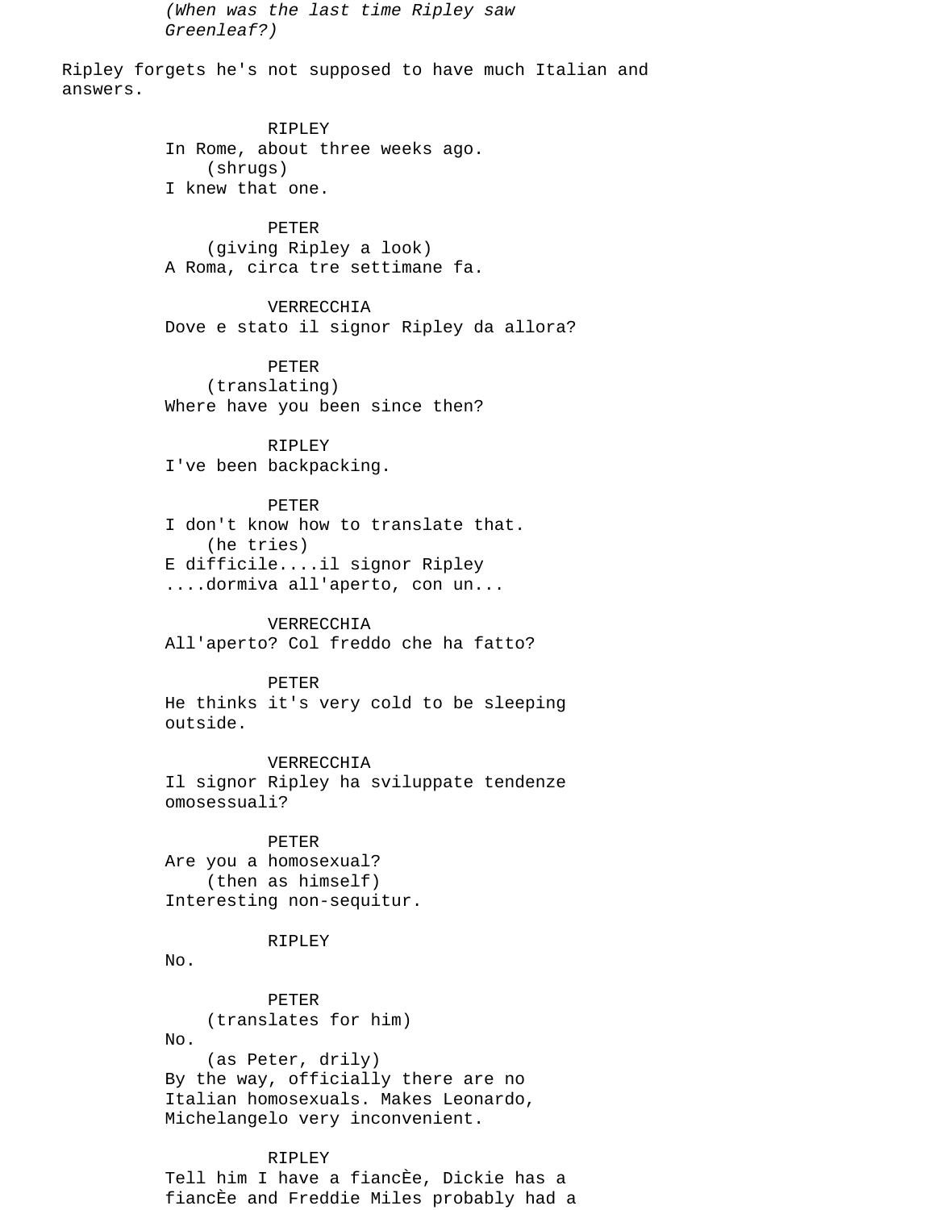*(When was the last time Ripley saw Greenleaf?)*

Ripley forgets he's not supposed to have much Italian and answers.

RIPLEY
In Rome, about three weeks ago.
(shrugs)
I knew that one.

PETER
(giving Ripley a look)
A Roma, circa tre settimane fa.

VERRECCHIA
Dove e stato il signor Ripley da allora?

PETER
(translating)
Where have you been since then?

RIPLEY
I've been backpacking.

PETER
I don't know how to translate that.
(he tries)
E difficile....il signor Ripley
....dormiva all'aperto, con un...

VERRECCHIA
All'aperto? Col freddo che ha fatto?

PETER
He thinks it's very cold to be sleeping outside.

VERRECCHIA
Il signor Ripley ha sviluppate tendenze omosessuali?

PETER
Are you a homosexual?
(then as himself)
Interesting non-sequitur.

RIPLEY
No.

PETER
(translates for him)
No.
(as Peter, drily)
By the way, officially there are no Italian homosexuals. Makes Leonardo, Michelangelo very inconvenient.

RIPLEY
Tell him I have a fiancÈe, Dickie has a fiancÈe and Freddie Miles probably had a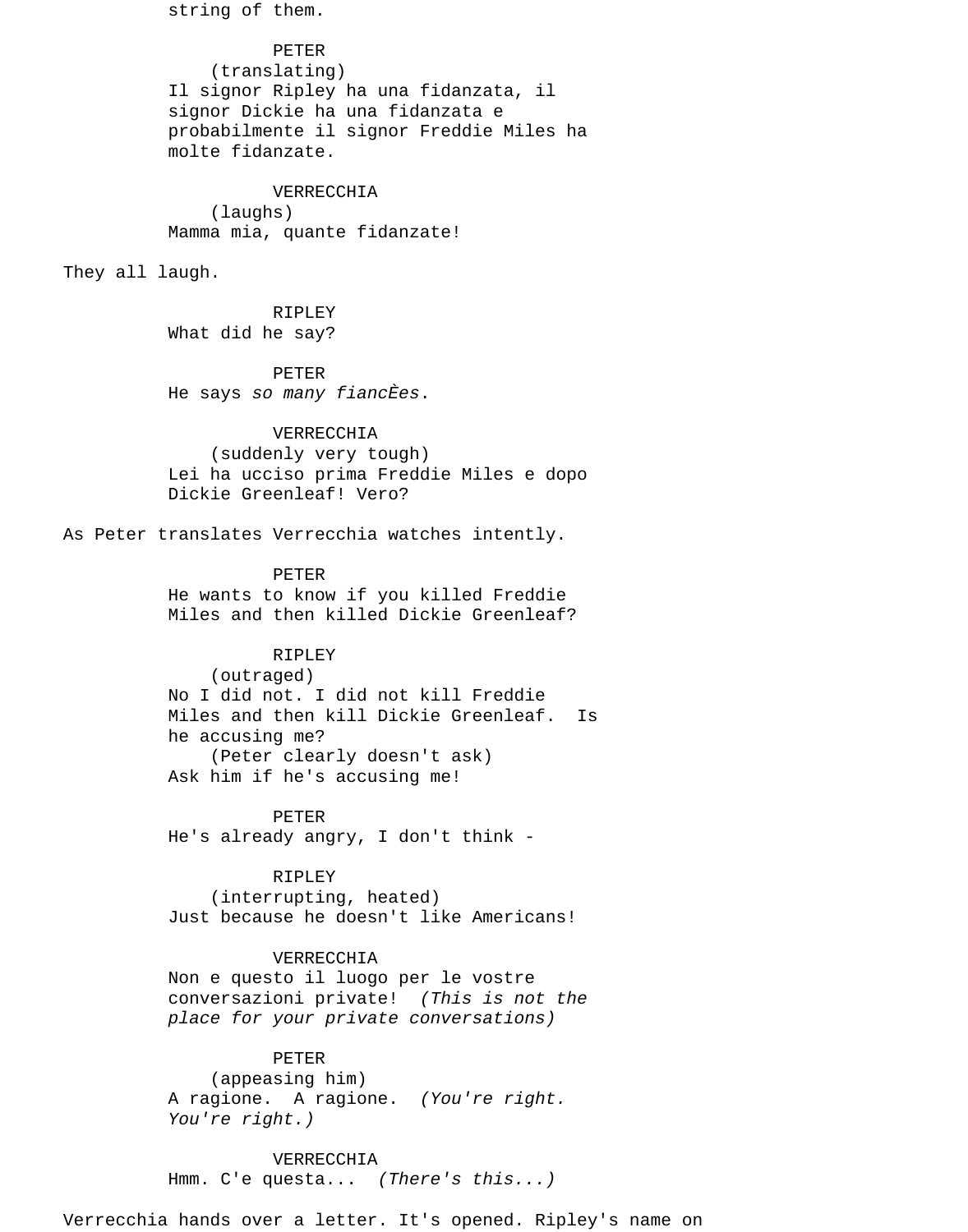string of them.

PETER
(translating)
Il signor Ripley ha una fidanzata, il signor Dickie ha una fidanzata e probabilmente il signor Freddie Miles ha molte fidanzate.

VERRECCHIA
(laughs)
Mamma mia, quante fidanzate!

They all laugh.

RIPLEY
What did he say?

PETER
He says *so many fiancÈes*.

VERRECCHIA
(suddenly very tough)
Lei ha ucciso prima Freddie Miles e dopo Dickie Greenleaf! Vero?

As Peter translates Verrecchia watches intently.

PETER
He wants to know if you killed Freddie Miles and then killed Dickie Greenleaf?

RIPLEY
(outraged)
No I did not. I did not kill Freddie Miles and then kill Dickie Greenleaf. Is he accusing me?
(Peter clearly doesn't ask)
Ask him if he's accusing me!

PETER
He's already angry, I don't think -

RIPLEY
(interrupting, heated)
Just because he doesn't like Americans!

VERRECCHIA
Non e questo il luogo per le vostre conversazioni private! *(This is not the place for your private conversations)*

PETER
(appeasing him)
A ragione. A ragione. *(You're right. You're right.)*

VERRECCHIA
Hmm. C'e questa... *(There's this...)*

Verrecchia hands over a letter. It's opened. Ripley's name on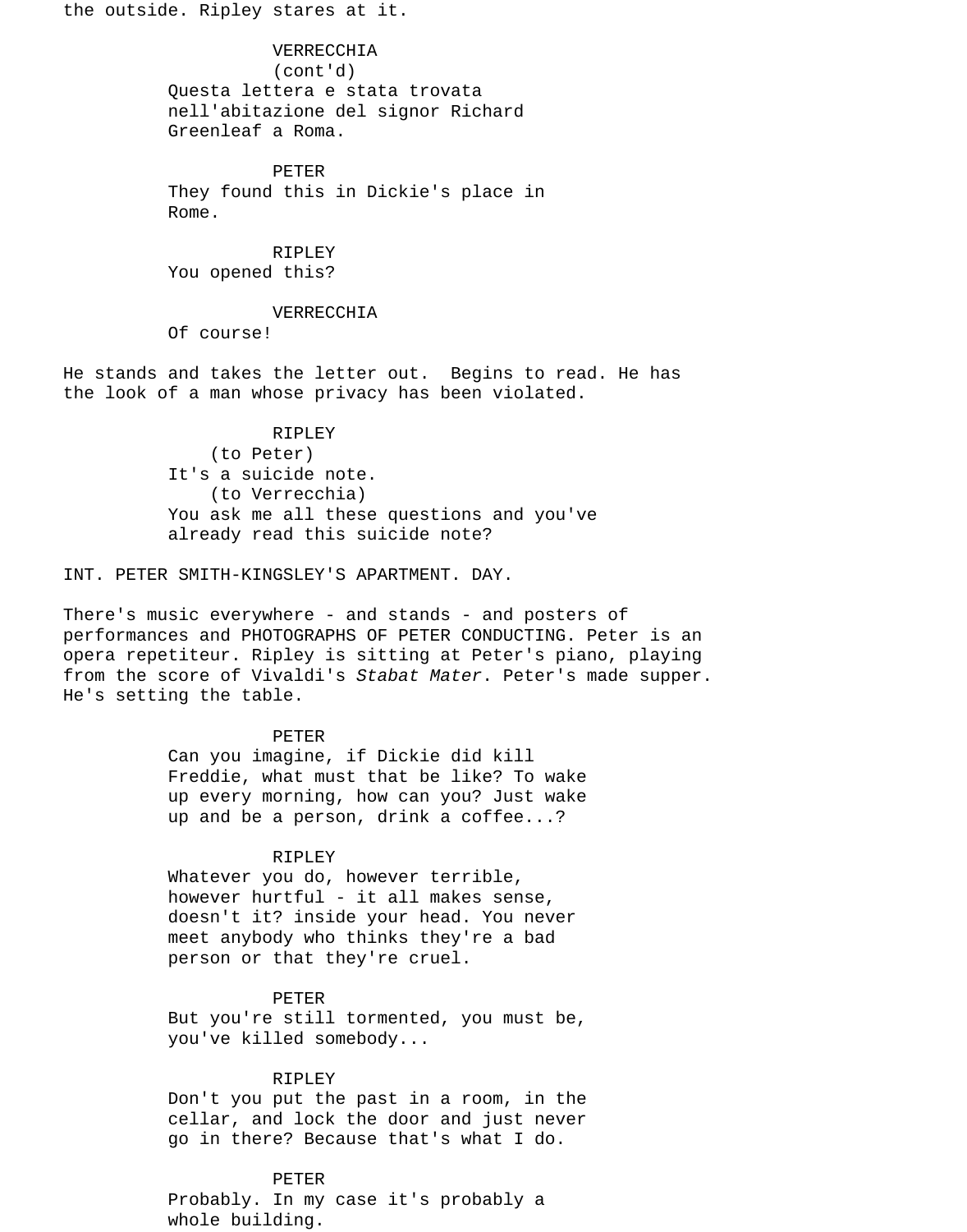the outside. Ripley stares at it.

VERRECCHIA
(cont'd)
Questa lettera e stata trovata nell'abitazione del signor Richard Greenleaf a Roma.

PETER
They found this in Dickie's place in Rome.

RIPLEY
You opened this?

VERRECCHIA
Of course!

He stands and takes the letter out. Begins to read. He has the look of a man whose privacy has been violated.

RIPLEY
(to Peter)
It's a suicide note.
(to Verrecchia)
You ask me all these questions and you've already read this suicide note?

INT. PETER SMITH-KINGSLEY'S APARTMENT. DAY.

There's music everywhere - and stands - and posters of performances and PHOTOGRAPHS OF PETER CONDUCTING. Peter is an opera repetiteur. Ripley is sitting at Peter's piano, playing from the score of Vivaldi's *Stabat Mater*. Peter's made supper. He's setting the table.

PETER
Can you imagine, if Dickie did kill Freddie, what must that be like? To wake up every morning, how can you? Just wake up and be a person, drink a coffee...?

RIPLEY
Whatever you do, however terrible, however hurtful - it all makes sense, doesn't it? inside your head. You never meet anybody who thinks they're a bad person or that they're cruel.

PETER
But you're still tormented, you must be, you've killed somebody...

RIPLEY
Don't you put the past in a room, in the cellar, and lock the door and just never go in there? Because that's what I do.

PETER
Probably. In my case it's probably a whole building.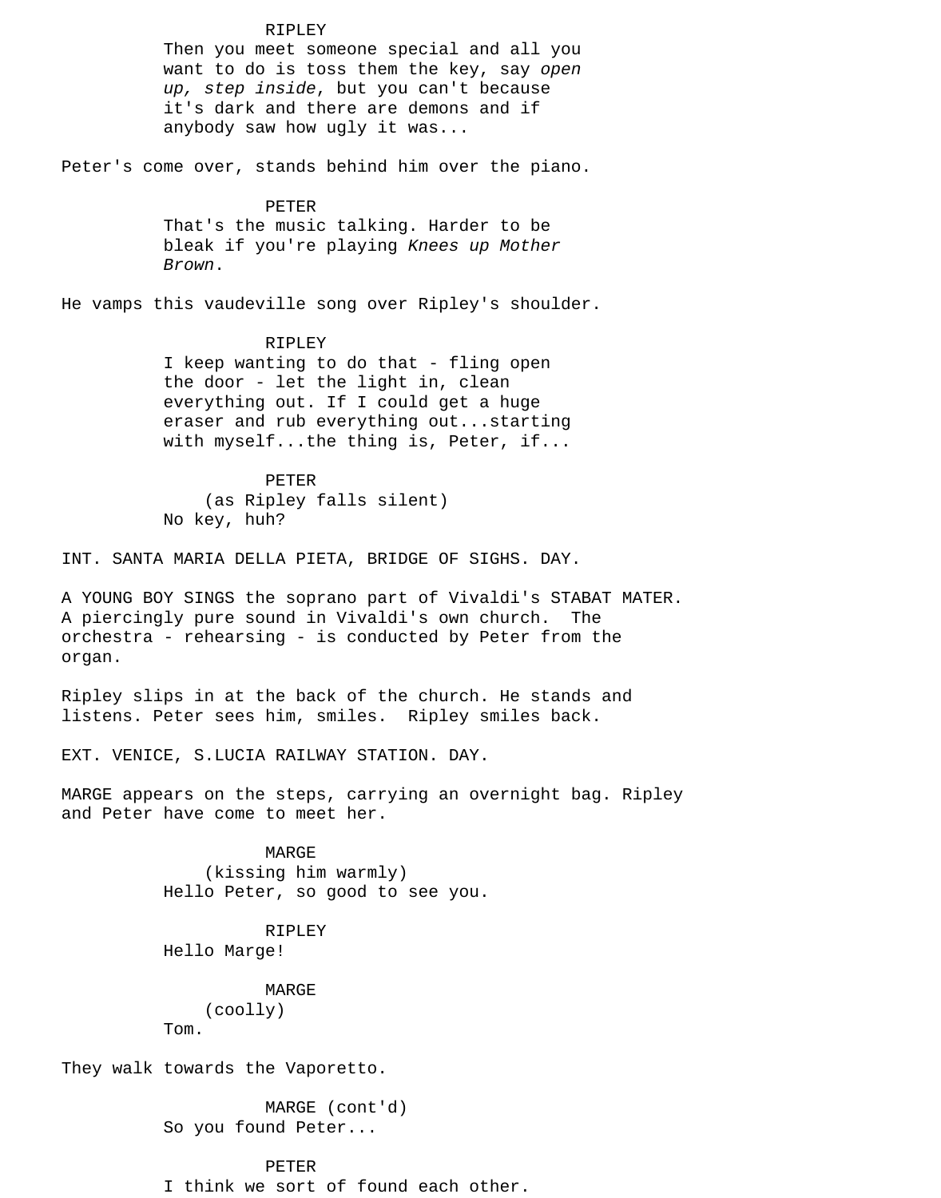RIPLEY
Then you meet someone special and all you want to do is toss them the key, say *open up, step inside*, but you can't because it's dark and there are demons and if anybody saw how ugly it was...

Peter's come over, stands behind him over the piano.

PETER
That's the music talking. Harder to be bleak if you're playing *Knees up Mother Brown*.

He vamps this vaudeville song over Ripley's shoulder.

RIPLEY
I keep wanting to do that - fling open the door - let the light in, clean everything out. If I could get a huge eraser and rub everything out...starting with myself...the thing is, Peter, if...

PETER
(as Ripley falls silent)
No key, huh?

INT. SANTA MARIA DELLA PIETA, BRIDGE OF SIGHS. DAY.

A YOUNG BOY SINGS the soprano part of Vivaldi's STABAT MATER. A piercingly pure sound in Vivaldi's own church. The orchestra - rehearsing - is conducted by Peter from the organ.

Ripley slips in at the back of the church. He stands and listens. Peter sees him, smiles. Ripley smiles back.

EXT. VENICE, S.LUCIA RAILWAY STATION. DAY.

MARGE appears on the steps, carrying an overnight bag. Ripley and Peter have come to meet her.

MARGE
(kissing him warmly)
Hello Peter, so good to see you.

RIPLEY
Hello Marge!

MARGE
(coolly)
Tom.

They walk towards the Vaporetto.

MARGE (cont'd)
So you found Peter...

PETER
I think we sort of found each other.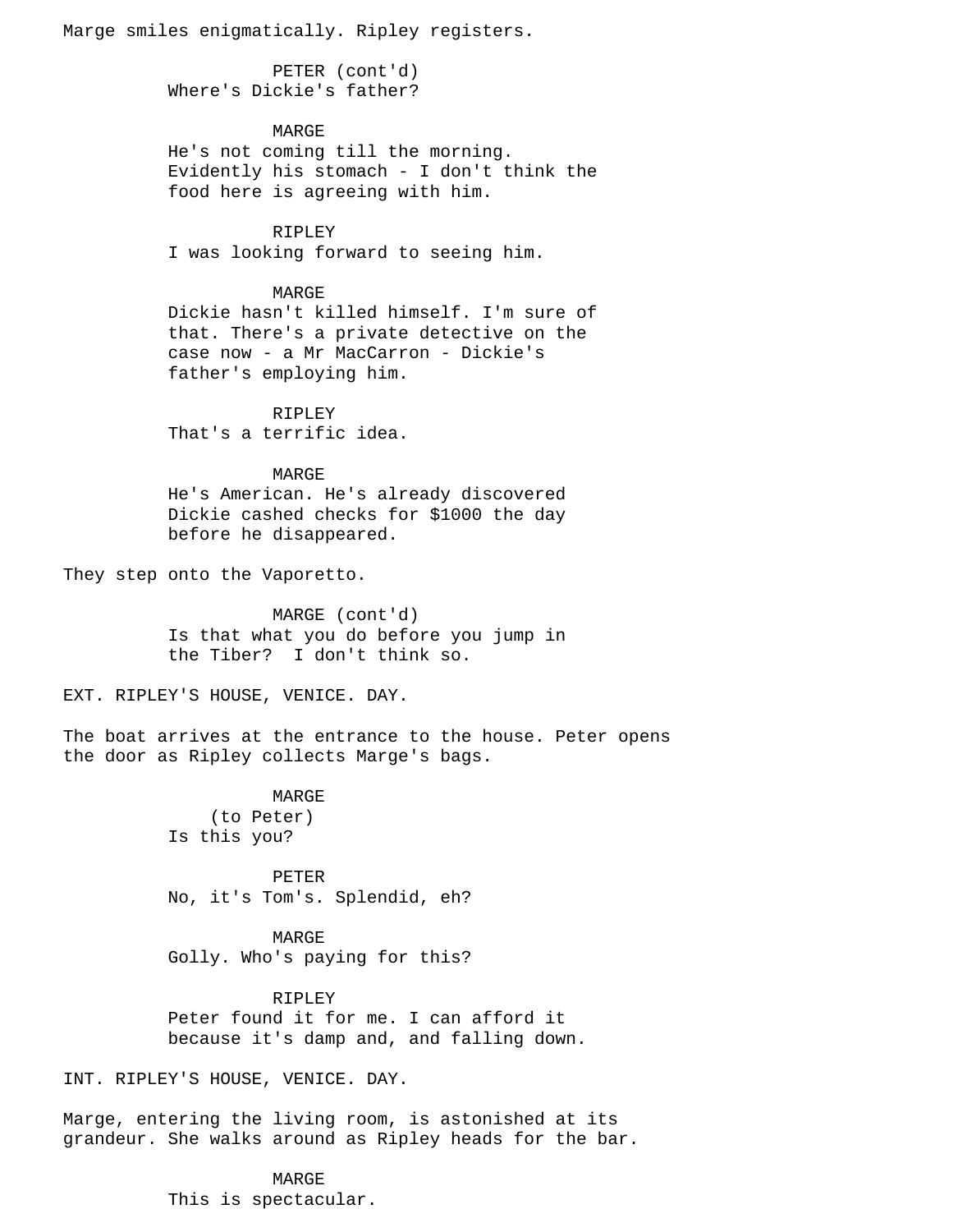Marge smiles enigmatically. Ripley registers.

PETER (cont'd)
Where's Dickie's father?

MARGE
He's not coming till the morning. Evidently his stomach - I don't think the food here is agreeing with him.

RIPLEY
I was looking forward to seeing him.

MARGE
Dickie hasn't killed himself. I'm sure of that. There's a private detective on the case now - a Mr MacCarron - Dickie's father's employing him.

RIPLEY
That's a terrific idea.

MARGE
He's American. He's already discovered Dickie cashed checks for $1000 the day before he disappeared.

They step onto the Vaporetto.

MARGE (cont'd)
Is that what you do before you jump in the Tiber?  I don't think so.

EXT. RIPLEY'S HOUSE, VENICE. DAY.

The boat arrives at the entrance to the house. Peter opens the door as Ripley collects Marge's bags.

MARGE
(to Peter)
Is this you?

PETER
No, it's Tom's. Splendid, eh?

MARGE
Golly. Who's paying for this?

RIPLEY
Peter found it for me. I can afford it because it's damp and, and falling down.

INT. RIPLEY'S HOUSE, VENICE. DAY.

Marge, entering the living room, is astonished at its grandeur. She walks around as Ripley heads for the bar.

MARGE
This is spectacular.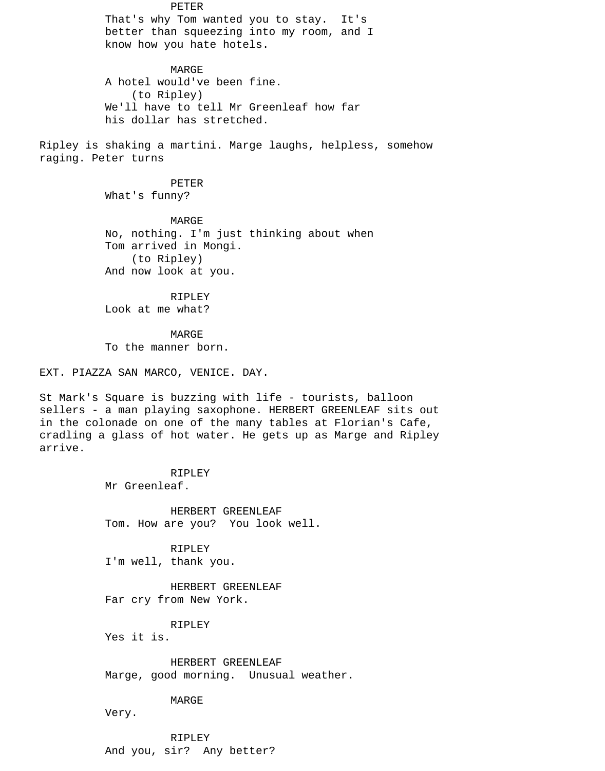PETER

That's why Tom wanted you to stay. It's better than squeezing into my room, and I know how you hate hotels.

MARGE

A hotel would've been fine.

(to Ripley)

We'll have to tell Mr Greenleaf how far his dollar has stretched.

Ripley is shaking a martini. Marge laughs, helpless, somehow raging. Peter turns

PETER

What's funny?

MARGE

No, nothing. I'm just thinking about when Tom arrived in Mongi.

(to Ripley)

And now look at you.

RIPLEY

Look at me what?

MARGE

To the manner born.

EXT. PIAZZA SAN MARCO, VENICE. DAY.

St Mark's Square is buzzing with life - tourists, balloon sellers - a man playing saxophone. HERBERT GREENLEAF sits out in the colonade on one of the many tables at Florian's Cafe, cradling a glass of hot water. He gets up as Marge and Ripley arrive.

RIPLEY

Mr Greenleaf.

HERBERT GREENLEAF

Tom. How are you? You look well.

RIPLEY

I'm well, thank you.

HERBERT GREENLEAF

Far cry from New York.

RIPLEY

Yes it is.

HERBERT GREENLEAF

Marge, good morning. Unusual weather.

MARGE

Very.

RIPLEY

And you, sir? Any better?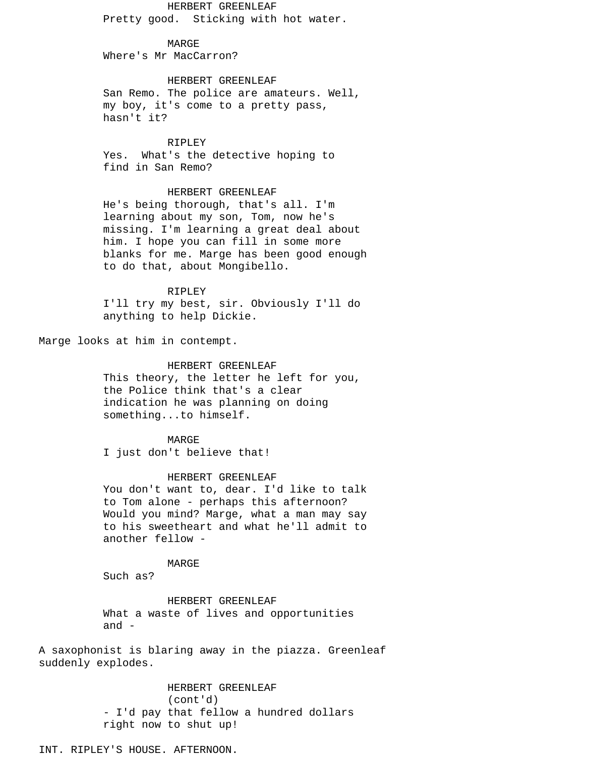HERBERT GREENLEAF
Pretty good.  Sticking with hot water.

MARGE
Where's Mr MacCarron?

HERBERT GREENLEAF
San Remo. The police are amateurs. Well, my boy, it's come to a pretty pass, hasn't it?

RIPLEY
Yes.  What's the detective hoping to find in San Remo?

HERBERT GREENLEAF
He's being thorough, that's all. I'm learning about my son, Tom, now he's missing. I'm learning a great deal about him. I hope you can fill in some more blanks for me. Marge has been good enough to do that, about Mongibello.

RIPLEY
I'll try my best, sir. Obviously I'll do anything to help Dickie.

Marge looks at him in contempt.

HERBERT GREENLEAF
This theory, the letter he left for you, the Police think that's a clear indication he was planning on doing something...to himself.

MARGE
I just don't believe that!

HERBERT GREENLEAF
You don't want to, dear. I'd like to talk to Tom alone - perhaps this afternoon? Would you mind? Marge, what a man may say to his sweetheart and what he'll admit to another fellow -

MARGE
Such as?

HERBERT GREENLEAF
What a waste of lives and opportunities and -

A saxophonist is blaring away in the piazza. Greenleaf suddenly explodes.

HERBERT GREENLEAF
(cont'd)
- I'd pay that fellow a hundred dollars right now to shut up!

INT. RIPLEY'S HOUSE. AFTERNOON.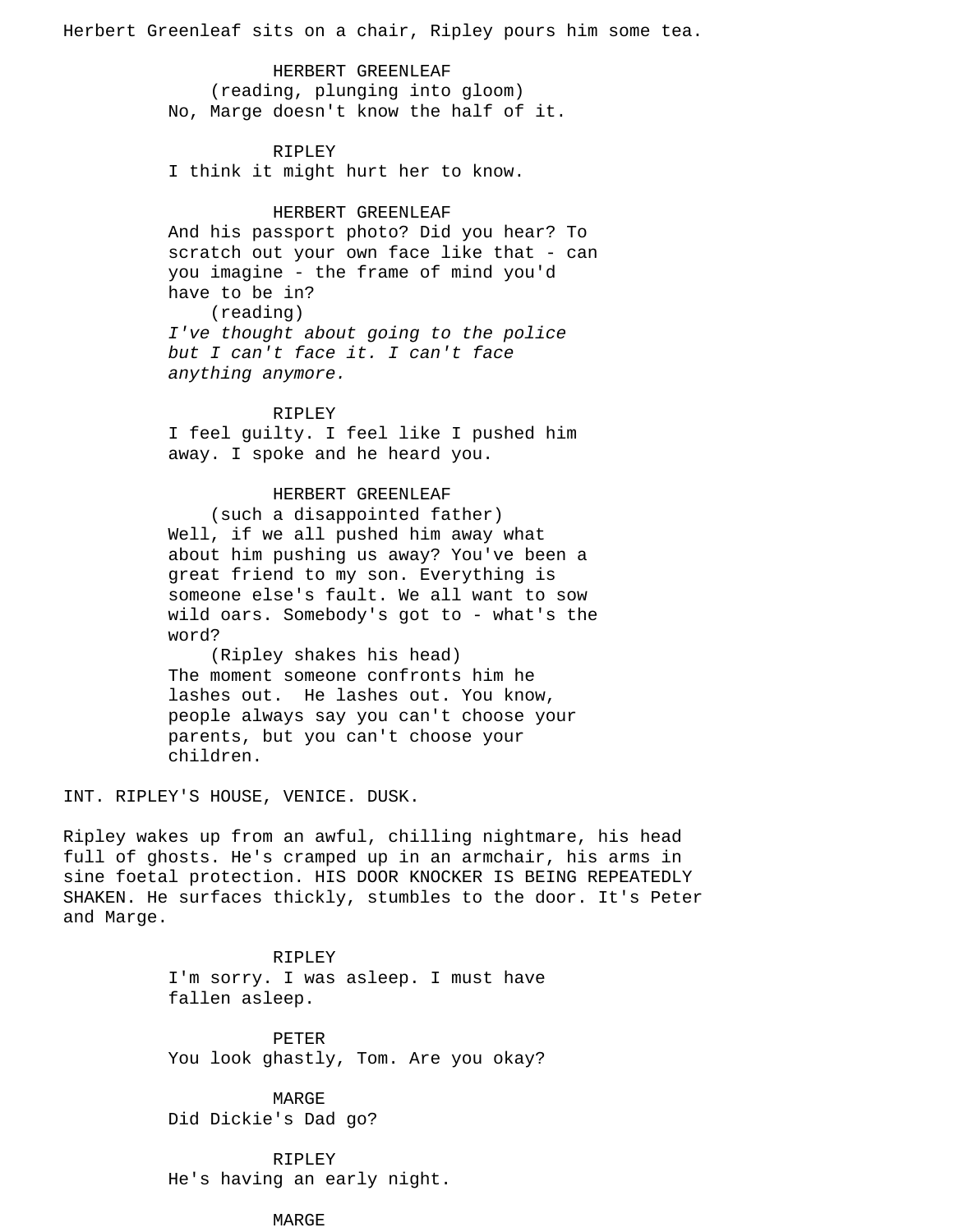Herbert Greenleaf sits on a chair, Ripley pours him some tea.

HERBERT GREENLEAF
(reading, plunging into gloom)
No, Marge doesn't know the half of it.

RIPLEY
I think it might hurt her to know.

HERBERT GREENLEAF
And his passport photo? Did you hear? To scratch out your own face like that - can you imagine - the frame of mind you'd have to be in?
(reading)
*I've thought about going to the police but I can't face it. I can't face anything anymore.*

RIPLEY
I feel guilty. I feel like I pushed him away. I spoke and he heard you.

HERBERT GREENLEAF
(such a disappointed father)
Well, if we all pushed him away what about him pushing us away? You've been a great friend to my son. Everything is someone else's fault. We all want to sow wild oars. Somebody's got to - what's the word?
(Ripley shakes his head)
The moment someone confronts him he lashes out.  He lashes out. You know, people always say you can't choose your parents, but you can't choose your children.

INT. RIPLEY'S HOUSE, VENICE. DUSK.

Ripley wakes up from an awful, chilling nightmare, his head full of ghosts. He's cramped up in an armchair, his arms in sine foetal protection. HIS DOOR KNOCKER IS BEING REPEATEDLY SHAKEN. He surfaces thickly, stumbles to the door. It's Peter and Marge.

RIPLEY
I'm sorry. I was asleep. I must have fallen asleep.

PETER
You look ghastly, Tom. Are you okay?

MARGE
Did Dickie's Dad go?

RIPLEY
He's having an early night.

MARGE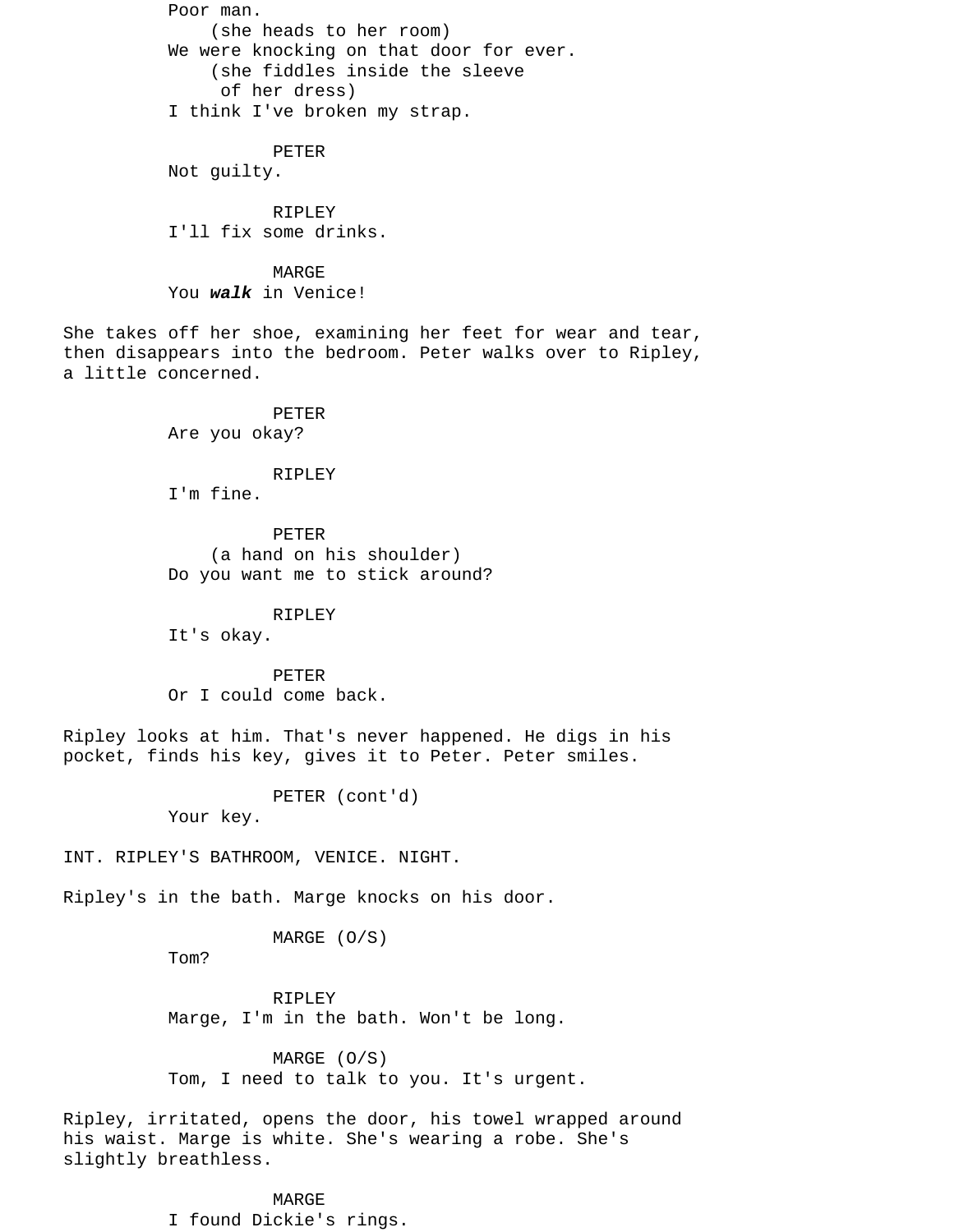Poor man.
(she heads to her room)
We were knocking on that door for ever.
(she fiddles inside the sleeve of her dress)
I think I've broken my strap.

PETER
Not guilty.

RIPLEY
I'll fix some drinks.

MARGE
You ***walk*** in Venice!

She takes off her shoe, examining her feet for wear and tear, then disappears into the bedroom. Peter walks over to Ripley, a little concerned.

PETER
Are you okay?

RIPLEY
I'm fine.

PETER
(a hand on his shoulder)
Do you want me to stick around?

RIPLEY
It's okay.

PETER
Or I could come back.

Ripley looks at him. That's never happened. He digs in his pocket, finds his key, gives it to Peter. Peter smiles.

PETER (cont'd)
Your key.

INT. RIPLEY'S BATHROOM, VENICE. NIGHT.

Ripley's in the bath. Marge knocks on his door.

MARGE (O/S)
Tom?

RIPLEY
Marge, I'm in the bath. Won't be long.

MARGE (O/S)
Tom, I need to talk to you. It's urgent.

Ripley, irritated, opens the door, his towel wrapped around his waist. Marge is white. She's wearing a robe. She's slightly breathless.

MARGE
I found Dickie's rings.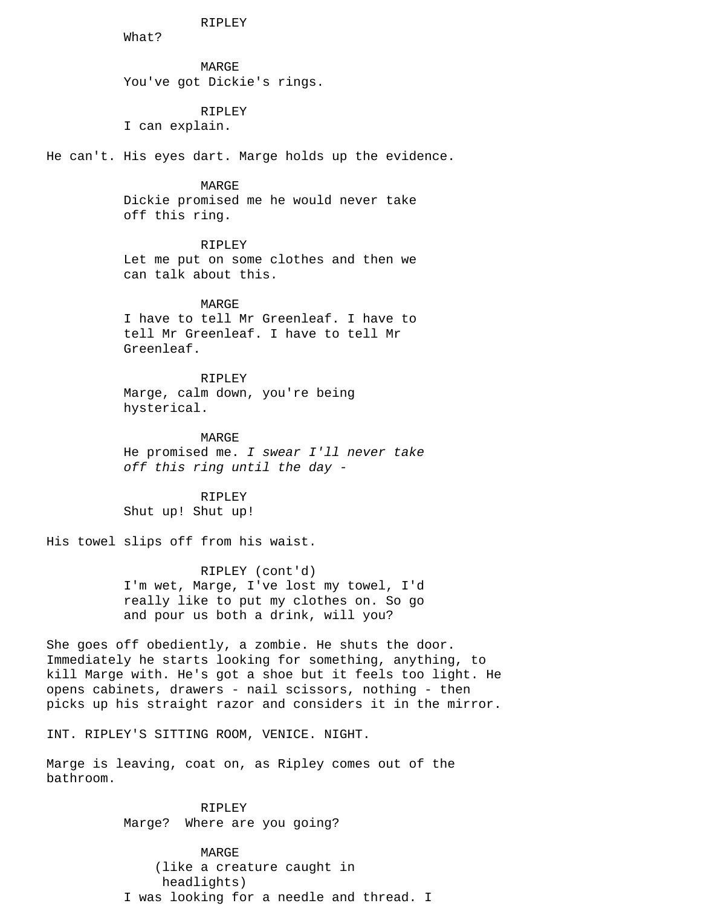RIPLEY

What?

MARGE

You've got Dickie's rings.

RIPLEY

I can explain.

He can't. His eyes dart. Marge holds up the evidence.

MARGE

Dickie promised me he would never take off this ring.

RIPLEY

Let me put on some clothes and then we can talk about this.

MARGE

I have to tell Mr Greenleaf. I have to tell Mr Greenleaf. I have to tell Mr Greenleaf.

RIPLEY

Marge, calm down, you're being hysterical.

MARGE

He promised me. *I swear I'll never take off this ring until the day -*

RIPLEY

Shut up! Shut up!

His towel slips off from his waist.

RIPLEY (cont'd)

I'm wet, Marge, I've lost my towel, I'd really like to put my clothes on. So go and pour us both a drink, will you?

She goes off obediently, a zombie. He shuts the door. Immediately he starts looking for something, anything, to kill Marge with. He's got a shoe but it feels too light. He opens cabinets, drawers - nail scissors, nothing - then picks up his straight razor and considers it in the mirror.

INT. RIPLEY'S SITTING ROOM, VENICE. NIGHT.

Marge is leaving, coat on, as Ripley comes out of the bathroom.

RIPLEY

Marge? Where are you going?

MARGE

(like a creature caught in headlights)

I was looking for a needle and thread. I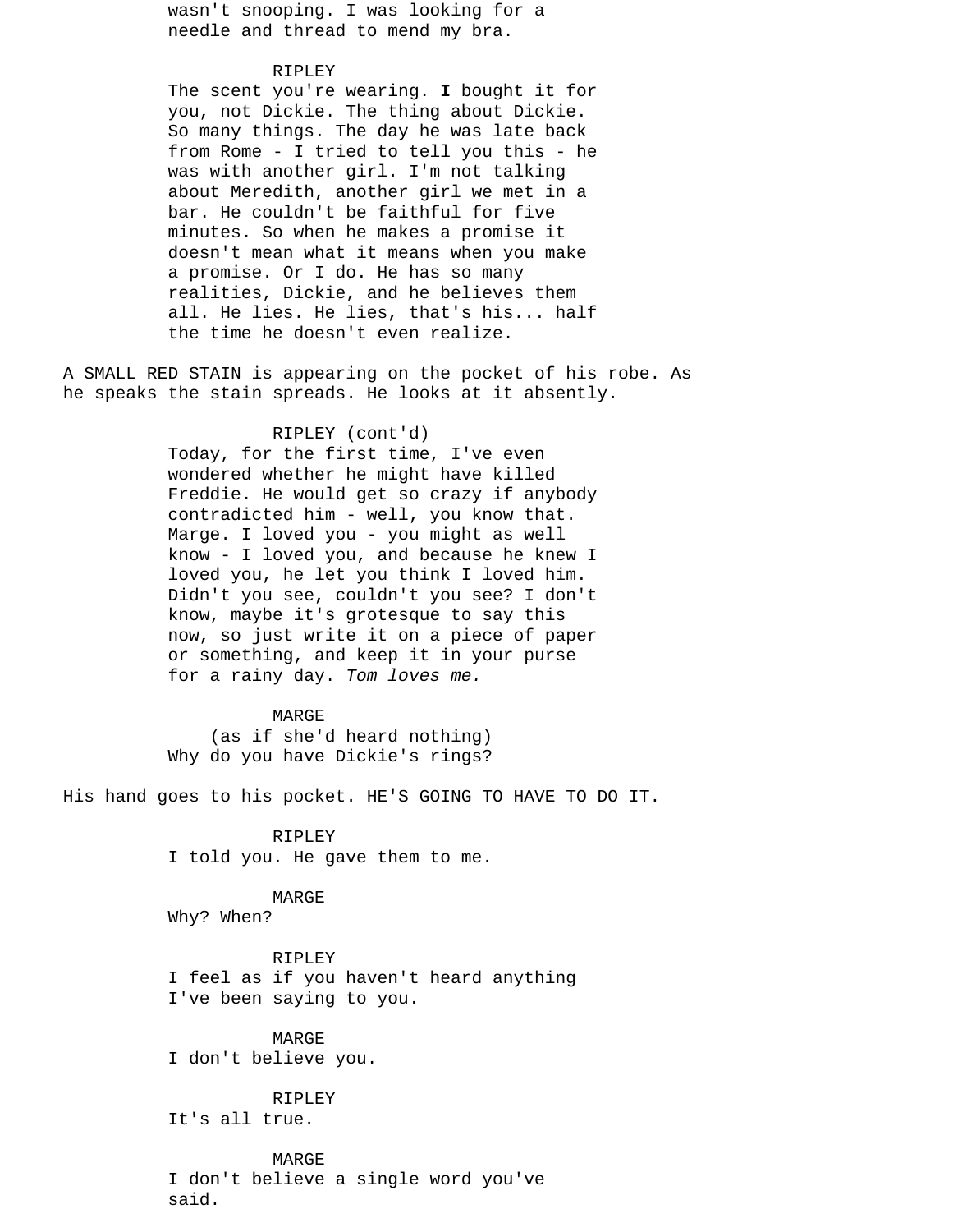wasn't snooping. I was looking for a needle and thread to mend my bra.

RIPLEY
The scent you're wearing. **I** bought it for you, not Dickie. The thing about Dickie. So many things. The day he was late back from Rome - I tried to tell you this - he was with another girl. I'm not talking about Meredith, another girl we met in a bar. He couldn't be faithful for five minutes. So when he makes a promise it doesn't mean what it means when you make a promise. Or I do. He has so many realities, Dickie, and he believes them all. He lies. He lies, that's his... half the time he doesn't even realize.

A SMALL RED STAIN is appearing on the pocket of his robe. As he speaks the stain spreads. He looks at it absently.

RIPLEY (cont'd)
Today, for the first time, I've even wondered whether he might have killed Freddie. He would get so crazy if anybody contradicted him - well, you know that. Marge. I loved you - you might as well know - I loved you, and because he knew I loved you, he let you think I loved him. Didn't you see, couldn't you see? I don't know, maybe it's grotesque to say this now, so just write it on a piece of paper or something, and keep it in your purse for a rainy day. *Tom loves me.*

MARGE
(as if she'd heard nothing)
Why do you have Dickie's rings?

His hand goes to his pocket. HE'S GOING TO HAVE TO DO IT.

RIPLEY
I told you. He gave them to me.

MARGE
Why? When?

RIPLEY
I feel as if you haven't heard anything I've been saying to you.

MARGE
I don't believe you.

RIPLEY
It's all true.

MARGE
I don't believe a single word you've said.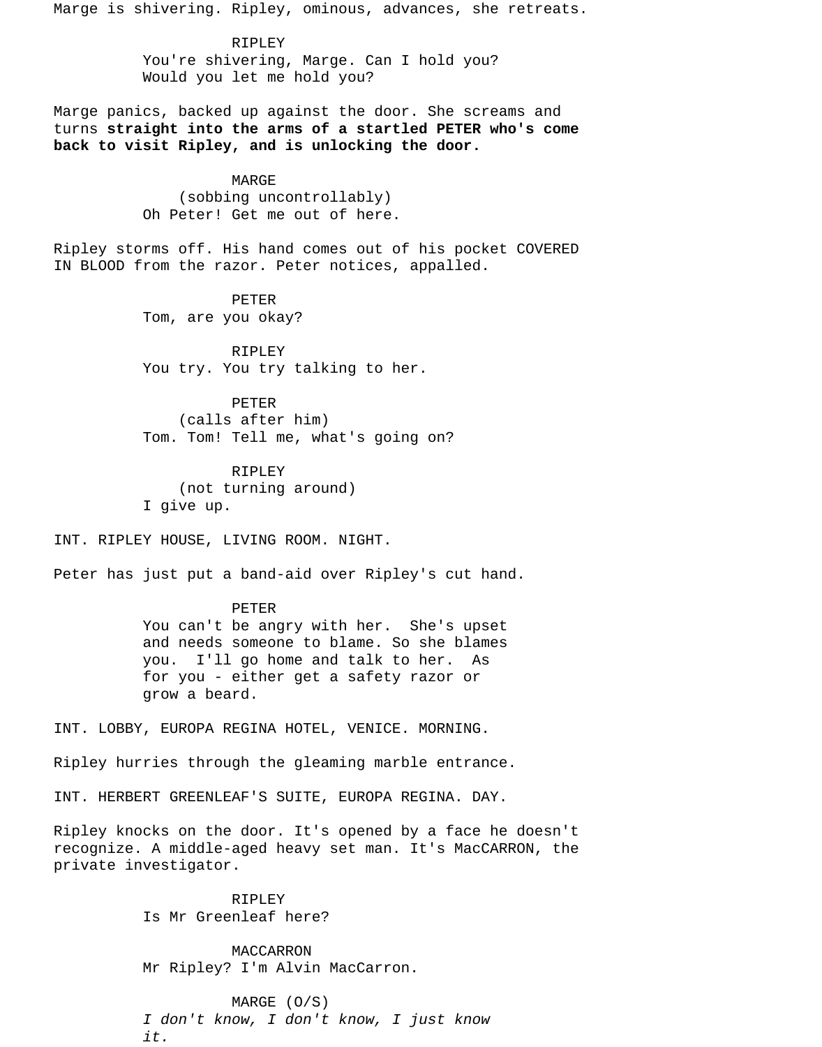Marge is shivering. Ripley, ominous, advances, she retreats.

RIPLEY
You're shivering, Marge. Can I hold you? Would you let me hold you?

Marge panics, backed up against the door. She screams and turns **straight into the arms of a startled PETER who's come back to visit Ripley, and is unlocking the door.**

MARGE
(sobbing uncontrollably)
Oh Peter! Get me out of here.

Ripley storms off. His hand comes out of his pocket COVERED IN BLOOD from the razor. Peter notices, appalled.

PETER
Tom, are you okay?

RIPLEY
You try. You try talking to her.

PETER
(calls after him)
Tom. Tom! Tell me, what's going on?

RIPLEY
(not turning around)
I give up.

INT. RIPLEY HOUSE, LIVING ROOM. NIGHT.

Peter has just put a band-aid over Ripley's cut hand.

PETER
You can't be angry with her. She's upset and needs someone to blame. So she blames you. I'll go home and talk to her. As for you - either get a safety razor or grow a beard.

INT. LOBBY, EUROPA REGINA HOTEL, VENICE. MORNING.

Ripley hurries through the gleaming marble entrance.

INT. HERBERT GREENLEAF'S SUITE, EUROPA REGINA. DAY.

Ripley knocks on the door. It's opened by a face he doesn't recognize. A middle-aged heavy set man. It's MacCARRON, the private investigator.

RIPLEY
Is Mr Greenleaf here?

MACCARRON
Mr Ripley? I'm Alvin MacCarron.

MARGE (O/S)
*I don't know, I don't know, I just know it.*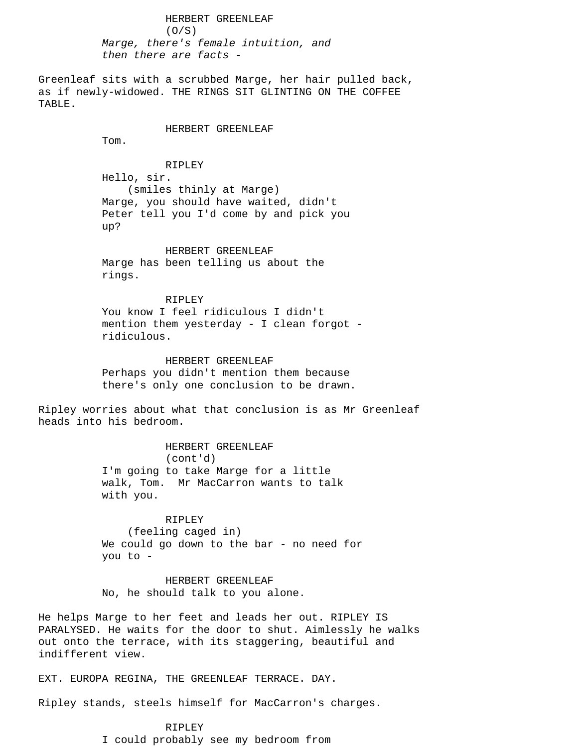HERBERT GREENLEAF
(O/S)
*Marge, there's female intuition, and then there are facts -*

Greenleaf sits with a scrubbed Marge, her hair pulled back, as if newly-widowed. THE RINGS SIT GLINTING ON THE COFFEE TABLE.

HERBERT GREENLEAF
Tom.

RIPLEY
Hello, sir.
(smiles thinly at Marge)
Marge, you should have waited, didn't Peter tell you I'd come by and pick you up?

HERBERT GREENLEAF
Marge has been telling us about the rings.

RIPLEY
You know I feel ridiculous I didn't mention them yesterday - I clean forgot - ridiculous.

HERBERT GREENLEAF
Perhaps you didn't mention them because there's only one conclusion to be drawn.

Ripley worries about what that conclusion is as Mr Greenleaf heads into his bedroom.

HERBERT GREENLEAF
(cont'd)
I'm going to take Marge for a little walk, Tom. Mr MacCarron wants to talk with you.

RIPLEY
(feeling caged in)
We could go down to the bar - no need for you to -

HERBERT GREENLEAF
No, he should talk to you alone.

He helps Marge to her feet and leads her out. RIPLEY IS PARALYSED. He waits for the door to shut. Aimlessly he walks out onto the terrace, with its staggering, beautiful and indifferent view.

EXT. EUROPA REGINA, THE GREENLEAF TERRACE. DAY.

Ripley stands, steels himself for MacCarron's charges.

RIPLEY
I could probably see my bedroom from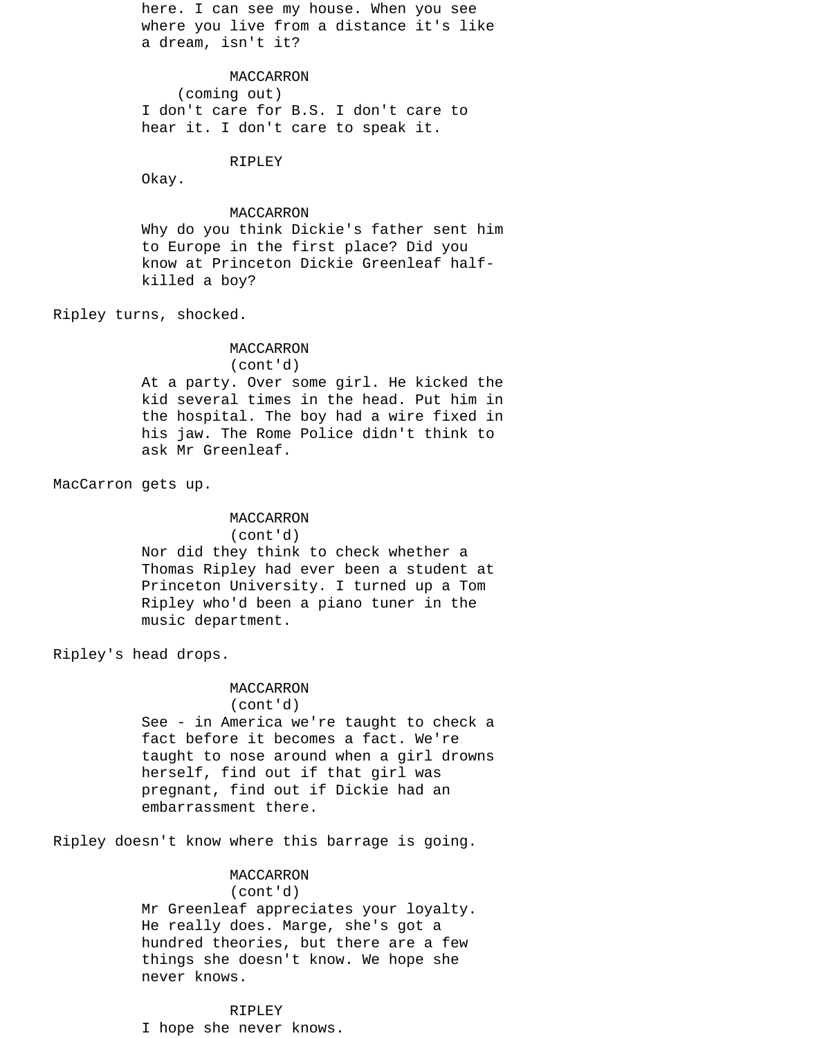here. I can see my house. When you see where you live from a distance it's like a dream, isn't it?

MACCARRON
(coming out)
I don't care for B.S. I don't care to hear it. I don't care to speak it.

RIPLEY
Okay.

MACCARRON
Why do you think Dickie's father sent him to Europe in the first place? Did you know at Princeton Dickie Greenleaf half-killed a boy?

Ripley turns, shocked.

MACCARRON
(cont'd)
At a party. Over some girl. He kicked the kid several times in the head. Put him in the hospital. The boy had a wire fixed in his jaw. The Rome Police didn't think to ask Mr Greenleaf.

MacCarron gets up.

MACCARRON
(cont'd)
Nor did they think to check whether a Thomas Ripley had ever been a student at Princeton University. I turned up a Tom Ripley who'd been a piano tuner in the music department.

Ripley's head drops.

MACCARRON
(cont'd)
See - in America we're taught to check a fact before it becomes a fact. We're taught to nose around when a girl drowns herself, find out if that girl was pregnant, find out if Dickie had an embarrassment there.

Ripley doesn't know where this barrage is going.

MACCARRON
(cont'd)
Mr Greenleaf appreciates your loyalty. He really does. Marge, she's got a hundred theories, but there are a few things she doesn't know. We hope she never knows.

RIPLEY
I hope she never knows.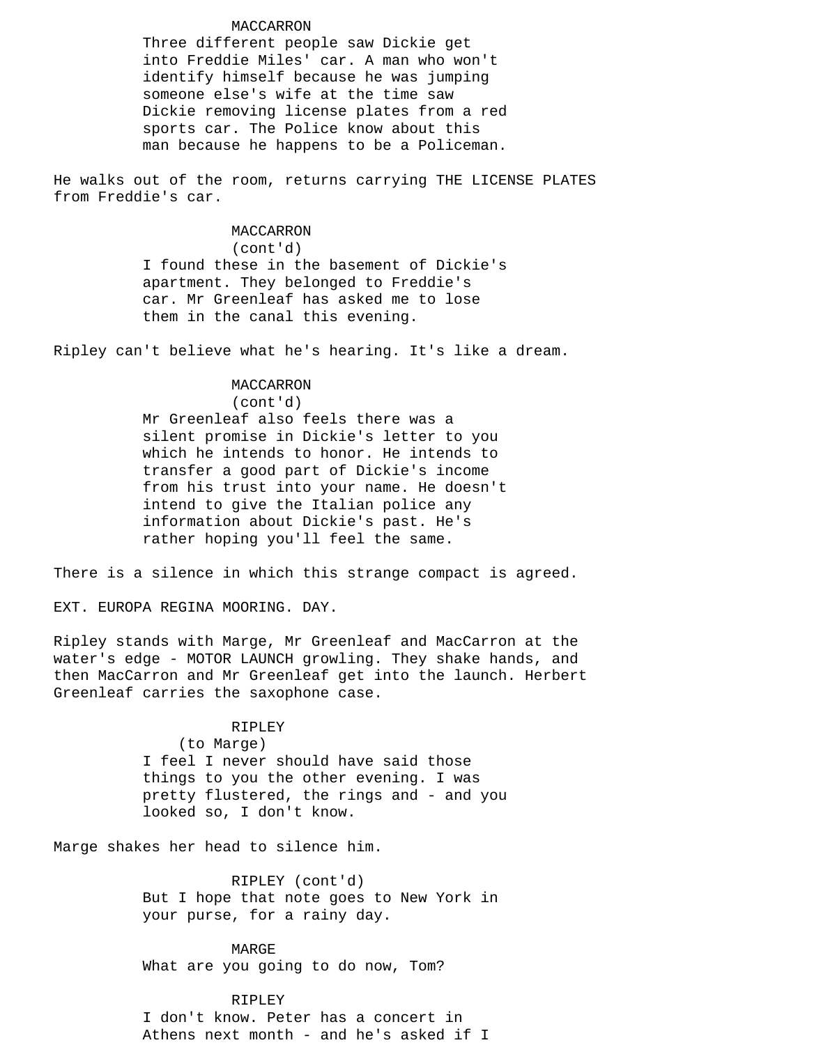MACCARRON

Three different people saw Dickie get into Freddie Miles' car. A man who won't identify himself because he was jumping someone else's wife at the time saw Dickie removing license plates from a red sports car. The Police know about this man because he happens to be a Policeman.

He walks out of the room, returns carrying THE LICENSE PLATES from Freddie's car.

MACCARRON
(cont'd)

I found these in the basement of Dickie's apartment. They belonged to Freddie's car. Mr Greenleaf has asked me to lose them in the canal this evening.

Ripley can't believe what he's hearing. It's like a dream.

MACCARRON
(cont'd)

Mr Greenleaf also feels there was a silent promise in Dickie's letter to you which he intends to honor. He intends to transfer a good part of Dickie's income from his trust into your name. He doesn't intend to give the Italian police any information about Dickie's past. He's rather hoping you'll feel the same.

There is a silence in which this strange compact is agreed.

EXT. EUROPA REGINA MOORING. DAY.

Ripley stands with Marge, Mr Greenleaf and MacCarron at the water's edge - MOTOR LAUNCH growling. They shake hands, and then MacCarron and Mr Greenleaf get into the launch. Herbert Greenleaf carries the saxophone case.

RIPLEY
(to Marge)

I feel I never should have said those things to you the other evening. I was pretty flustered, the rings and - and you looked so, I don't know.

Marge shakes her head to silence him.

RIPLEY (cont'd)

But I hope that note goes to New York in your purse, for a rainy day.

MARGE

What are you going to do now, Tom?

RIPLEY

I don't know. Peter has a concert in Athens next month - and he's asked if I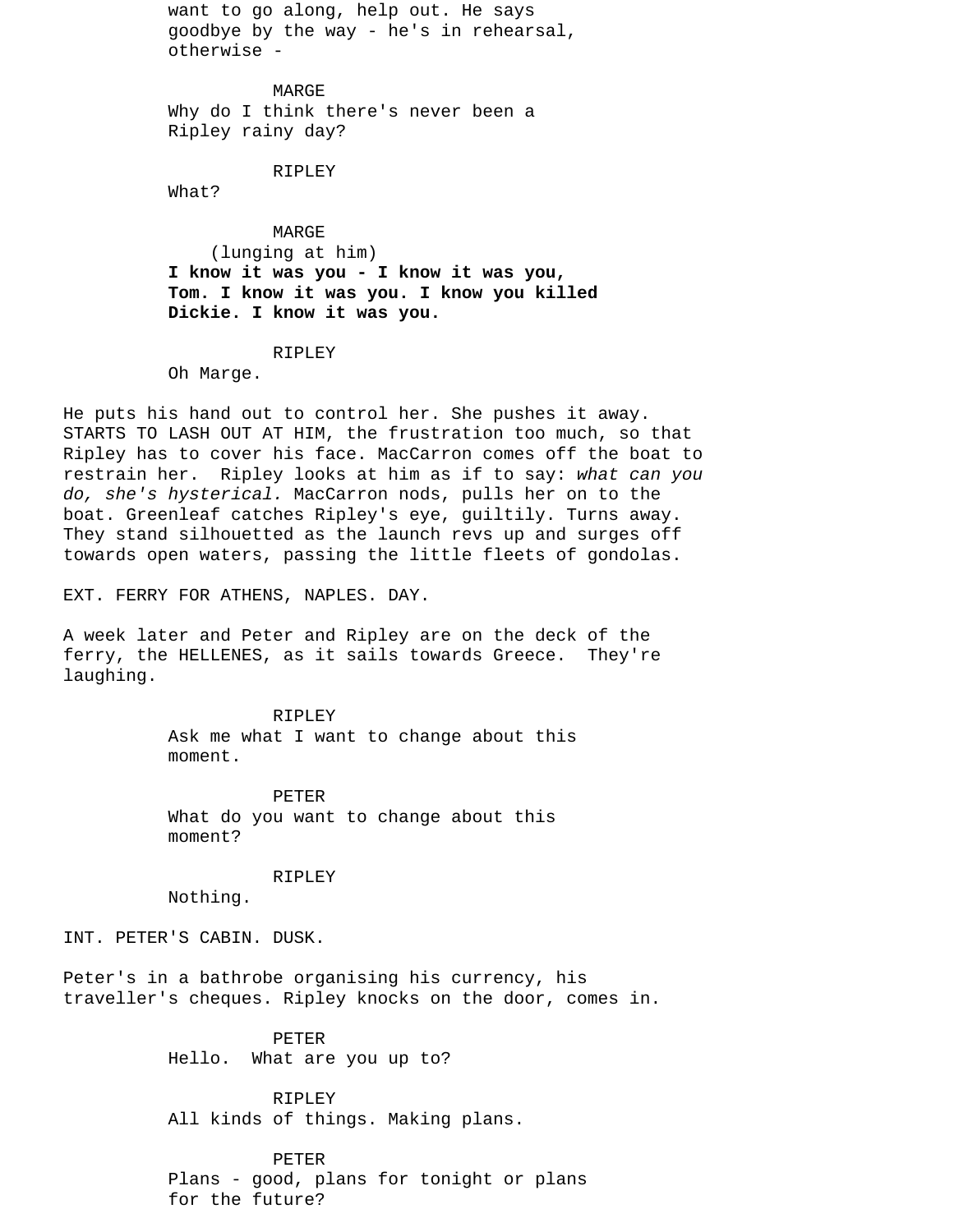want to go along, help out. He says goodbye by the way - he's in rehearsal, otherwise -

MARGE
Why do I think there's never been a Ripley rainy day?

RIPLEY
What?

MARGE
(lunging at him)
**I know it was you - I know it was you, Tom. I know it was you. I know you killed Dickie. I know it was you.**

RIPLEY
Oh Marge.

He puts his hand out to control her. She pushes it away. STARTS TO LASH OUT AT HIM, the frustration too much, so that Ripley has to cover his face. MacCarron comes off the boat to restrain her. Ripley looks at him as if to say: *what can you do, she's hysterical.* MacCarron nods, pulls her on to the boat. Greenleaf catches Ripley's eye, guiltily. Turns away. They stand silhouetted as the launch revs up and surges off towards open waters, passing the little fleets of gondolas.

EXT. FERRY FOR ATHENS, NAPLES. DAY.

A week later and Peter and Ripley are on the deck of the ferry, the HELLENES, as it sails towards Greece. They're laughing.

RIPLEY
Ask me what I want to change about this moment.

PETER
What do you want to change about this moment?

RIPLEY
Nothing.

INT. PETER'S CABIN. DUSK.

Peter's in a bathrobe organising his currency, his traveller's cheques. Ripley knocks on the door, comes in.

PETER
Hello. What are you up to?

RIPLEY
All kinds of things. Making plans.

PETER
Plans - good, plans for tonight or plans for the future?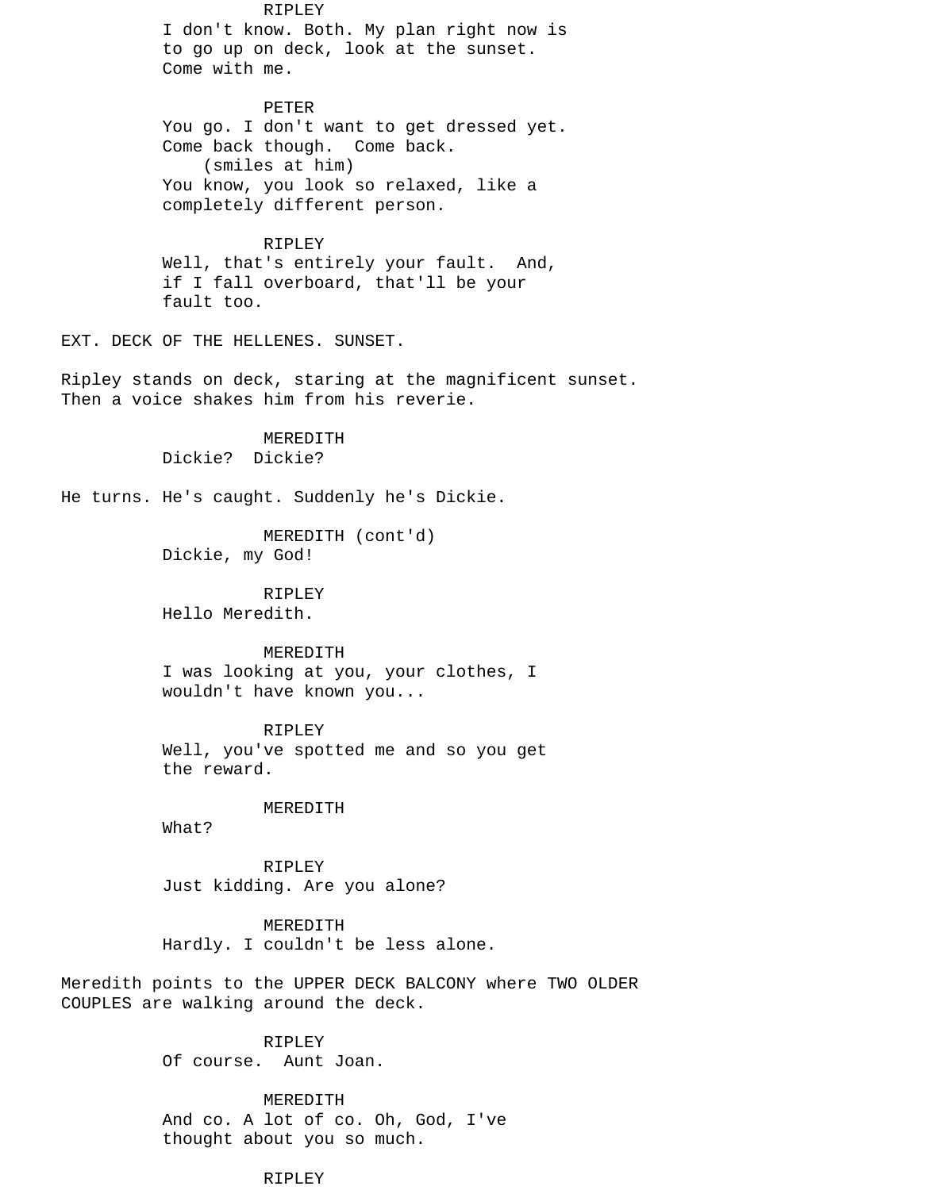RIPLEY
I don't know. Both. My plan right now is to go up on deck, look at the sunset. Come with me.

PETER
You go. I don't want to get dressed yet. Come back though. Come back.
(smiles at him)
You know, you look so relaxed, like a completely different person.

RIPLEY
Well, that's entirely your fault. And, if I fall overboard, that'll be your fault too.

EXT. DECK OF THE HELLENES. SUNSET.

Ripley stands on deck, staring at the magnificent sunset. Then a voice shakes him from his reverie.

MEREDITH
Dickie? Dickie?

He turns. He's caught. Suddenly he's Dickie.

MEREDITH (cont'd)
Dickie, my God!

RIPLEY
Hello Meredith.

MEREDITH
I was looking at you, your clothes, I wouldn't have known you...

RIPLEY
Well, you've spotted me and so you get the reward.

MEREDITH
What?

RIPLEY
Just kidding. Are you alone?

MEREDITH
Hardly. I couldn't be less alone.

Meredith points to the UPPER DECK BALCONY where TWO OLDER COUPLES are walking around the deck.

RIPLEY
Of course. Aunt Joan.

MEREDITH
And co. A lot of co. Oh, God, I've thought about you so much.

RIPLEY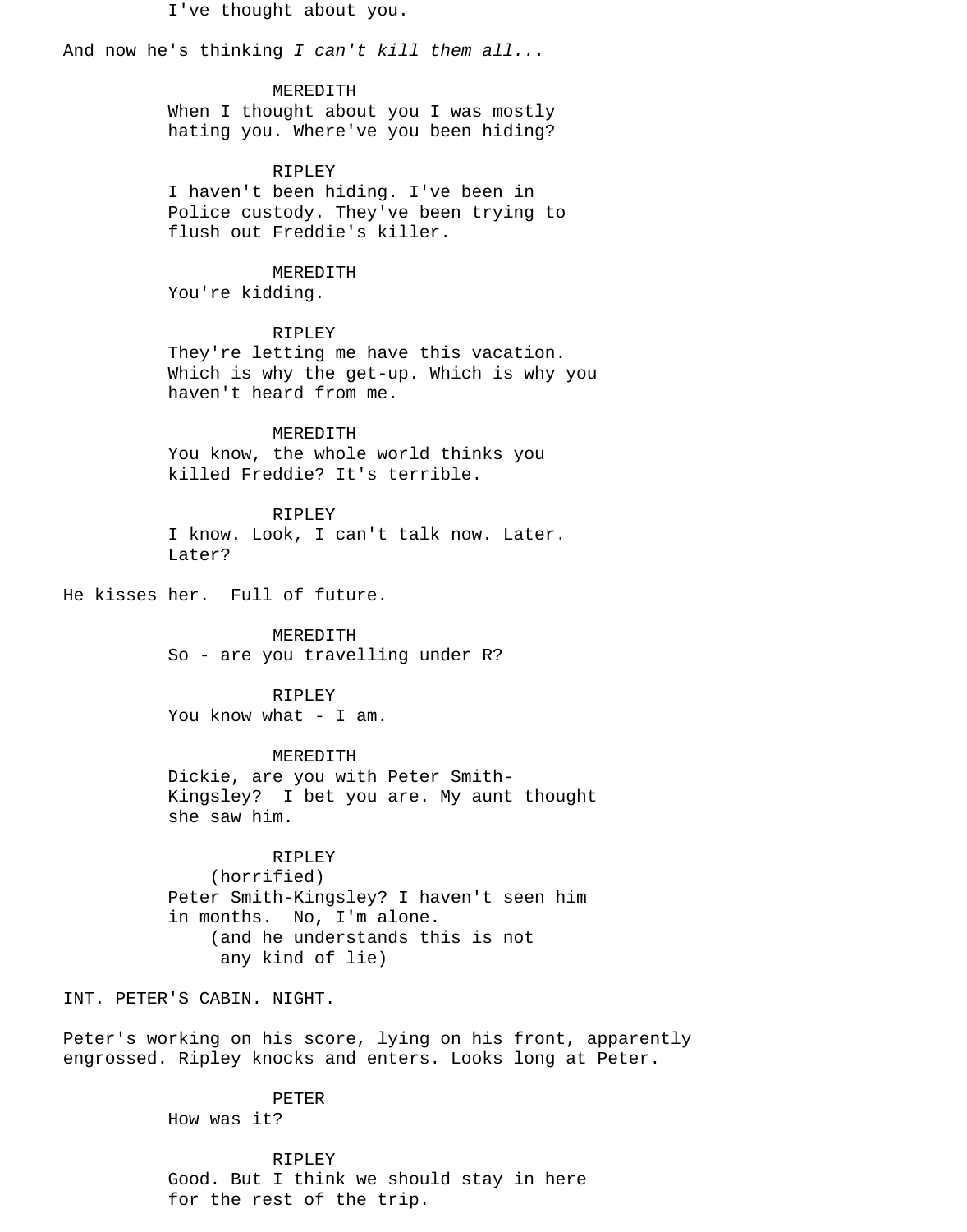I've thought about you.

And now he's thinking *I can't kill them all...*

MEREDITH
When I thought about you I was mostly hating you. Where've you been hiding?

RIPLEY
I haven't been hiding. I've been in Police custody. They've been trying to flush out Freddie's killer.

MEREDITH
You're kidding.

RIPLEY
They're letting me have this vacation. Which is why the get-up. Which is why you haven't heard from me.

MEREDITH
You know, the whole world thinks you killed Freddie? It's terrible.

RIPLEY
I know. Look, I can't talk now. Later. Later?

He kisses her. Full of future.

MEREDITH
So - are you travelling under R?

RIPLEY
You know what - I am.

MEREDITH
Dickie, are you with Peter Smith-Kingsley? I bet you are. My aunt thought she saw him.

RIPLEY
(horrified)
Peter Smith-Kingsley? I haven't seen him in months. No, I'm alone.
(and he understands this is not any kind of lie)

INT. PETER'S CABIN. NIGHT.

Peter's working on his score, lying on his front, apparently engrossed. Ripley knocks and enters. Looks long at Peter.

PETER
How was it?

RIPLEY
Good. But I think we should stay in here for the rest of the trip.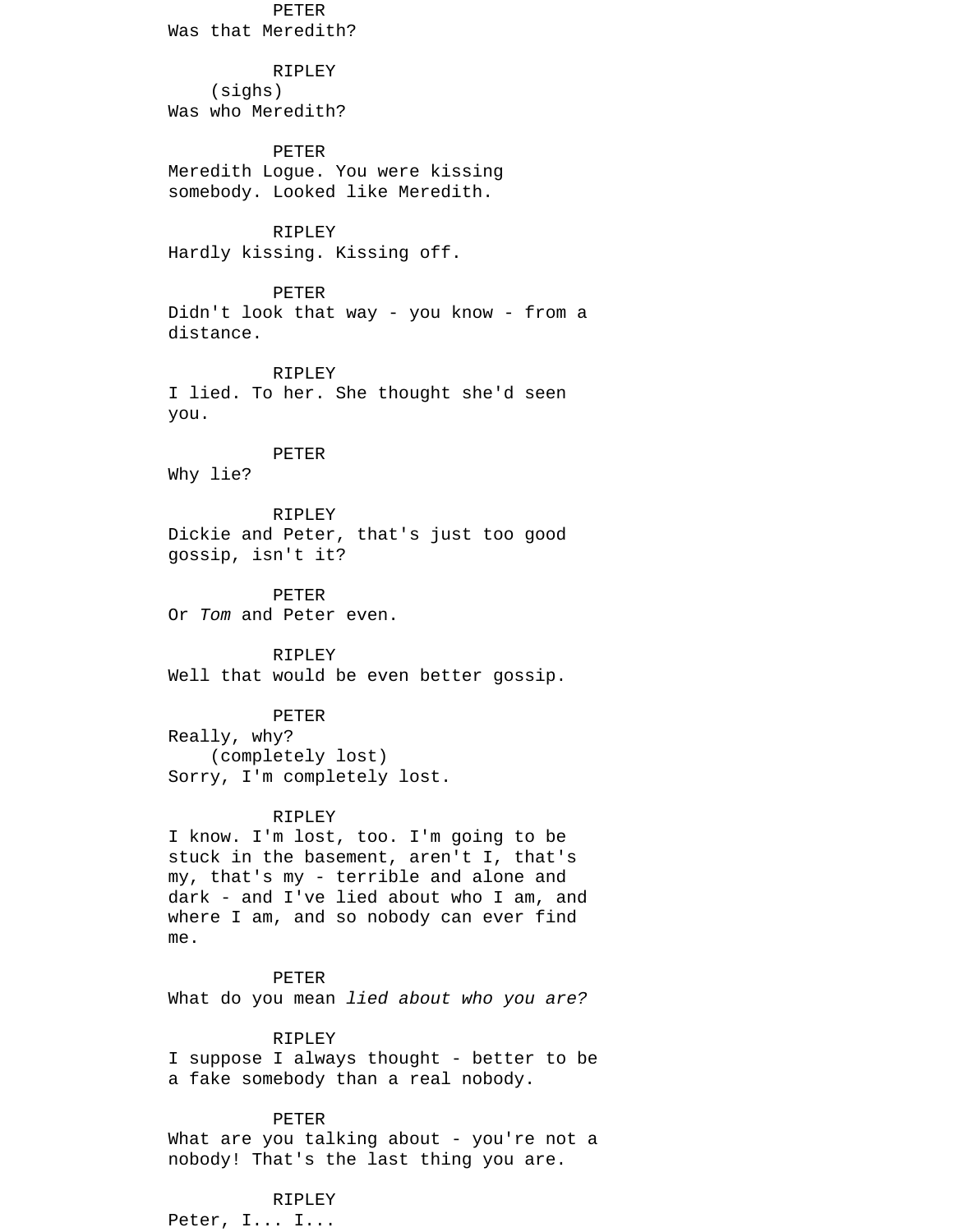PETER
Was that Meredith?

RIPLEY
(sighs)
Was who Meredith?

PETER
Meredith Logue. You were kissing somebody. Looked like Meredith.

RIPLEY
Hardly kissing. Kissing off.

PETER
Didn't look that way - you know - from a distance.

RIPLEY
I lied. To her. She thought she'd seen you.

PETER
Why lie?

RIPLEY
Dickie and Peter, that's just too good gossip, isn't it?

PETER
Or *Tom* and Peter even.

RIPLEY
Well that would be even better gossip.

PETER
Really, why?
(completely lost)
Sorry, I'm completely lost.

RIPLEY
I know. I'm lost, too. I'm going to be stuck in the basement, aren't I, that's my, that's my - terrible and alone and dark - and I've lied about who I am, and where I am, and so nobody can ever find me.

PETER
What do you mean *lied about who you are?*

RIPLEY
I suppose I always thought - better to be a fake somebody than a real nobody.

PETER
What are you talking about - you're not a nobody! That's the last thing you are.

RIPLEY
Peter, I... I...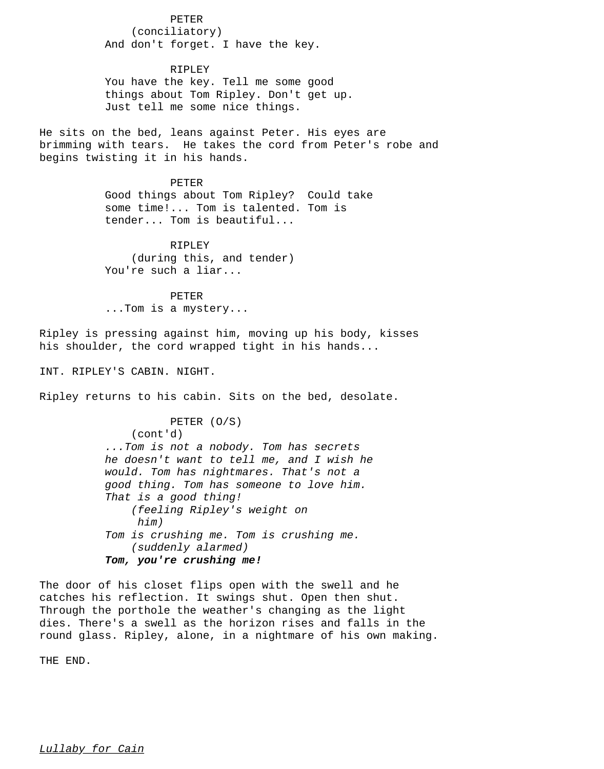PETER
(conciliatory)
And don't forget. I have the key.

RIPLEY
You have the key. Tell me some good things about Tom Ripley. Don't get up. Just tell me some nice things.

He sits on the bed, leans against Peter. His eyes are brimming with tears. He takes the cord from Peter's robe and begins twisting it in his hands.

PETER
Good things about Tom Ripley? Could take some time!... Tom is talented. Tom is tender... Tom is beautiful...

RIPLEY
(during this, and tender)
You're such a liar...

PETER
...Tom is a mystery...

Ripley is pressing against him, moving up his body, kisses his shoulder, the cord wrapped tight in his hands...

INT. RIPLEY'S CABIN. NIGHT.

Ripley returns to his cabin. Sits on the bed, desolate.

PETER (O/S)
(cont'd)
*...Tom is not a nobody. Tom has secrets he doesn't want to tell me, and I wish he would. Tom has nightmares. That's not a good thing. Tom has someone to love him. That is a good thing!*
*(feeling Ripley's weight on him)*
*Tom is crushing me. Tom is crushing me.*
*(suddenly alarmed)*
***Tom, you're crushing me!***

The door of his closet flips open with the swell and he catches his reflection. It swings shut. Open then shut. Through the porthole the weather's changing as the light dies. There's a swell as the horizon rises and falls in the round glass. Ripley, alone, in a nightmare of his own making.

THE END.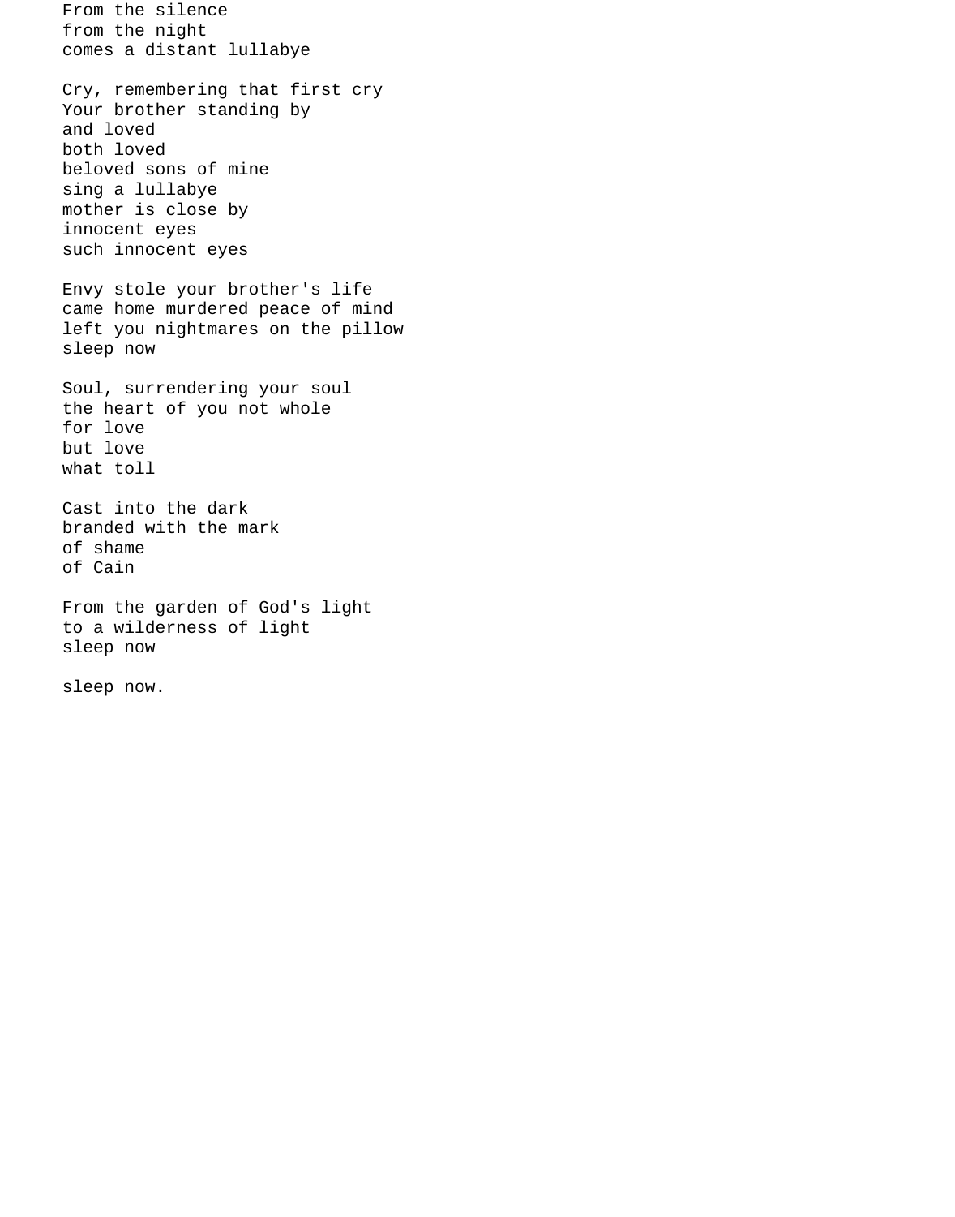From the silence  
from the night  
comes a distant lullabye

Cry, remembering that first cry  
Your brother standing by  
and loved  
both loved  
beloved sons of mine  
sing a lullabye  
mother is close by  
innocent eyes  
such innocent eyes

Envy stole your brother's life  
came home murdered peace of mind  
left you nightmares on the pillow  
sleep now

Soul, surrendering your soul  
the heart of you not whole  
for love  
but love  
what toll

Cast into the dark  
branded with the mark  
of shame  
of Cain

From the garden of God's light  
to a wilderness of light  
sleep now

sleep now.